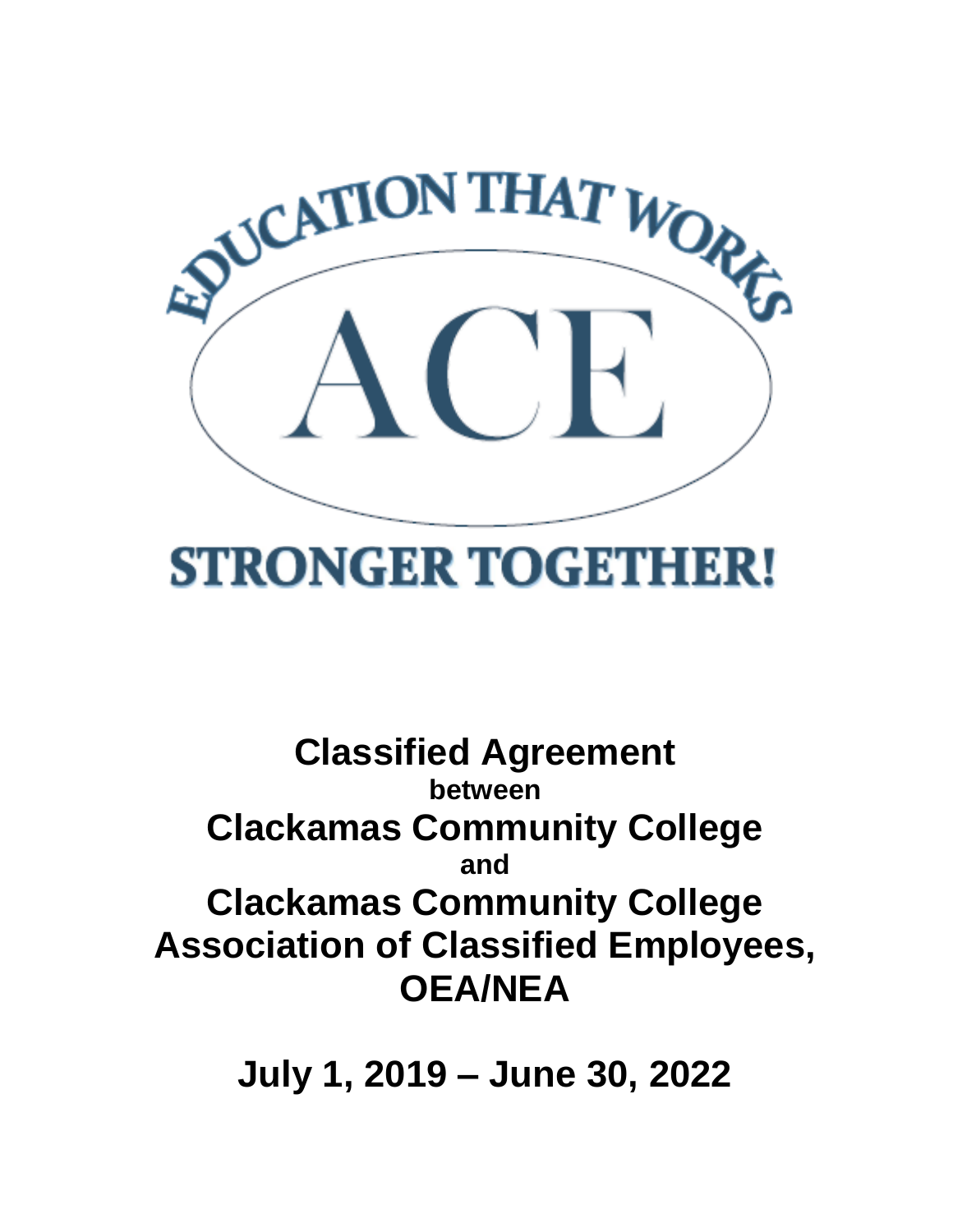EDUCATION THAT WORKS

ACE

STRONGER TOGETHER!

# Classified Agreement

**between**

# Clackamas Community College

**and**

# Clackamas Community College Association of Classified Employees, OEA/NEA

## July 1, 2019 – June 30, 2022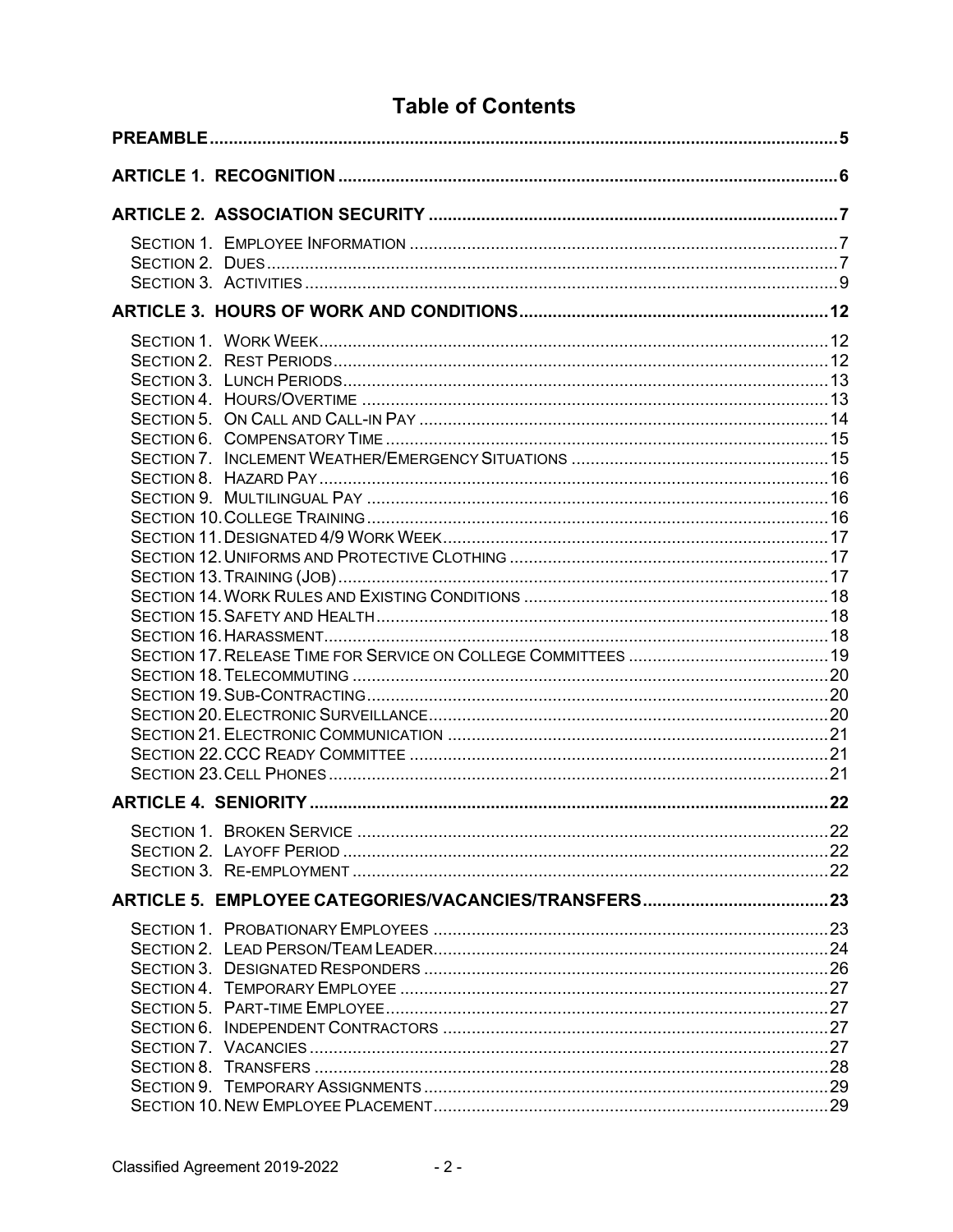# Table of Contents

**PREAMBLE** ..... 5

**ARTICLE 1. RECOGNITION** ..... 6

**ARTICLE 2. ASSOCIATION SECURITY** ..... 7

- SECTION 1. EMPLOYEE INFORMATION ..... 7
- SECTION 2. DUES ..... 7
- SECTION 3. ACTIVITIES ..... 9

**ARTICLE 3. HOURS OF WORK AND CONDITIONS** ..... 12

- SECTION 1. WORK WEEK ..... 12
- SECTION 2. REST PERIODS ..... 12
- SECTION 3. LUNCH PERIODS ..... 13
- SECTION 4. HOURS/OVERTIME ..... 13
- SECTION 5. ON CALL AND CALL-IN PAY ..... 14
- SECTION 6. COMPENSATORY TIME ..... 15
- SECTION 7. INCLEMENT WEATHER/EMERGENCY SITUATIONS ..... 15
- SECTION 8. HAZARD PAY ..... 16
- SECTION 9. MULTILINGUAL PAY ..... 16
- SECTION 10. COLLEGE TRAINING ..... 16
- SECTION 11. DESIGNATED 4/9 WORK WEEK ..... 17
- SECTION 12. UNIFORMS AND PROTECTIVE CLOTHING ..... 17
- SECTION 13. TRAINING (JOB) ..... 17
- SECTION 14. WORK RULES AND EXISTING CONDITIONS ..... 18
- SECTION 15. SAFETY AND HEALTH ..... 18
- SECTION 16. HARASSMENT ..... 18
- SECTION 17. RELEASE TIME FOR SERVICE ON COLLEGE COMMITTEES ..... 19
- SECTION 18. TELECOMMUTING ..... 20
- SECTION 19. SUB-CONTRACTING ..... 20
- SECTION 20. ELECTRONIC SURVEILLANCE ..... 20
- SECTION 21. ELECTRONIC COMMUNICATION ..... 21
- SECTION 22. CCC READY COMMITTEE ..... 21
- SECTION 23. CELL PHONES ..... 21

**ARTICLE 4. SENIORITY** ..... 22

- SECTION 1. BROKEN SERVICE ..... 22
- SECTION 2. LAYOFF PERIOD ..... 22
- SECTION 3. RE-EMPLOYMENT ..... 22

**ARTICLE 5. EMPLOYEE CATEGORIES/VACANCIES/TRANSFERS** ..... 23

- SECTION 1. PROBATIONARY EMPLOYEES ..... 23
- SECTION 2. LEAD PERSON/TEAM LEADER ..... 24
- SECTION 3. DESIGNATED RESPONDERS ..... 26
- SECTION 4. TEMPORARY EMPLOYEE ..... 27
- SECTION 5. PART-TIME EMPLOYEE ..... 27
- SECTION 6. INDEPENDENT CONTRACTORS ..... 27
- SECTION 7. VACANCIES ..... 27
- SECTION 8. TRANSFERS ..... 28
- SECTION 9. TEMPORARY ASSIGNMENTS ..... 29
- SECTION 10. NEW EMPLOYEE PLACEMENT ..... 29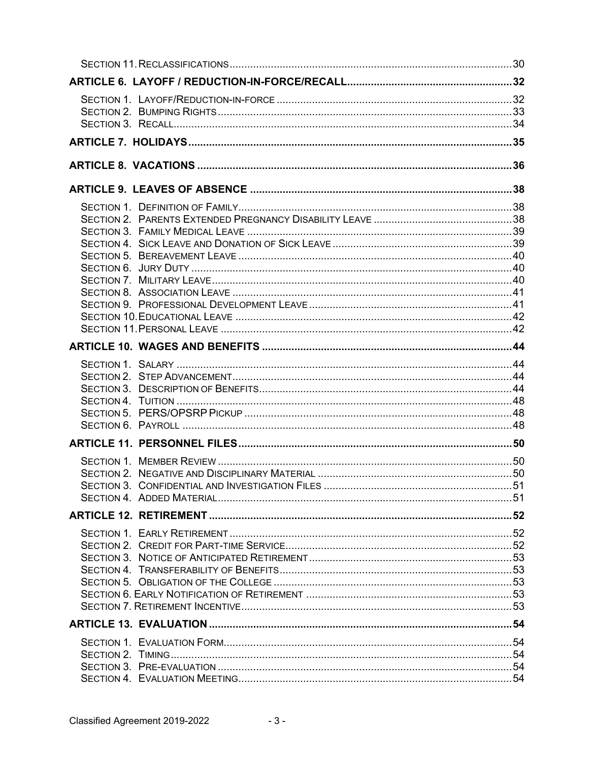Section 11. Reclassifications ... 30

**Article 6. Layoff / Reduction-in-Force/Recall ... 32**

Section 1. Layoff/Reduction-in-force ... 32
Section 2. Bumping Rights ... 33
Section 3. Recall ... 34

**Article 7. Holidays ... 35**

**Article 8. Vacations ... 36**

**Article 9. Leaves of Absence ... 38**

Section 1. Definition of Family ... 38
Section 2. Parents Extended Pregnancy Disability Leave ... 38
Section 3. Family Medical Leave ... 39
Section 4. Sick Leave and Donation of Sick Leave ... 39
Section 5. Bereavement Leave ... 40
Section 6. Jury Duty ... 40
Section 7. Military Leave ... 40
Section 8. Association Leave ... 41
Section 9. Professional Development Leave ... 41
Section 10. Educational Leave ... 42
Section 11. Personal Leave ... 42

**Article 10. Wages and Benefits ... 44**

Section 1. Salary ... 44
Section 2. Step Advancement ... 44
Section 3. Description of Benefits ... 44
Section 4. Tuition ... 48
Section 5. PERS/OPSRP Pickup ... 48
Section 6. Payroll ... 48

**Article 11. Personnel Files ... 50**

Section 1. Member Review ... 50
Section 2. Negative and Disciplinary Material ... 50
Section 3. Confidential and Investigation Files ... 51
Section 4. Added Material ... 51

**Article 12. Retirement ... 52**

Section 1. Early Retirement ... 52
Section 2. Credit for Part-time Service ... 52
Section 3. Notice of Anticipated Retirement ... 53
Section 4. Transferability of Benefits ... 53
Section 5. Obligation of the College ... 53
Section 6. Early Notification of Retirement ... 53
Section 7. Retirement Incentive ... 53

**Article 13. Evaluation ... 54**

Section 1. Evaluation Form ... 54
Section 2. Timing ... 54
Section 3. Pre-evaluation ... 54
Section 4. Evaluation Meeting ... 54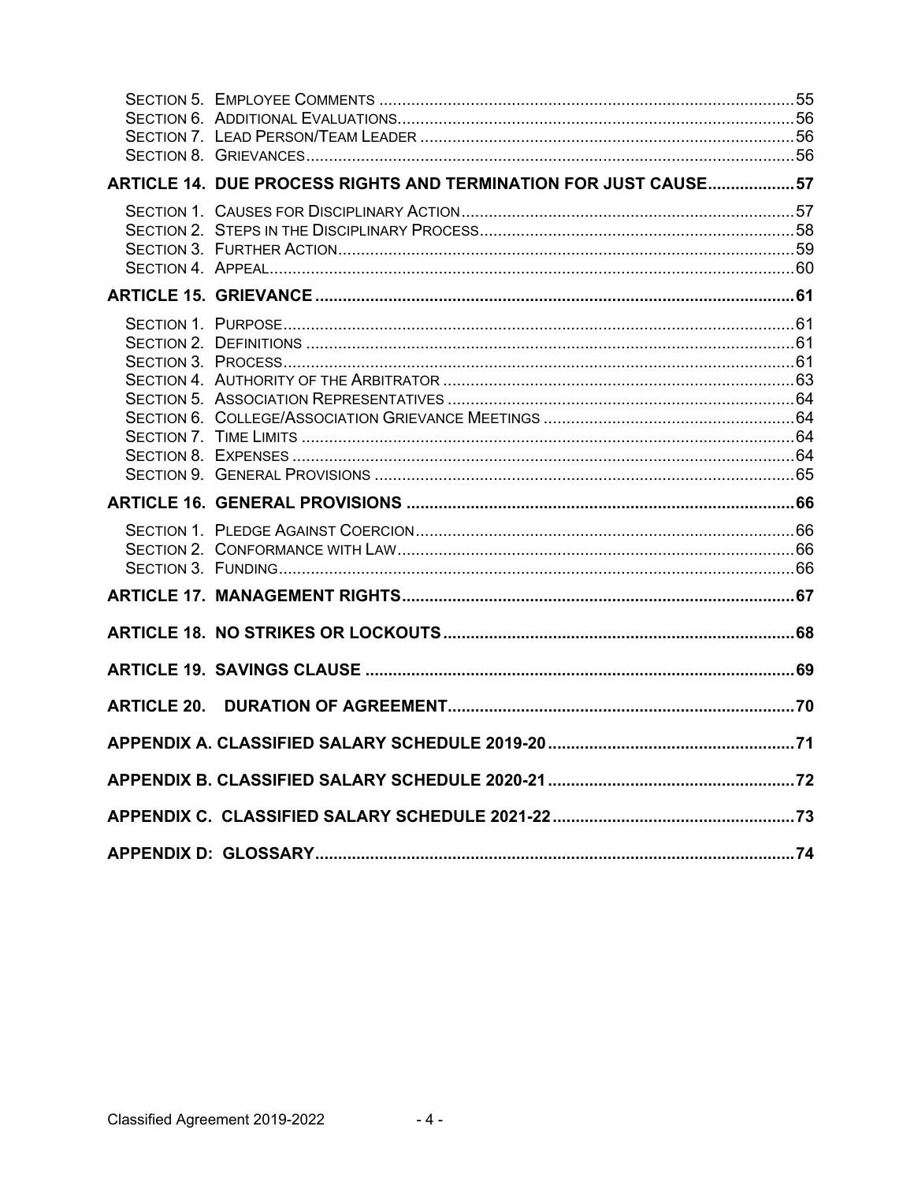Section 5. Employee Comments ..... 55
Section 6. Additional Evaluations ..... 56
Section 7. Lead Person/Team Leader ..... 56
Section 8. Grievances ..... 56

**ARTICLE 14. DUE PROCESS RIGHTS AND TERMINATION FOR JUST CAUSE ..... 57**

Section 1. Causes for Disciplinary Action ..... 57
Section 2. Steps in the Disciplinary Process ..... 58
Section 3. Further Action ..... 59
Section 4. Appeal ..... 60

**ARTICLE 15. GRIEVANCE ..... 61**

Section 1. Purpose ..... 61
Section 2. Definitions ..... 61
Section 3. Process ..... 61
Section 4. Authority of the Arbitrator ..... 63
Section 5. Association Representatives ..... 64
Section 6. College/Association Grievance Meetings ..... 64
Section 7. Time Limits ..... 64
Section 8. Expenses ..... 64
Section 9. General Provisions ..... 65

**ARTICLE 16. GENERAL PROVISIONS ..... 66**

Section 1. Pledge Against Coercion ..... 66
Section 2. Conformance with Law ..... 66
Section 3. Funding ..... 66

**ARTICLE 17. MANAGEMENT RIGHTS ..... 67**

**ARTICLE 18. NO STRIKES OR LOCKOUTS ..... 68**

**ARTICLE 19. SAVINGS CLAUSE ..... 69**

**ARTICLE 20. DURATION OF AGREEMENT ..... 70**

**APPENDIX A. CLASSIFIED SALARY SCHEDULE 2019-20 ..... 71**

**APPENDIX B. CLASSIFIED SALARY SCHEDULE 2020-21 ..... 72**

**APPENDIX C. CLASSIFIED SALARY SCHEDULE 2021-22 ..... 73**

**APPENDIX D: GLOSSARY ..... 74**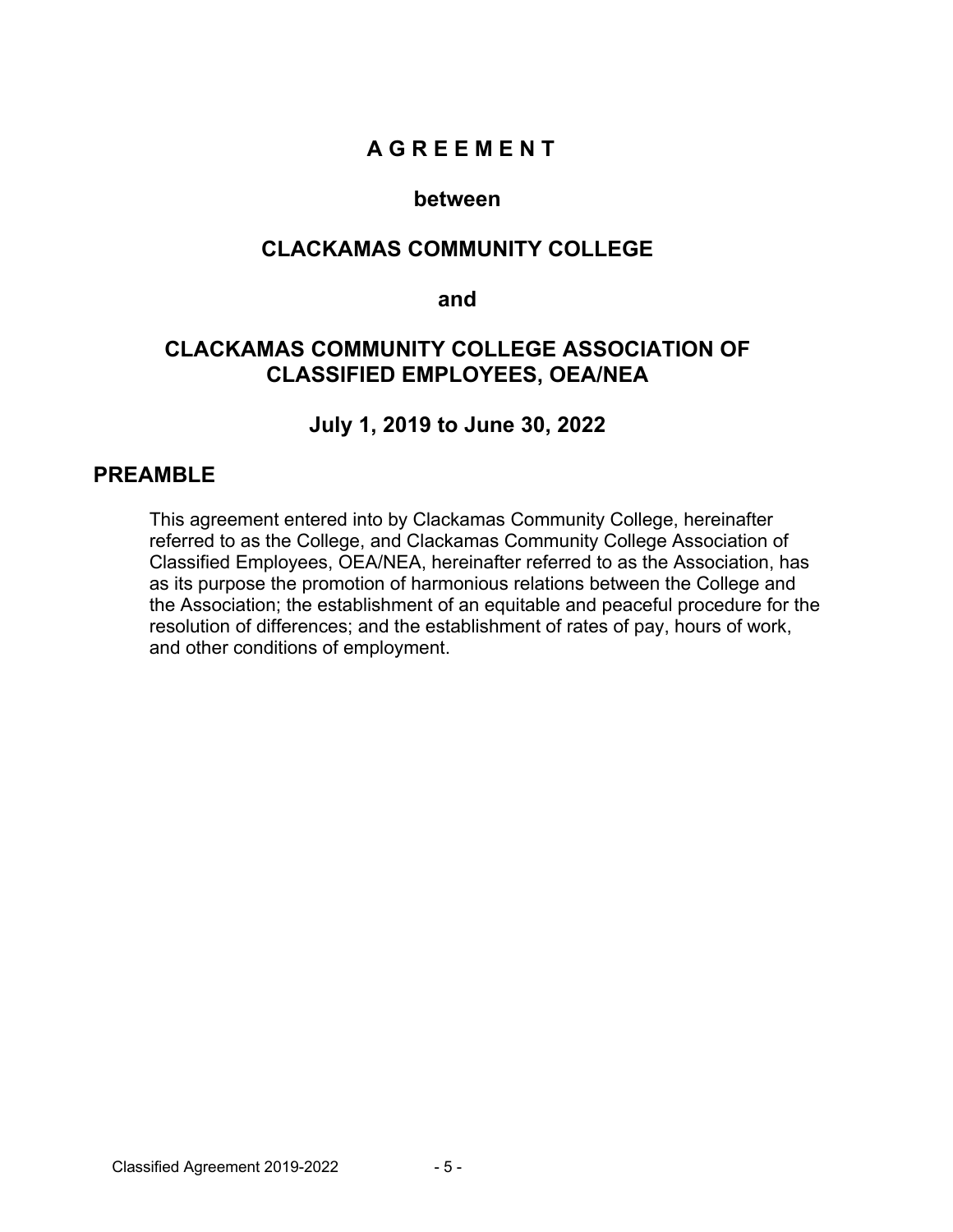# A G R E E M E N T

**between**

**CLACKAMAS COMMUNITY COLLEGE**

**and**

**CLACKAMAS COMMUNITY COLLEGE ASSOCIATION OF CLASSIFIED EMPLOYEES, OEA/NEA**

**July 1, 2019 to June 30, 2022**

## PREAMBLE

This agreement entered into by Clackamas Community College, hereinafter referred to as the College, and Clackamas Community College Association of Classified Employees, OEA/NEA, hereinafter referred to as the Association, has as its purpose the promotion of harmonious relations between the College and the Association; the establishment of an equitable and peaceful procedure for the resolution of differences; and the establishment of rates of pay, hours of work, and other conditions of employment.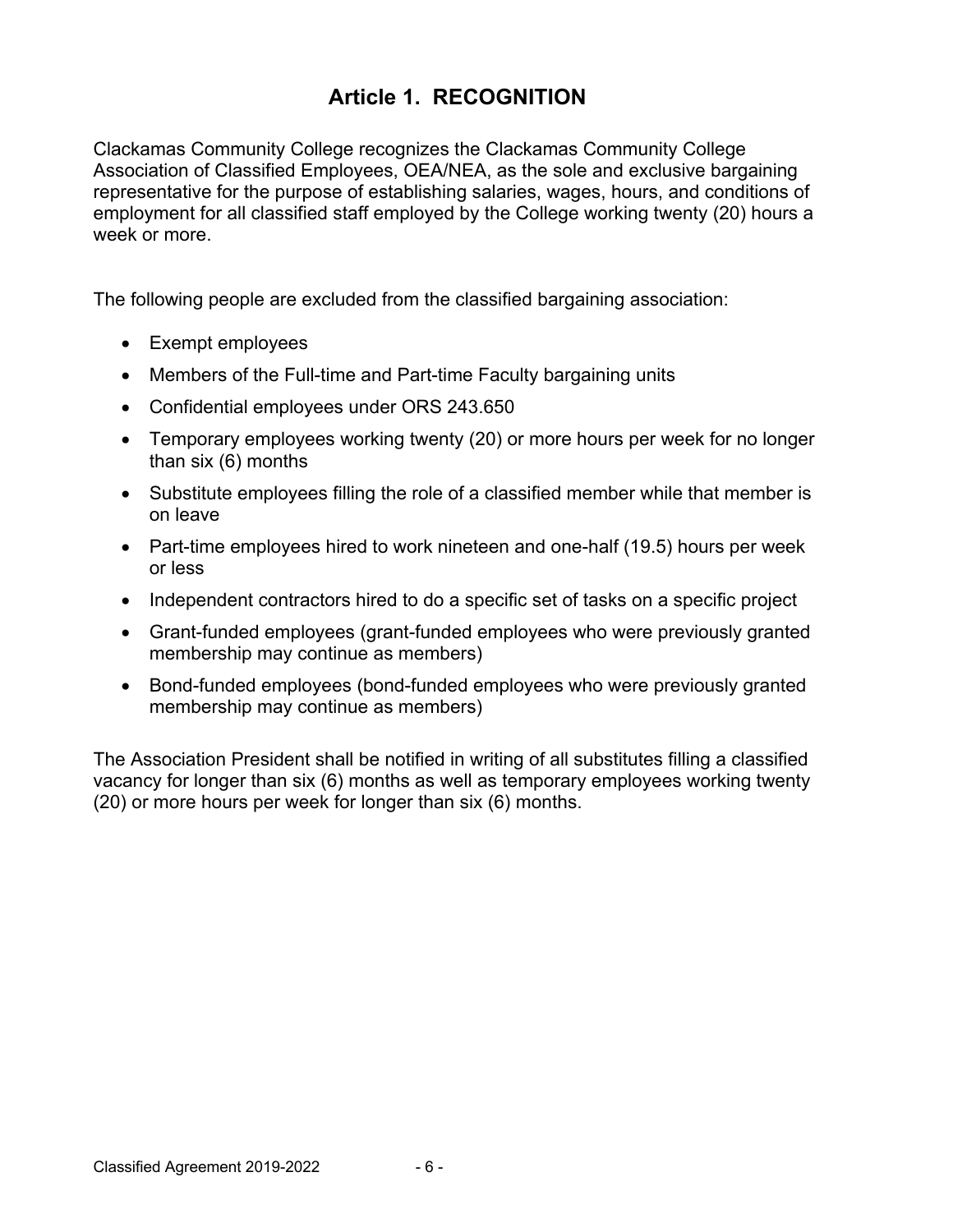# Article 1. RECOGNITION

Clackamas Community College recognizes the Clackamas Community College Association of Classified Employees, OEA/NEA, as the sole and exclusive bargaining representative for the purpose of establishing salaries, wages, hours, and conditions of employment for all classified staff employed by the College working twenty (20) hours a week or more.

The following people are excluded from the classified bargaining association:

- Exempt employees
- Members of the Full-time and Part-time Faculty bargaining units
- Confidential employees under ORS 243.650
- Temporary employees working twenty (20) or more hours per week for no longer than six (6) months
- Substitute employees filling the role of a classified member while that member is on leave
- Part-time employees hired to work nineteen and one-half (19.5) hours per week or less
- Independent contractors hired to do a specific set of tasks on a specific project
- Grant-funded employees (grant-funded employees who were previously granted membership may continue as members)
- Bond-funded employees (bond-funded employees who were previously granted membership may continue as members)

The Association President shall be notified in writing of all substitutes filling a classified vacancy for longer than six (6) months as well as temporary employees working twenty (20) or more hours per week for longer than six (6) months.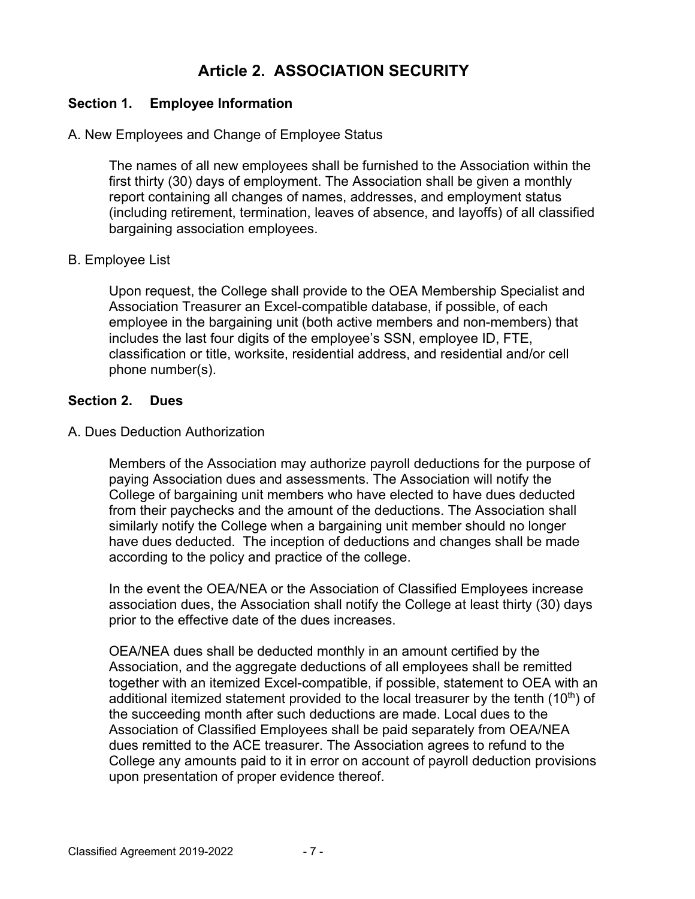# Article 2. ASSOCIATION SECURITY

## Section 1. Employee Information

A. New Employees and Change of Employee Status

The names of all new employees shall be furnished to the Association within the first thirty (30) days of employment. The Association shall be given a monthly report containing all changes of names, addresses, and employment status (including retirement, termination, leaves of absence, and layoffs) of all classified bargaining association employees.

B. Employee List

Upon request, the College shall provide to the OEA Membership Specialist and Association Treasurer an Excel-compatible database, if possible, of each employee in the bargaining unit (both active members and non-members) that includes the last four digits of the employee's SSN, employee ID, FTE, classification or title, worksite, residential address, and residential and/or cell phone number(s).

## Section 2. Dues

A. Dues Deduction Authorization

Members of the Association may authorize payroll deductions for the purpose of paying Association dues and assessments. The Association will notify the College of bargaining unit members who have elected to have dues deducted from their paychecks and the amount of the deductions. The Association shall similarly notify the College when a bargaining unit member should no longer have dues deducted. The inception of deductions and changes shall be made according to the policy and practice of the college.

In the event the OEA/NEA or the Association of Classified Employees increase association dues, the Association shall notify the College at least thirty (30) days prior to the effective date of the dues increases.

OEA/NEA dues shall be deducted monthly in an amount certified by the Association, and the aggregate deductions of all employees shall be remitted together with an itemized Excel-compatible, if possible, statement to OEA with an additional itemized statement provided to the local treasurer by the tenth (10th) of the succeeding month after such deductions are made. Local dues to the Association of Classified Employees shall be paid separately from OEA/NEA dues remitted to the ACE treasurer. The Association agrees to refund to the College any amounts paid to it in error on account of payroll deduction provisions upon presentation of proper evidence thereof.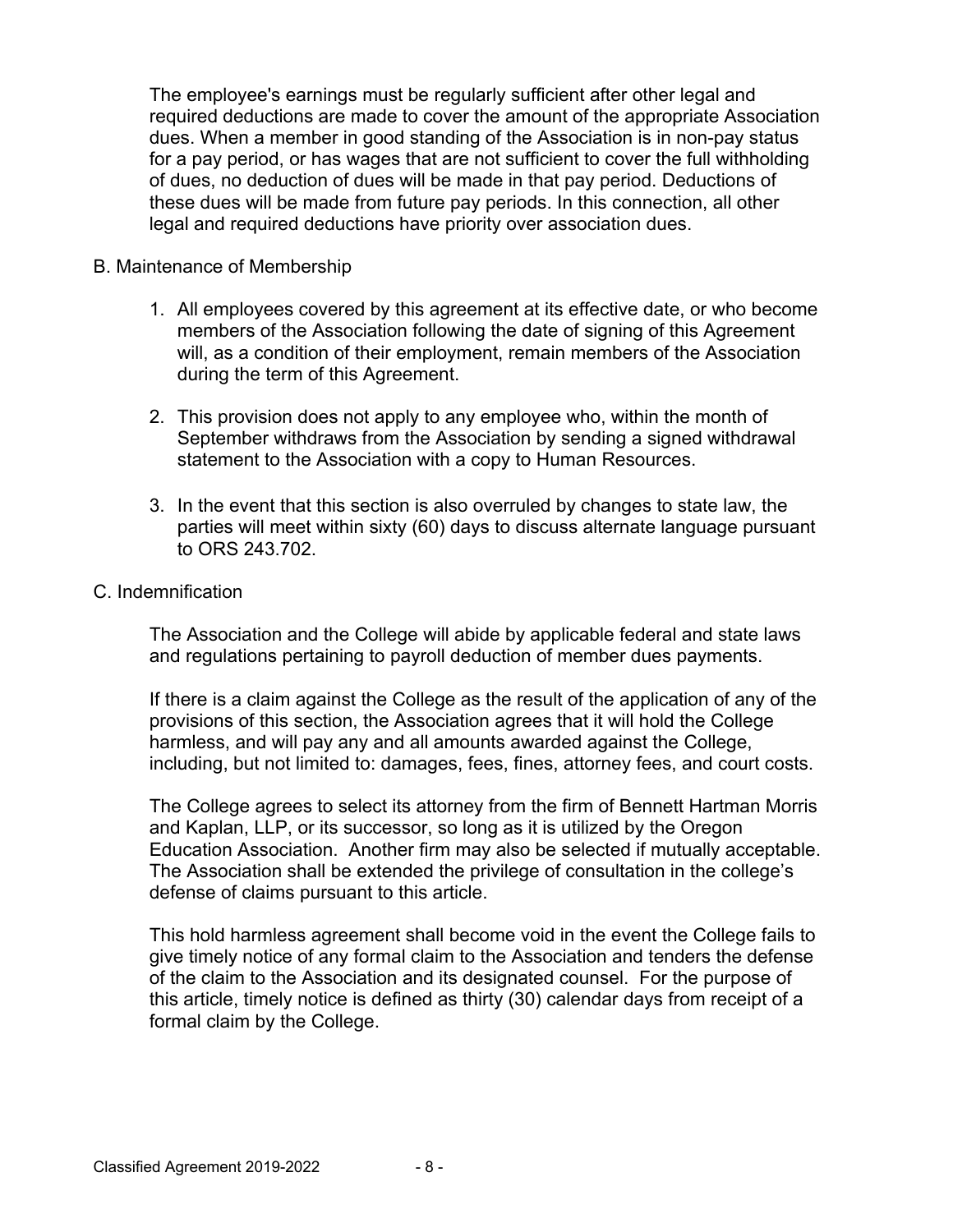The employee's earnings must be regularly sufficient after other legal and required deductions are made to cover the amount of the appropriate Association dues. When a member in good standing of the Association is in non-pay status for a pay period, or has wages that are not sufficient to cover the full withholding of dues, no deduction of dues will be made in that pay period. Deductions of these dues will be made from future pay periods. In this connection, all other legal and required deductions have priority over association dues.

B. Maintenance of Membership

1. All employees covered by this agreement at its effective date, or who become members of the Association following the date of signing of this Agreement will, as a condition of their employment, remain members of the Association during the term of this Agreement.

2. This provision does not apply to any employee who, within the month of September withdraws from the Association by sending a signed withdrawal statement to the Association with a copy to Human Resources.

3. In the event that this section is also overruled by changes to state law, the parties will meet within sixty (60) days to discuss alternate language pursuant to ORS 243.702.

C. Indemnification

The Association and the College will abide by applicable federal and state laws and regulations pertaining to payroll deduction of member dues payments.

If there is a claim against the College as the result of the application of any of the provisions of this section, the Association agrees that it will hold the College harmless, and will pay any and all amounts awarded against the College, including, but not limited to: damages, fees, fines, attorney fees, and court costs.

The College agrees to select its attorney from the firm of Bennett Hartman Morris and Kaplan, LLP, or its successor, so long as it is utilized by the Oregon Education Association. Another firm may also be selected if mutually acceptable. The Association shall be extended the privilege of consultation in the college's defense of claims pursuant to this article.

This hold harmless agreement shall become void in the event the College fails to give timely notice of any formal claim to the Association and tenders the defense of the claim to the Association and its designated counsel. For the purpose of this article, timely notice is defined as thirty (30) calendar days from receipt of a formal claim by the College.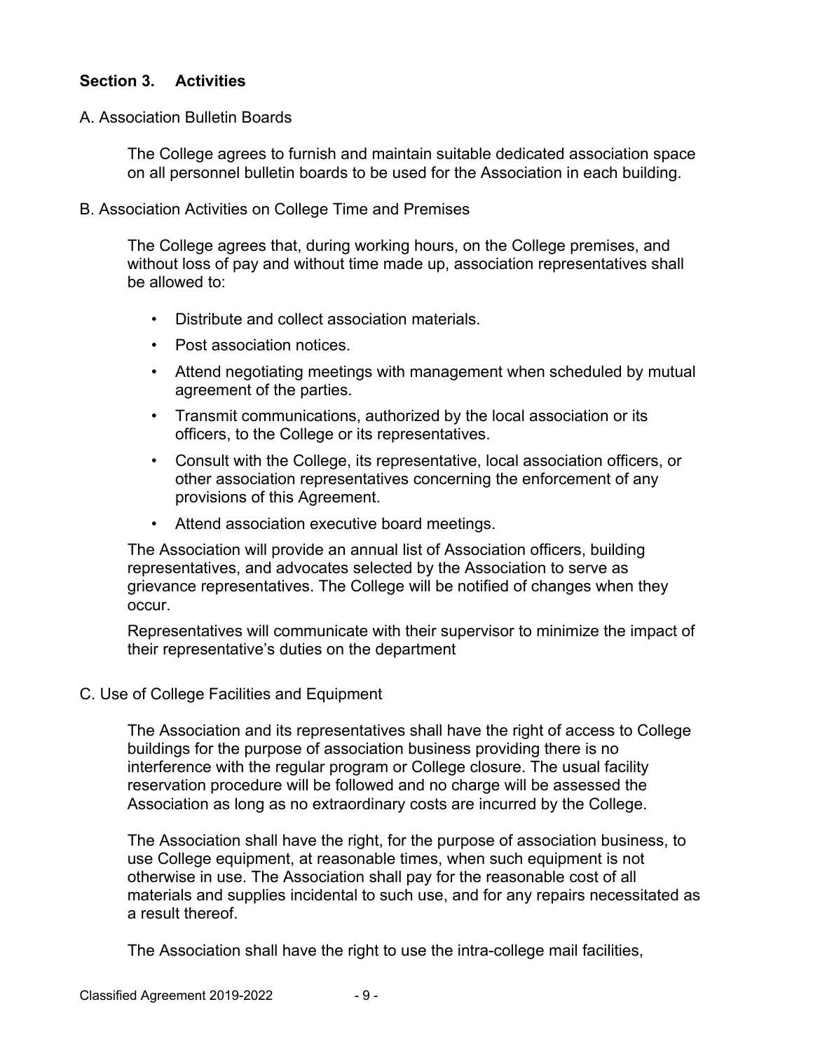## Section 3. Activities

A. Association Bulletin Boards

The College agrees to furnish and maintain suitable dedicated association space on all personnel bulletin boards to be used for the Association in each building.

B. Association Activities on College Time and Premises

The College agrees that, during working hours, on the College premises, and without loss of pay and without time made up, association representatives shall be allowed to:

- Distribute and collect association materials.
- Post association notices.
- Attend negotiating meetings with management when scheduled by mutual agreement of the parties.
- Transmit communications, authorized by the local association or its officers, to the College or its representatives.
- Consult with the College, its representative, local association officers, or other association representatives concerning the enforcement of any provisions of this Agreement.
- Attend association executive board meetings.

The Association will provide an annual list of Association officers, building representatives, and advocates selected by the Association to serve as grievance representatives. The College will be notified of changes when they occur.

Representatives will communicate with their supervisor to minimize the impact of their representative's duties on the department

C. Use of College Facilities and Equipment

The Association and its representatives shall have the right of access to College buildings for the purpose of association business providing there is no interference with the regular program or College closure. The usual facility reservation procedure will be followed and no charge will be assessed the Association as long as no extraordinary costs are incurred by the College.

The Association shall have the right, for the purpose of association business, to use College equipment, at reasonable times, when such equipment is not otherwise in use. The Association shall pay for the reasonable cost of all materials and supplies incidental to such use, and for any repairs necessitated as a result thereof.

The Association shall have the right to use the intra-college mail facilities,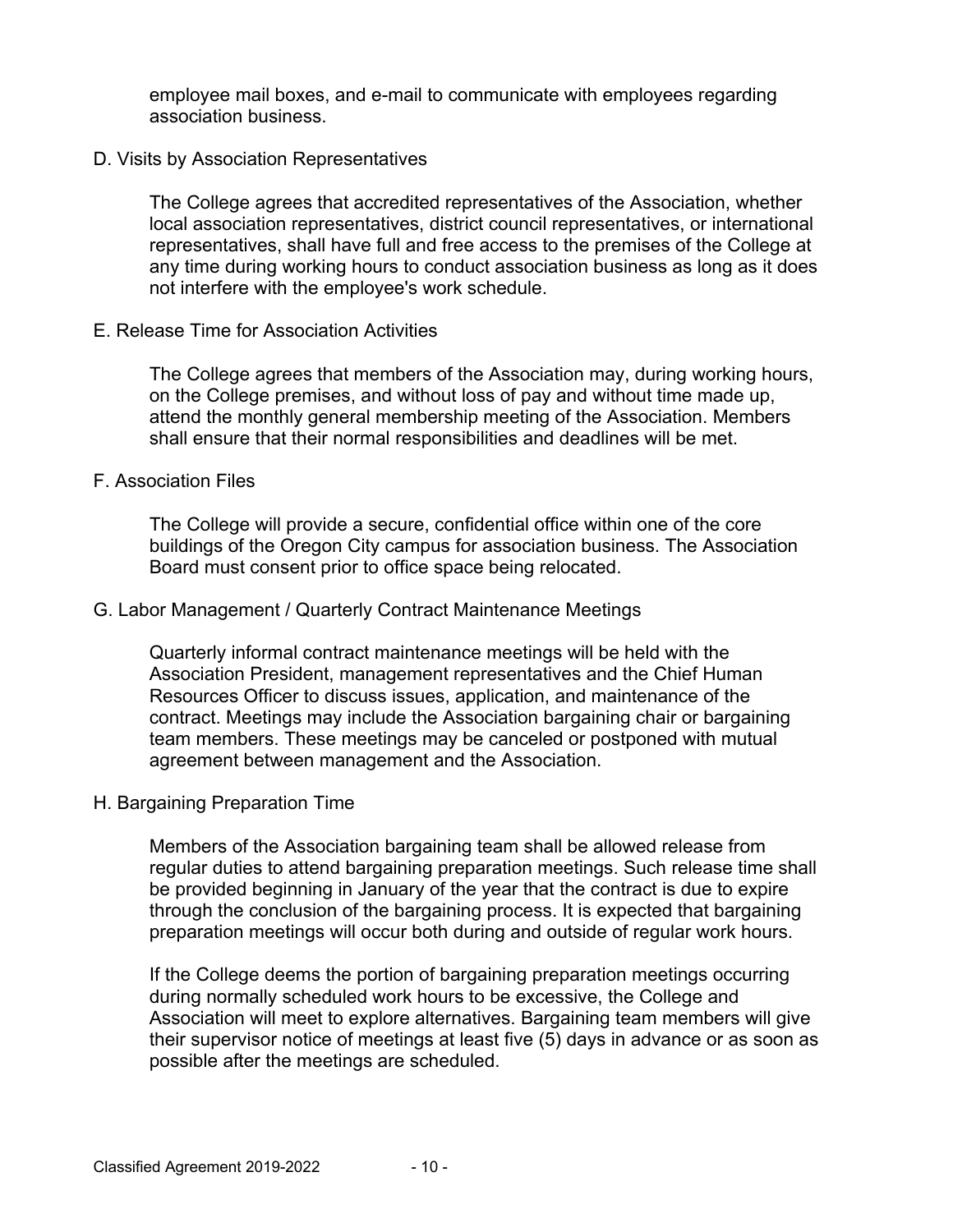employee mail boxes, and e-mail to communicate with employees regarding association business.

### D. Visits by Association Representatives

The College agrees that accredited representatives of the Association, whether local association representatives, district council representatives, or international representatives, shall have full and free access to the premises of the College at any time during working hours to conduct association business as long as it does not interfere with the employee's work schedule.

### E. Release Time for Association Activities

The College agrees that members of the Association may, during working hours, on the College premises, and without loss of pay and without time made up, attend the monthly general membership meeting of the Association. Members shall ensure that their normal responsibilities and deadlines will be met.

### F. Association Files

The College will provide a secure, confidential office within one of the core buildings of the Oregon City campus for association business. The Association Board must consent prior to office space being relocated.

### G. Labor Management / Quarterly Contract Maintenance Meetings

Quarterly informal contract maintenance meetings will be held with the Association President, management representatives and the Chief Human Resources Officer to discuss issues, application, and maintenance of the contract. Meetings may include the Association bargaining chair or bargaining team members. These meetings may be canceled or postponed with mutual agreement between management and the Association.

### H. Bargaining Preparation Time

Members of the Association bargaining team shall be allowed release from regular duties to attend bargaining preparation meetings. Such release time shall be provided beginning in January of the year that the contract is due to expire through the conclusion of the bargaining process. It is expected that bargaining preparation meetings will occur both during and outside of regular work hours.

If the College deems the portion of bargaining preparation meetings occurring during normally scheduled work hours to be excessive, the College and Association will meet to explore alternatives. Bargaining team members will give their supervisor notice of meetings at least five (5) days in advance or as soon as possible after the meetings are scheduled.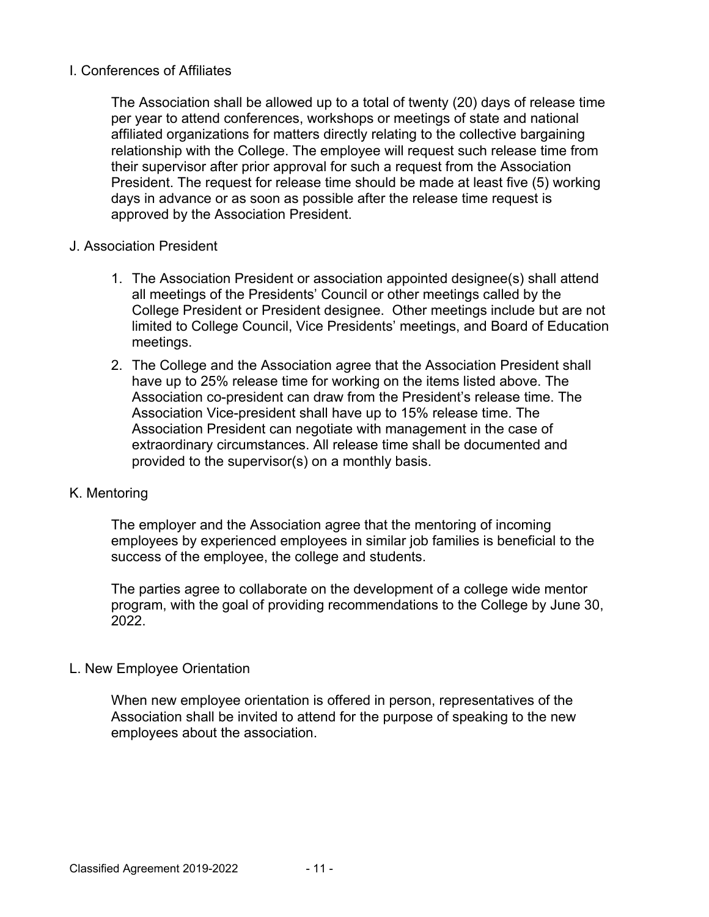### I. Conferences of Affiliates

The Association shall be allowed up to a total of twenty (20) days of release time per year to attend conferences, workshops or meetings of state and national affiliated organizations for matters directly relating to the collective bargaining relationship with the College. The employee will request such release time from their supervisor after prior approval for such a request from the Association President. The request for release time should be made at least five (5) working days in advance or as soon as possible after the release time request is approved by the Association President.

### J. Association President

1. The Association President or association appointed designee(s) shall attend all meetings of the Presidents' Council or other meetings called by the College President or President designee. Other meetings include but are not limited to College Council, Vice Presidents' meetings, and Board of Education meetings.
2. The College and the Association agree that the Association President shall have up to 25% release time for working on the items listed above. The Association co-president can draw from the President's release time. The Association Vice-president shall have up to 15% release time. The Association President can negotiate with management in the case of extraordinary circumstances. All release time shall be documented and provided to the supervisor(s) on a monthly basis.

### K. Mentoring

The employer and the Association agree that the mentoring of incoming employees by experienced employees in similar job families is beneficial to the success of the employee, the college and students.

The parties agree to collaborate on the development of a college wide mentor program, with the goal of providing recommendations to the College by June 30, 2022.

### L. New Employee Orientation

When new employee orientation is offered in person, representatives of the Association shall be invited to attend for the purpose of speaking to the new employees about the association.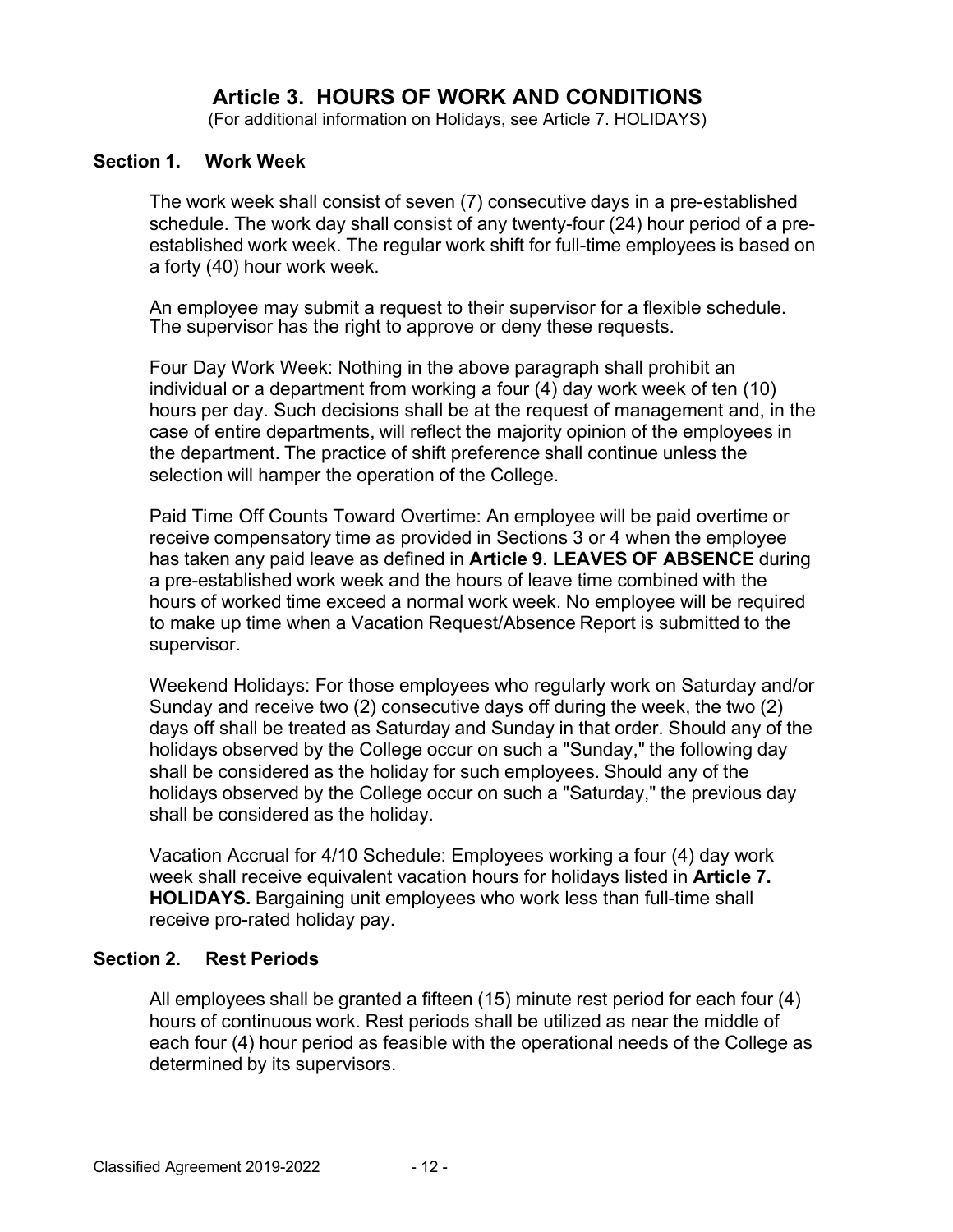# Article 3. HOURS OF WORK AND CONDITIONS

(For additional information on Holidays, see Article 7. HOLIDAYS)

## Section 1. Work Week

The work week shall consist of seven (7) consecutive days in a pre-established schedule. The work day shall consist of any twenty-four (24) hour period of a pre-established work week. The regular work shift for full-time employees is based on a forty (40) hour work week.

An employee may submit a request to their supervisor for a flexible schedule. The supervisor has the right to approve or deny these requests.

Four Day Work Week: Nothing in the above paragraph shall prohibit an individual or a department from working a four (4) day work week of ten (10) hours per day. Such decisions shall be at the request of management and, in the case of entire departments, will reflect the majority opinion of the employees in the department. The practice of shift preference shall continue unless the selection will hamper the operation of the College.

Paid Time Off Counts Toward Overtime: An employee will be paid overtime or receive compensatory time as provided in Sections 3 or 4 when the employee has taken any paid leave as defined in **Article 9. LEAVES OF ABSENCE** during a pre-established work week and the hours of leave time combined with the hours of worked time exceed a normal work week. No employee will be required to make up time when a Vacation Request/Absence Report is submitted to the supervisor.

Weekend Holidays: For those employees who regularly work on Saturday and/or Sunday and receive two (2) consecutive days off during the week, the two (2) days off shall be treated as Saturday and Sunday in that order. Should any of the holidays observed by the College occur on such a "Sunday," the following day shall be considered as the holiday for such employees. Should any of the holidays observed by the College occur on such a "Saturday," the previous day shall be considered as the holiday.

Vacation Accrual for 4/10 Schedule: Employees working a four (4) day work week shall receive equivalent vacation hours for holidays listed in **Article 7. HOLIDAYS.** Bargaining unit employees who work less than full-time shall receive pro-rated holiday pay.

## Section 2. Rest Periods

All employees shall be granted a fifteen (15) minute rest period for each four (4) hours of continuous work. Rest periods shall be utilized as near the middle of each four (4) hour period as feasible with the operational needs of the College as determined by its supervisors.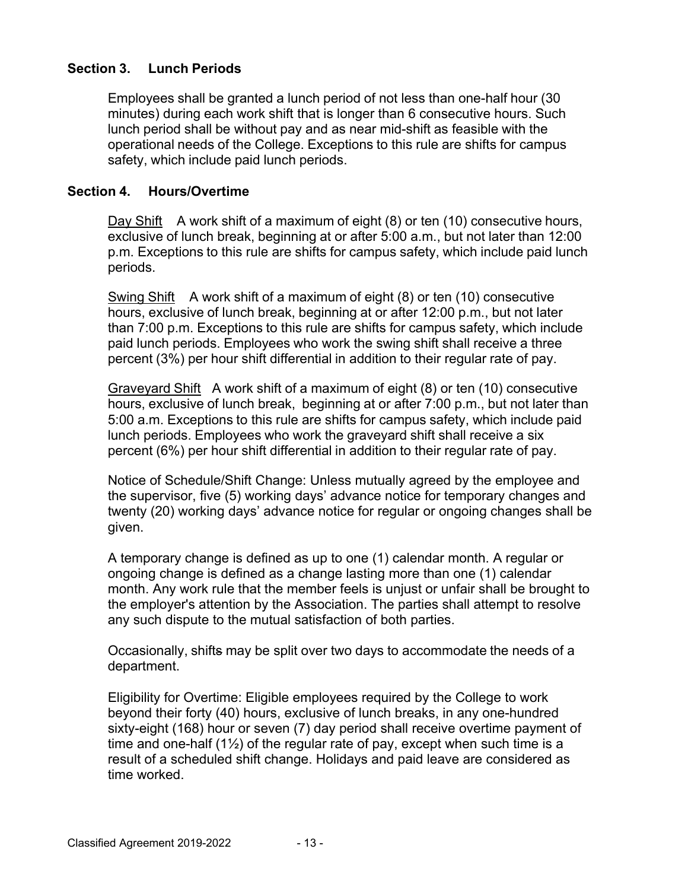### Section 3. Lunch Periods

Employees shall be granted a lunch period of not less than one-half hour (30 minutes) during each work shift that is longer than 6 consecutive hours. Such lunch period shall be without pay and as near mid-shift as feasible with the operational needs of the College. Exceptions to this rule are shifts for campus safety, which include paid lunch periods.

### Section 4. Hours/Overtime

Day Shift A work shift of a maximum of eight (8) or ten (10) consecutive hours, exclusive of lunch break, beginning at or after 5:00 a.m., but not later than 12:00 p.m. Exceptions to this rule are shifts for campus safety, which include paid lunch periods.

Swing Shift A work shift of a maximum of eight (8) or ten (10) consecutive hours, exclusive of lunch break, beginning at or after 12:00 p.m., but not later than 7:00 p.m. Exceptions to this rule are shifts for campus safety, which include paid lunch periods. Employees who work the swing shift shall receive a three percent (3%) per hour shift differential in addition to their regular rate of pay.

Graveyard Shift A work shift of a maximum of eight (8) or ten (10) consecutive hours, exclusive of lunch break, beginning at or after 7:00 p.m., but not later than 5:00 a.m. Exceptions to this rule are shifts for campus safety, which include paid lunch periods. Employees who work the graveyard shift shall receive a six percent (6%) per hour shift differential in addition to their regular rate of pay.

Notice of Schedule/Shift Change: Unless mutually agreed by the employee and the supervisor, five (5) working days' advance notice for temporary changes and twenty (20) working days' advance notice for regular or ongoing changes shall be given.

A temporary change is defined as up to one (1) calendar month. A regular or ongoing change is defined as a change lasting more than one (1) calendar month. Any work rule that the member feels is unjust or unfair shall be brought to the employer's attention by the Association. The parties shall attempt to resolve any such dispute to the mutual satisfaction of both parties.

Occasionally, shifts may be split over two days to accommodate the needs of a department.

Eligibility for Overtime: Eligible employees required by the College to work beyond their forty (40) hours, exclusive of lunch breaks, in any one-hundred sixty-eight (168) hour or seven (7) day period shall receive overtime payment of time and one-half (1½) of the regular rate of pay, except when such time is a result of a scheduled shift change. Holidays and paid leave are considered as time worked.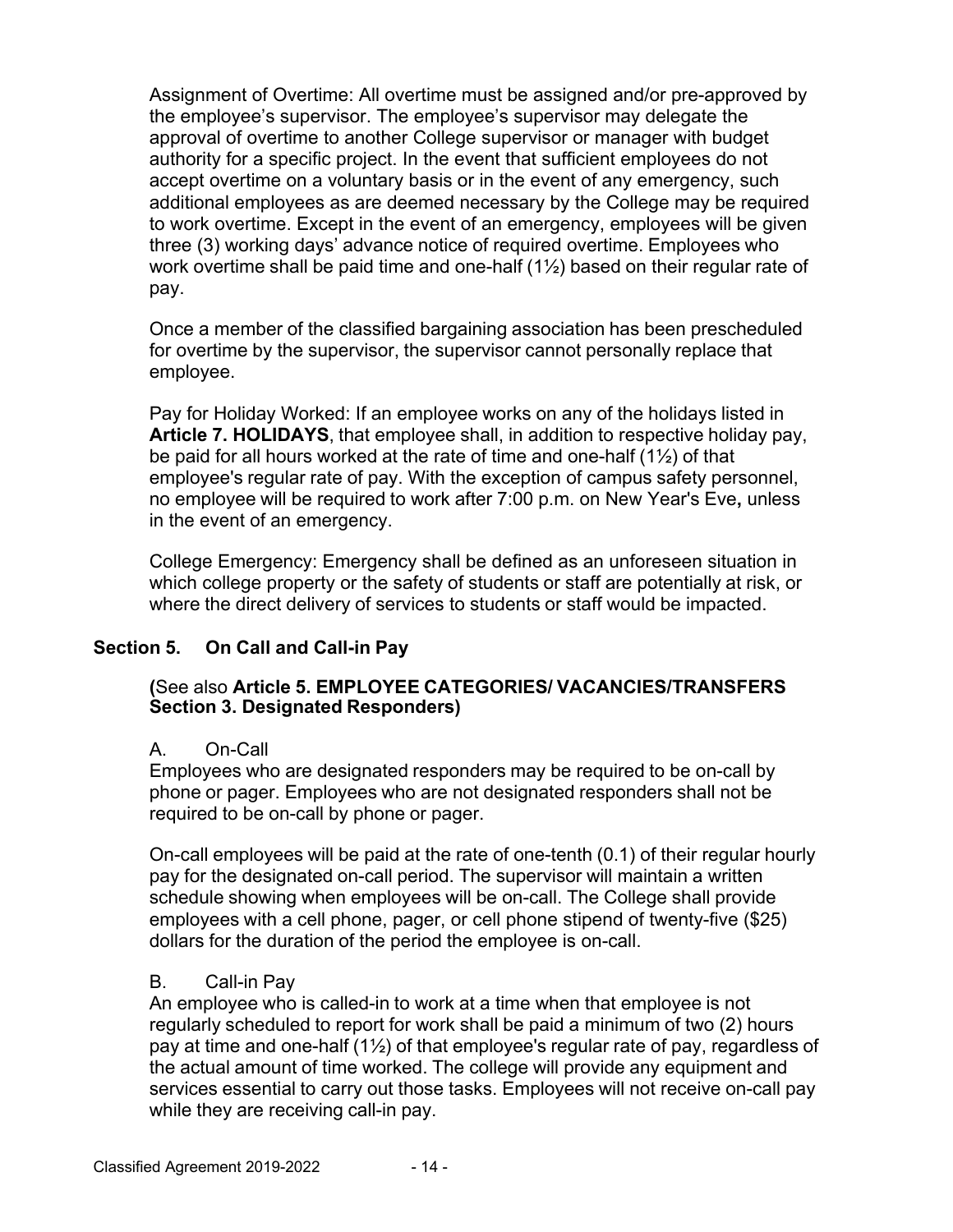Assignment of Overtime: All overtime must be assigned and/or pre-approved by the employee's supervisor. The employee's supervisor may delegate the approval of overtime to another College supervisor or manager with budget authority for a specific project. In the event that sufficient employees do not accept overtime on a voluntary basis or in the event of any emergency, such additional employees as are deemed necessary by the College may be required to work overtime. Except in the event of an emergency, employees will be given three (3) working days' advance notice of required overtime. Employees who work overtime shall be paid time and one-half (1½) based on their regular rate of pay.

Once a member of the classified bargaining association has been prescheduled for overtime by the supervisor, the supervisor cannot personally replace that employee.

Pay for Holiday Worked: If an employee works on any of the holidays listed in **Article 7. HOLIDAYS**, that employee shall, in addition to respective holiday pay, be paid for all hours worked at the rate of time and one-half (1½) of that employee's regular rate of pay. With the exception of campus safety personnel, no employee will be required to work after 7:00 p.m. on New Year's Eve**,** unless in the event of an emergency.

College Emergency: Emergency shall be defined as an unforeseen situation in which college property or the safety of students or staff are potentially at risk, or where the direct delivery of services to students or staff would be impacted.

### Section 5. On Call and Call-in Pay

**(**See also **Article 5. EMPLOYEE CATEGORIES/ VACANCIES/TRANSFERS Section 3. Designated Responders)**

A. On-Call

Employees who are designated responders may be required to be on-call by phone or pager. Employees who are not designated responders shall not be required to be on-call by phone or pager.

On-call employees will be paid at the rate of one-tenth (0.1) of their regular hourly pay for the designated on-call period. The supervisor will maintain a written schedule showing when employees will be on-call. The College shall provide employees with a cell phone, pager, or cell phone stipend of twenty-five ($25) dollars for the duration of the period the employee is on-call.

B. Call-in Pay

An employee who is called-in to work at a time when that employee is not regularly scheduled to report for work shall be paid a minimum of two (2) hours pay at time and one-half (1½) of that employee's regular rate of pay, regardless of the actual amount of time worked. The college will provide any equipment and services essential to carry out those tasks. Employees will not receive on-call pay while they are receiving call-in pay.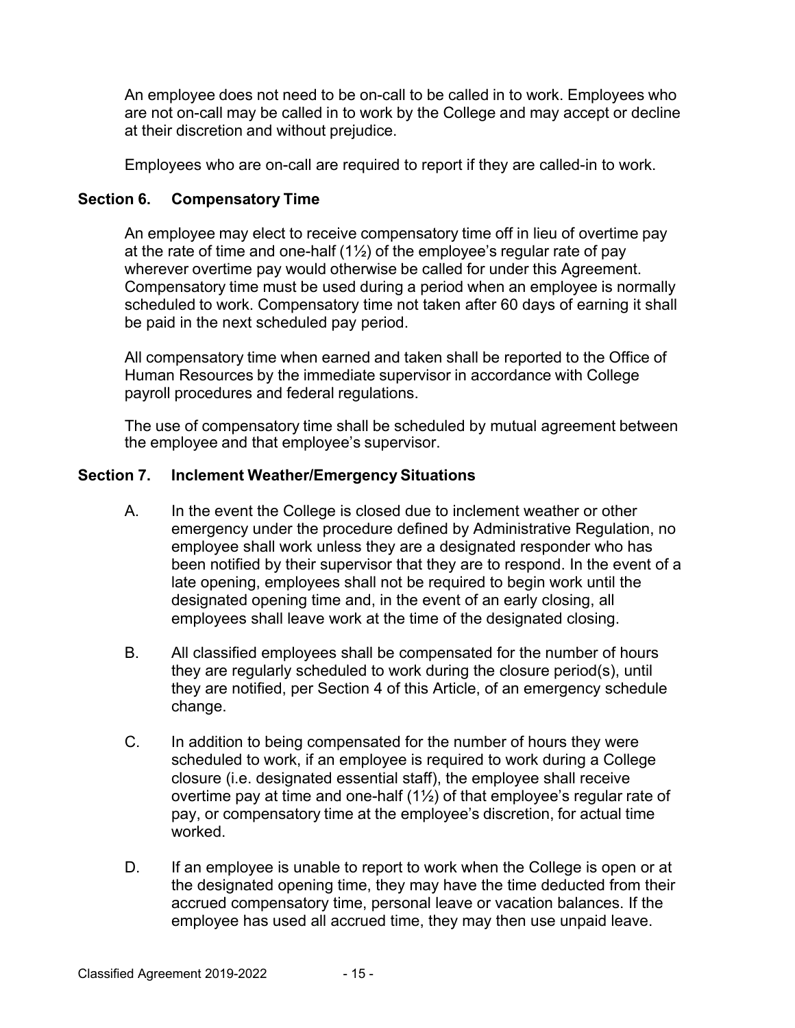An employee does not need to be on-call to be called in to work. Employees who are not on-call may be called in to work by the College and may accept or decline at their discretion and without prejudice.

Employees who are on-call are required to report if they are called-in to work.

### Section 6. Compensatory Time

An employee may elect to receive compensatory time off in lieu of overtime pay at the rate of time and one-half (1½) of the employee's regular rate of pay wherever overtime pay would otherwise be called for under this Agreement. Compensatory time must be used during a period when an employee is normally scheduled to work. Compensatory time not taken after 60 days of earning it shall be paid in the next scheduled pay period.

All compensatory time when earned and taken shall be reported to the Office of Human Resources by the immediate supervisor in accordance with College payroll procedures and federal regulations.

The use of compensatory time shall be scheduled by mutual agreement between the employee and that employee's supervisor.

### Section 7. Inclement Weather/Emergency Situations

A. In the event the College is closed due to inclement weather or other emergency under the procedure defined by Administrative Regulation, no employee shall work unless they are a designated responder who has been notified by their supervisor that they are to respond. In the event of a late opening, employees shall not be required to begin work until the designated opening time and, in the event of an early closing, all employees shall leave work at the time of the designated closing.

B. All classified employees shall be compensated for the number of hours they are regularly scheduled to work during the closure period(s), until they are notified, per Section 4 of this Article, of an emergency schedule change.

C. In addition to being compensated for the number of hours they were scheduled to work, if an employee is required to work during a College closure (i.e. designated essential staff), the employee shall receive overtime pay at time and one-half (1½) of that employee's regular rate of pay, or compensatory time at the employee's discretion, for actual time worked.

D. If an employee is unable to report to work when the College is open or at the designated opening time, they may have the time deducted from their accrued compensatory time, personal leave or vacation balances. If the employee has used all accrued time, they may then use unpaid leave.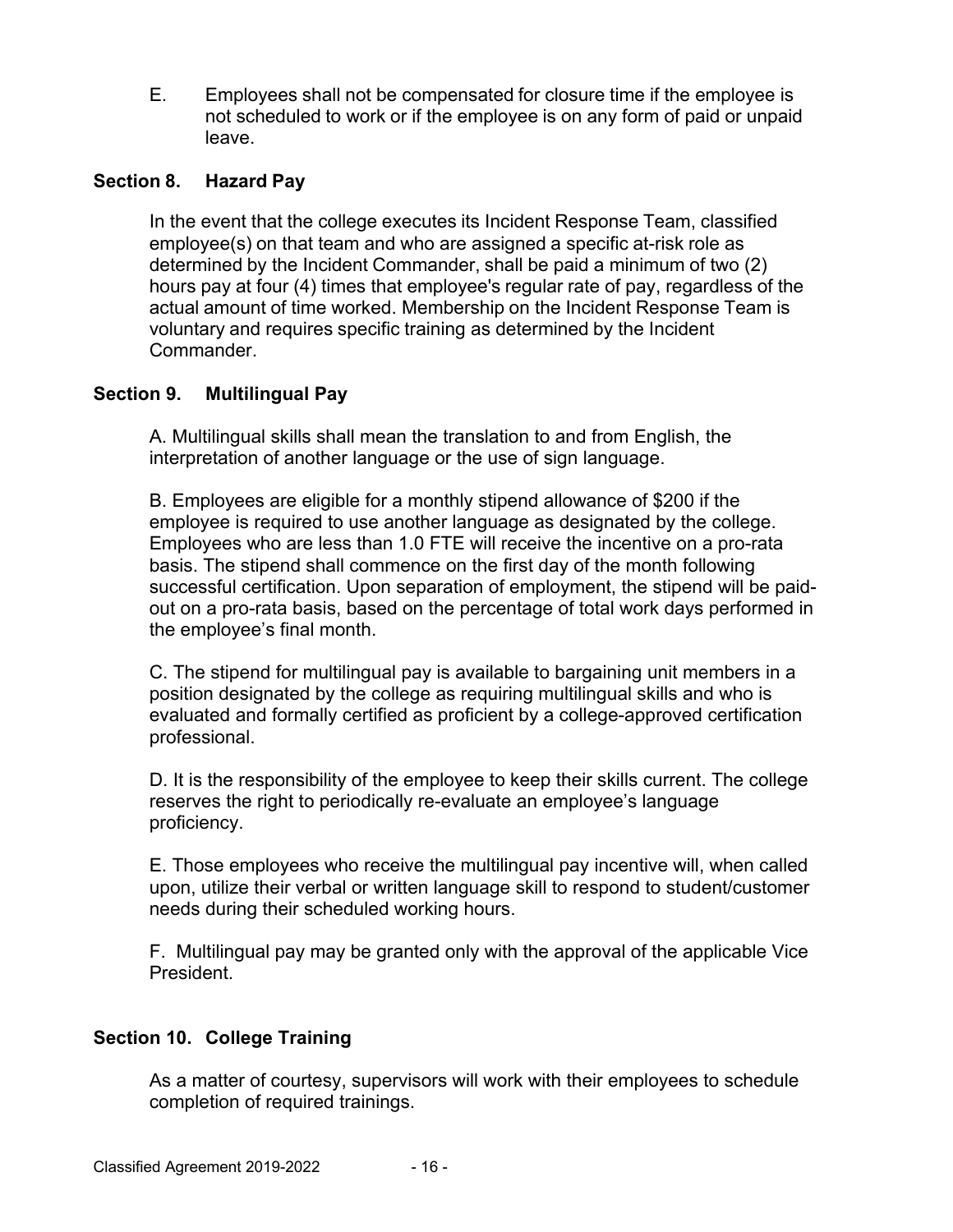E. Employees shall not be compensated for closure time if the employee is not scheduled to work or if the employee is on any form of paid or unpaid leave.

### Section 8. Hazard Pay

In the event that the college executes its Incident Response Team, classified employee(s) on that team and who are assigned a specific at-risk role as determined by the Incident Commander, shall be paid a minimum of two (2) hours pay at four (4) times that employee's regular rate of pay, regardless of the actual amount of time worked. Membership on the Incident Response Team is voluntary and requires specific training as determined by the Incident Commander.

### Section 9. Multilingual Pay

A. Multilingual skills shall mean the translation to and from English, the interpretation of another language or the use of sign language.

B. Employees are eligible for a monthly stipend allowance of $200 if the employee is required to use another language as designated by the college. Employees who are less than 1.0 FTE will receive the incentive on a pro-rata basis. The stipend shall commence on the first day of the month following successful certification. Upon separation of employment, the stipend will be paid-out on a pro-rata basis, based on the percentage of total work days performed in the employee's final month.

C. The stipend for multilingual pay is available to bargaining unit members in a position designated by the college as requiring multilingual skills and who is evaluated and formally certified as proficient by a college-approved certification professional.

D. It is the responsibility of the employee to keep their skills current. The college reserves the right to periodically re-evaluate an employee's language proficiency.

E. Those employees who receive the multilingual pay incentive will, when called upon, utilize their verbal or written language skill to respond to student/customer needs during their scheduled working hours.

F. Multilingual pay may be granted only with the approval of the applicable Vice President.

### Section 10. College Training

As a matter of courtesy, supervisors will work with their employees to schedule completion of required trainings.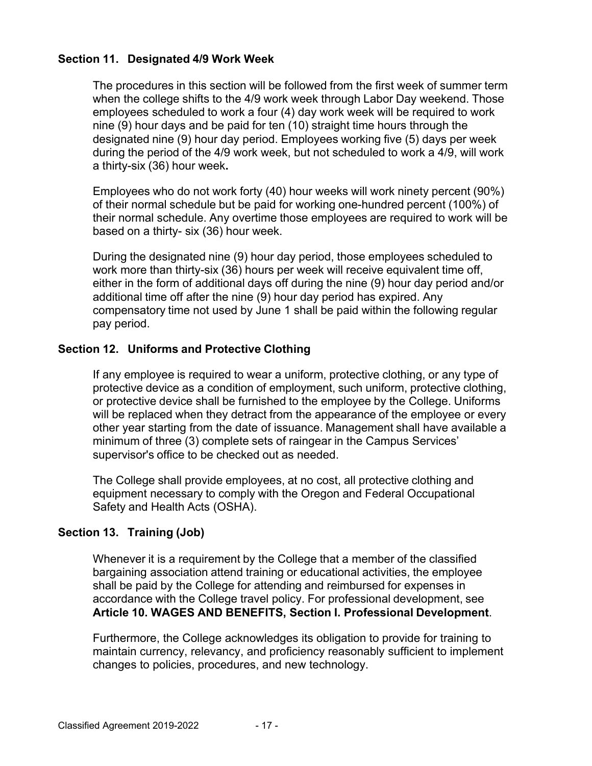### Section 11. Designated 4/9 Work Week

The procedures in this section will be followed from the first week of summer term when the college shifts to the 4/9 work week through Labor Day weekend. Those employees scheduled to work a four (4) day work week will be required to work nine (9) hour days and be paid for ten (10) straight time hours through the designated nine (9) hour day period. Employees working five (5) days per week during the period of the 4/9 work week, but not scheduled to work a 4/9, will work a thirty-six (36) hour week**.**

Employees who do not work forty (40) hour weeks will work ninety percent (90%) of their normal schedule but be paid for working one-hundred percent (100%) of their normal schedule. Any overtime those employees are required to work will be based on a thirty- six (36) hour week.

During the designated nine (9) hour day period, those employees scheduled to work more than thirty-six (36) hours per week will receive equivalent time off, either in the form of additional days off during the nine (9) hour day period and/or additional time off after the nine (9) hour day period has expired. Any compensatory time not used by June 1 shall be paid within the following regular pay period.

### Section 12. Uniforms and Protective Clothing

If any employee is required to wear a uniform, protective clothing, or any type of protective device as a condition of employment, such uniform, protective clothing, or protective device shall be furnished to the employee by the College. Uniforms will be replaced when they detract from the appearance of the employee or every other year starting from the date of issuance. Management shall have available a minimum of three (3) complete sets of raingear in the Campus Services' supervisor's office to be checked out as needed.

The College shall provide employees, at no cost, all protective clothing and equipment necessary to comply with the Oregon and Federal Occupational Safety and Health Acts (OSHA).

### Section 13. Training (Job)

Whenever it is a requirement by the College that a member of the classified bargaining association attend training or educational activities, the employee shall be paid by the College for attending and reimbursed for expenses in accordance with the College travel policy. For professional development, see **Article 10. WAGES AND BENEFITS, Section I. Professional Development**.

Furthermore, the College acknowledges its obligation to provide for training to maintain currency, relevancy, and proficiency reasonably sufficient to implement changes to policies, procedures, and new technology.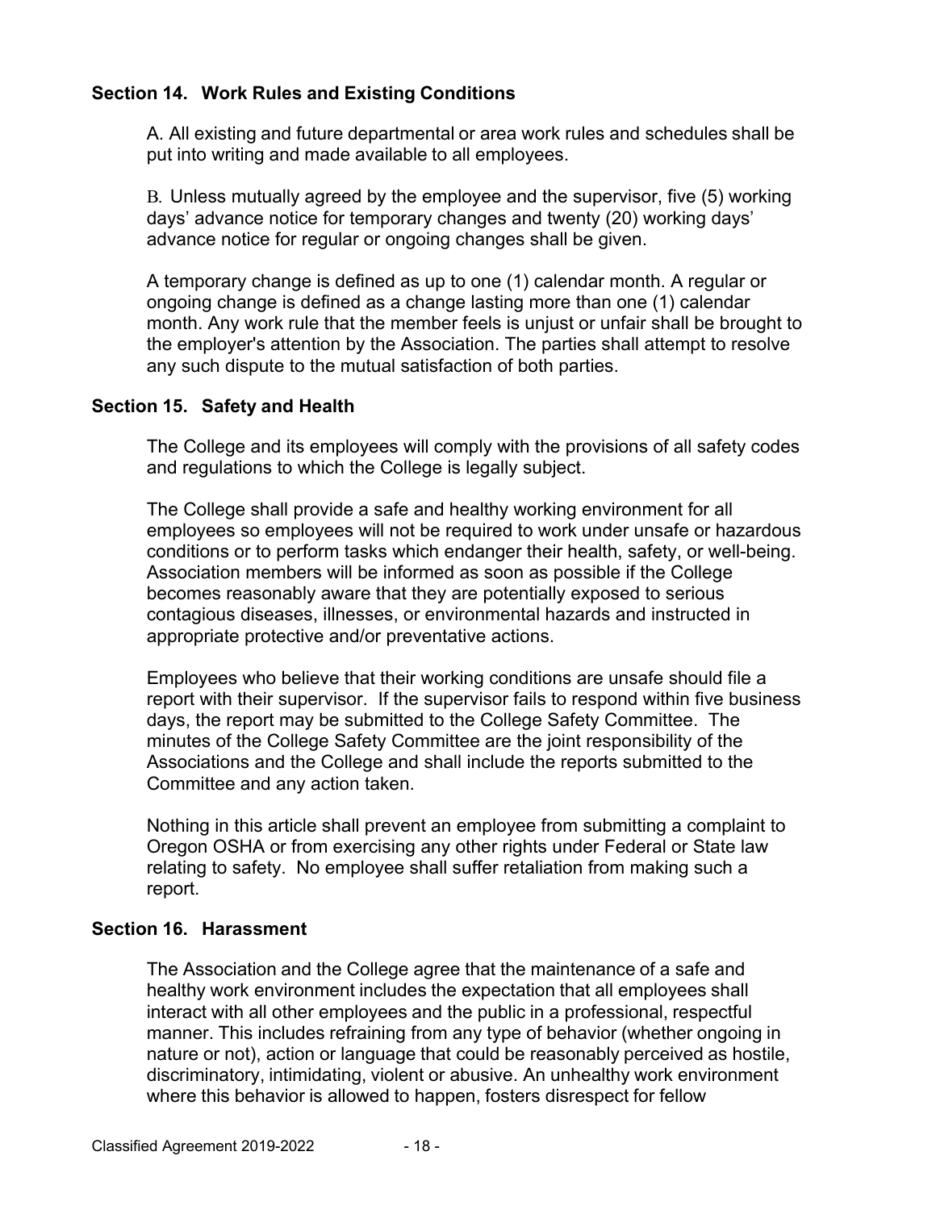### Section 14. Work Rules and Existing Conditions

A. All existing and future departmental or area work rules and schedules shall be put into writing and made available to all employees.

B. Unless mutually agreed by the employee and the supervisor, five (5) working days' advance notice for temporary changes and twenty (20) working days' advance notice for regular or ongoing changes shall be given.

A temporary change is defined as up to one (1) calendar month. A regular or ongoing change is defined as a change lasting more than one (1) calendar month. Any work rule that the member feels is unjust or unfair shall be brought to the employer's attention by the Association. The parties shall attempt to resolve any such dispute to the mutual satisfaction of both parties.

### Section 15. Safety and Health

The College and its employees will comply with the provisions of all safety codes and regulations to which the College is legally subject.

The College shall provide a safe and healthy working environment for all employees so employees will not be required to work under unsafe or hazardous conditions or to perform tasks which endanger their health, safety, or well-being. Association members will be informed as soon as possible if the College becomes reasonably aware that they are potentially exposed to serious contagious diseases, illnesses, or environmental hazards and instructed in appropriate protective and/or preventative actions.

Employees who believe that their working conditions are unsafe should file a report with their supervisor. If the supervisor fails to respond within five business days, the report may be submitted to the College Safety Committee. The minutes of the College Safety Committee are the joint responsibility of the Associations and the College and shall include the reports submitted to the Committee and any action taken.

Nothing in this article shall prevent an employee from submitting a complaint to Oregon OSHA or from exercising any other rights under Federal or State law relating to safety. No employee shall suffer retaliation from making such a report.

### Section 16. Harassment

The Association and the College agree that the maintenance of a safe and healthy work environment includes the expectation that all employees shall interact with all other employees and the public in a professional, respectful manner. This includes refraining from any type of behavior (whether ongoing in nature or not), action or language that could be reasonably perceived as hostile, discriminatory, intimidating, violent or abusive. An unhealthy work environment where this behavior is allowed to happen, fosters disrespect for fellow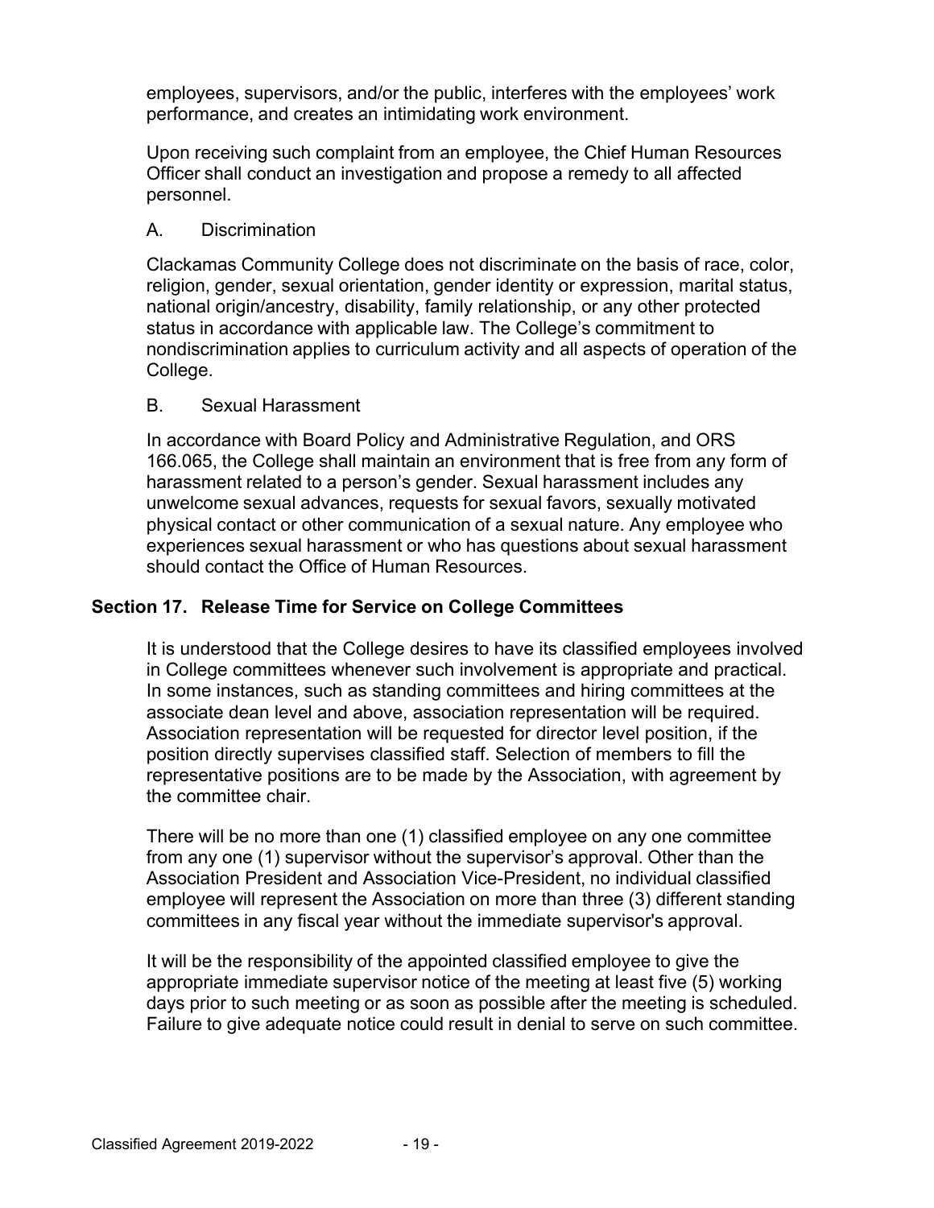employees, supervisors, and/or the public, interferes with the employees' work performance, and creates an intimidating work environment.

Upon receiving such complaint from an employee, the Chief Human Resources Officer shall conduct an investigation and propose a remedy to all affected personnel.

A. Discrimination

Clackamas Community College does not discriminate on the basis of race, color, religion, gender, sexual orientation, gender identity or expression, marital status, national origin/ancestry, disability, family relationship, or any other protected status in accordance with applicable law. The College's commitment to nondiscrimination applies to curriculum activity and all aspects of operation of the College.

B. Sexual Harassment

In accordance with Board Policy and Administrative Regulation, and ORS 166.065, the College shall maintain an environment that is free from any form of harassment related to a person's gender. Sexual harassment includes any unwelcome sexual advances, requests for sexual favors, sexually motivated physical contact or other communication of a sexual nature. Any employee who experiences sexual harassment or who has questions about sexual harassment should contact the Office of Human Resources.

## Section 17. Release Time for Service on College Committees

It is understood that the College desires to have its classified employees involved in College committees whenever such involvement is appropriate and practical. In some instances, such as standing committees and hiring committees at the associate dean level and above, association representation will be required. Association representation will be requested for director level position, if the position directly supervises classified staff. Selection of members to fill the representative positions are to be made by the Association, with agreement by the committee chair.

There will be no more than one (1) classified employee on any one committee from any one (1) supervisor without the supervisor's approval. Other than the Association President and Association Vice-President, no individual classified employee will represent the Association on more than three (3) different standing committees in any fiscal year without the immediate supervisor's approval.

It will be the responsibility of the appointed classified employee to give the appropriate immediate supervisor notice of the meeting at least five (5) working days prior to such meeting or as soon as possible after the meeting is scheduled. Failure to give adequate notice could result in denial to serve on such committee.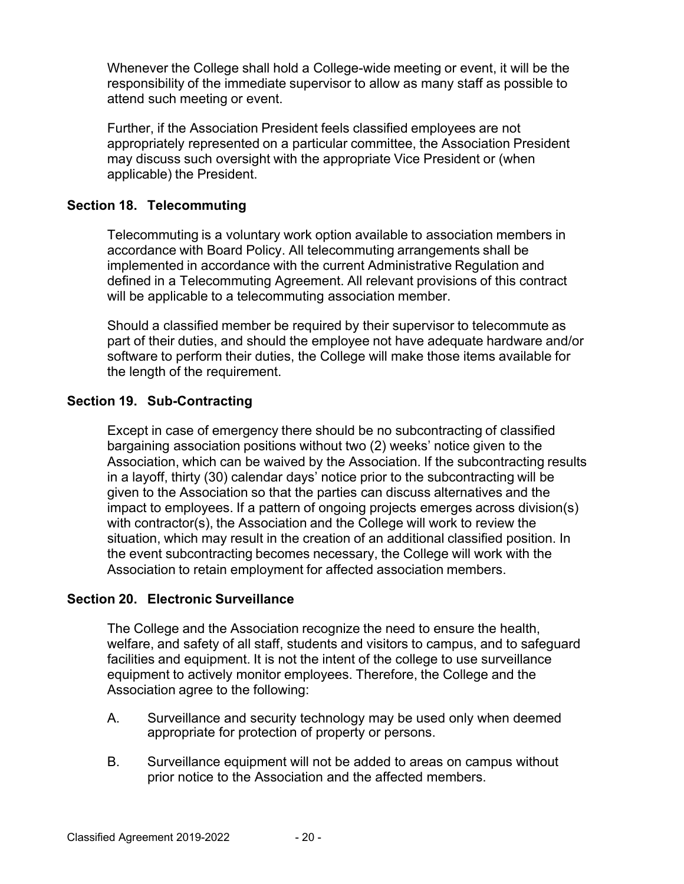Whenever the College shall hold a College-wide meeting or event, it will be the responsibility of the immediate supervisor to allow as many staff as possible to attend such meeting or event.

Further, if the Association President feels classified employees are not appropriately represented on a particular committee, the Association President may discuss such oversight with the appropriate Vice President or (when applicable) the President.

### Section 18. Telecommuting

Telecommuting is a voluntary work option available to association members in accordance with Board Policy. All telecommuting arrangements shall be implemented in accordance with the current Administrative Regulation and defined in a Telecommuting Agreement. All relevant provisions of this contract will be applicable to a telecommuting association member.

Should a classified member be required by their supervisor to telecommute as part of their duties, and should the employee not have adequate hardware and/or software to perform their duties, the College will make those items available for the length of the requirement.

### Section 19. Sub-Contracting

Except in case of emergency there should be no subcontracting of classified bargaining association positions without two (2) weeks' notice given to the Association, which can be waived by the Association. If the subcontracting results in a layoff, thirty (30) calendar days' notice prior to the subcontracting will be given to the Association so that the parties can discuss alternatives and the impact to employees. If a pattern of ongoing projects emerges across division(s) with contractor(s), the Association and the College will work to review the situation, which may result in the creation of an additional classified position. In the event subcontracting becomes necessary, the College will work with the Association to retain employment for affected association members.

### Section 20. Electronic Surveillance

The College and the Association recognize the need to ensure the health, welfare, and safety of all staff, students and visitors to campus, and to safeguard facilities and equipment. It is not the intent of the college to use surveillance equipment to actively monitor employees. Therefore, the College and the Association agree to the following:

A. Surveillance and security technology may be used only when deemed appropriate for protection of property or persons.

B. Surveillance equipment will not be added to areas on campus without prior notice to the Association and the affected members.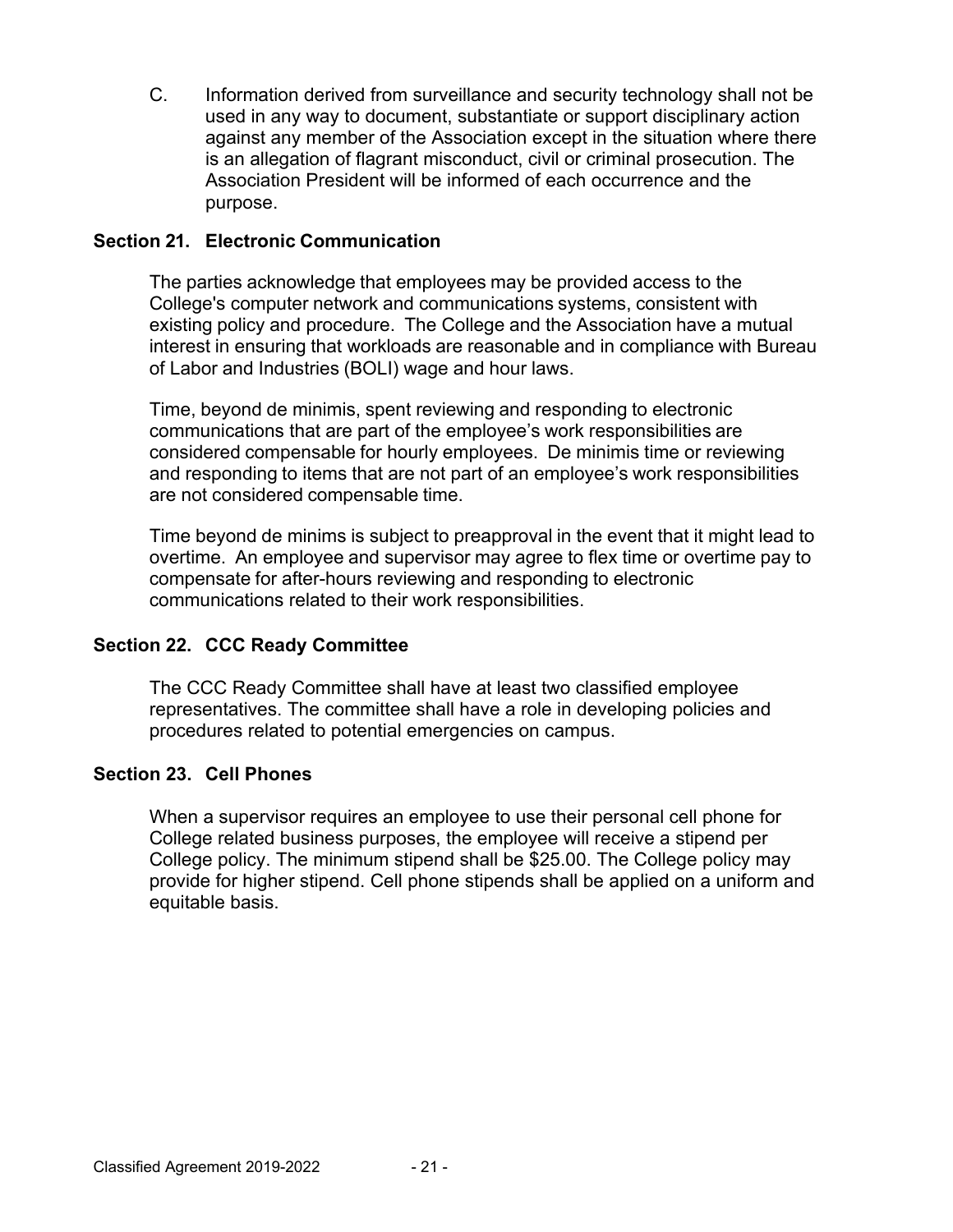C. Information derived from surveillance and security technology shall not be used in any way to document, substantiate or support disciplinary action against any member of the Association except in the situation where there is an allegation of flagrant misconduct, civil or criminal prosecution. The Association President will be informed of each occurrence and the purpose.

### Section 21. Electronic Communication

The parties acknowledge that employees may be provided access to the College's computer network and communications systems, consistent with existing policy and procedure. The College and the Association have a mutual interest in ensuring that workloads are reasonable and in compliance with Bureau of Labor and Industries (BOLI) wage and hour laws.

Time, beyond de minimis, spent reviewing and responding to electronic communications that are part of the employee's work responsibilities are considered compensable for hourly employees. De minimis time or reviewing and responding to items that are not part of an employee's work responsibilities are not considered compensable time.

Time beyond de minims is subject to preapproval in the event that it might lead to overtime. An employee and supervisor may agree to flex time or overtime pay to compensate for after-hours reviewing and responding to electronic communications related to their work responsibilities.

### Section 22. CCC Ready Committee

The CCC Ready Committee shall have at least two classified employee representatives. The committee shall have a role in developing policies and procedures related to potential emergencies on campus.

### Section 23. Cell Phones

When a supervisor requires an employee to use their personal cell phone for College related business purposes, the employee will receive a stipend per College policy. The minimum stipend shall be $25.00. The College policy may provide for higher stipend. Cell phone stipends shall be applied on a uniform and equitable basis.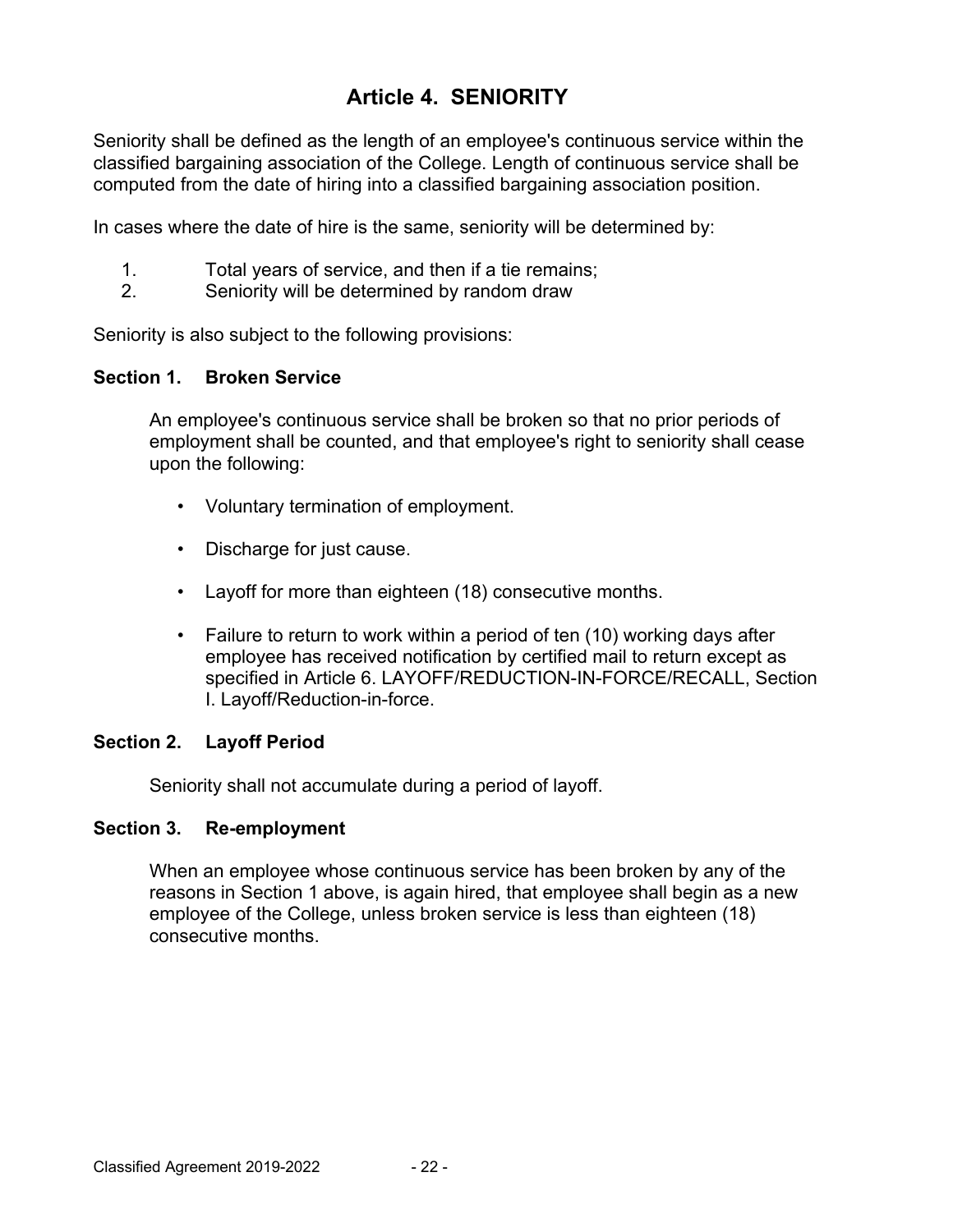# Article 4. SENIORITY

Seniority shall be defined as the length of an employee's continuous service within the classified bargaining association of the College. Length of continuous service shall be computed from the date of hiring into a classified bargaining association position.

In cases where the date of hire is the same, seniority will be determined by:

1. Total years of service, and then if a tie remains;
2. Seniority will be determined by random draw

Seniority is also subject to the following provisions:

### Section 1. Broken Service

An employee's continuous service shall be broken so that no prior periods of employment shall be counted, and that employee's right to seniority shall cease upon the following:

- Voluntary termination of employment.
- Discharge for just cause.
- Layoff for more than eighteen (18) consecutive months.
- Failure to return to work within a period of ten (10) working days after employee has received notification by certified mail to return except as specified in Article 6. LAYOFF/REDUCTION-IN-FORCE/RECALL, Section I. Layoff/Reduction-in-force.

### Section 2. Layoff Period

Seniority shall not accumulate during a period of layoff.

### Section 3. Re-employment

When an employee whose continuous service has been broken by any of the reasons in Section 1 above, is again hired, that employee shall begin as a new employee of the College, unless broken service is less than eighteen (18) consecutive months.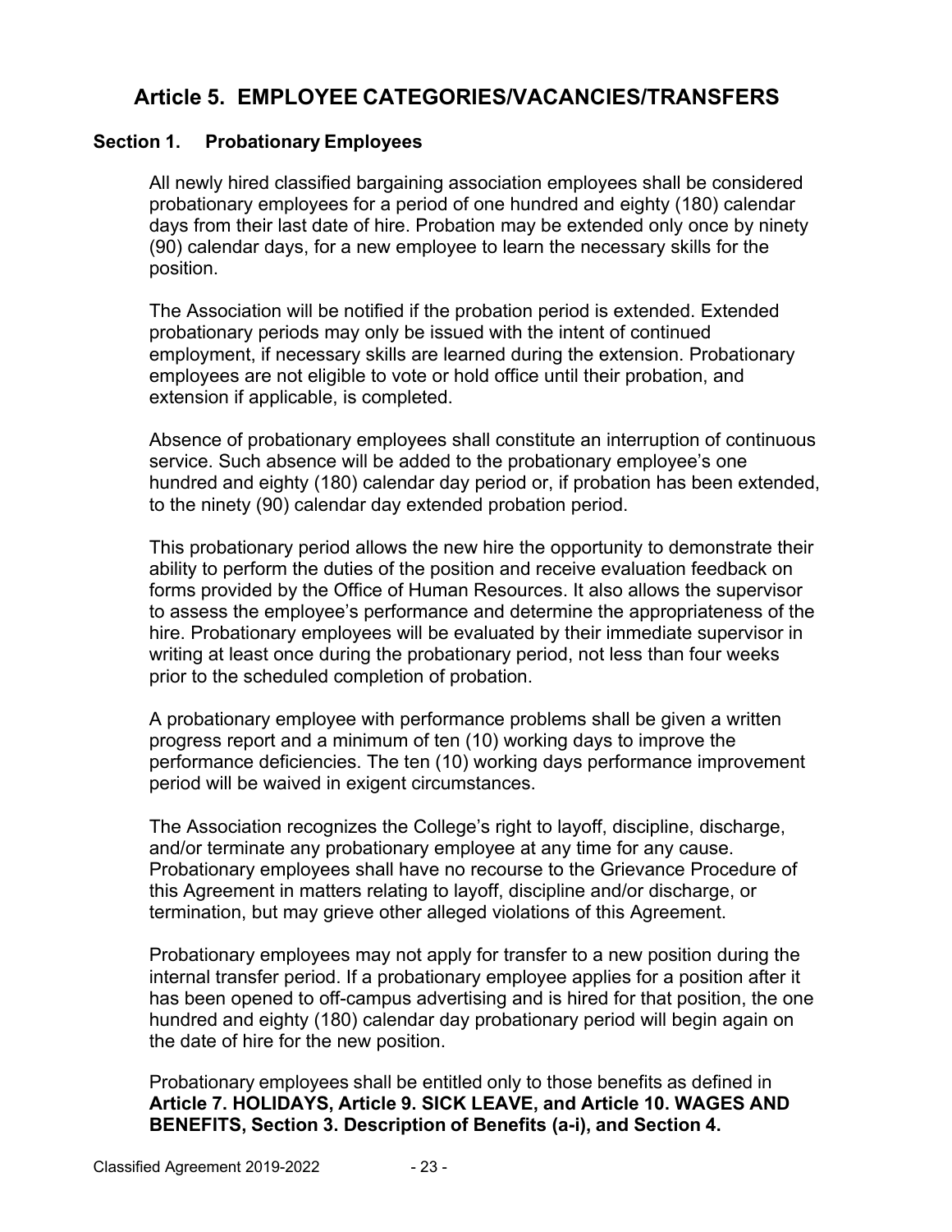# Article 5. EMPLOYEE CATEGORIES/VACANCIES/TRANSFERS

## Section 1. Probationary Employees

All newly hired classified bargaining association employees shall be considered probationary employees for a period of one hundred and eighty (180) calendar days from their last date of hire. Probation may be extended only once by ninety (90) calendar days, for a new employee to learn the necessary skills for the position.

The Association will be notified if the probation period is extended. Extended probationary periods may only be issued with the intent of continued employment, if necessary skills are learned during the extension. Probationary employees are not eligible to vote or hold office until their probation, and extension if applicable, is completed.

Absence of probationary employees shall constitute an interruption of continuous service. Such absence will be added to the probationary employee's one hundred and eighty (180) calendar day period or, if probation has been extended, to the ninety (90) calendar day extended probation period.

This probationary period allows the new hire the opportunity to demonstrate their ability to perform the duties of the position and receive evaluation feedback on forms provided by the Office of Human Resources. It also allows the supervisor to assess the employee's performance and determine the appropriateness of the hire. Probationary employees will be evaluated by their immediate supervisor in writing at least once during the probationary period, not less than four weeks prior to the scheduled completion of probation.

A probationary employee with performance problems shall be given a written progress report and a minimum of ten (10) working days to improve the performance deficiencies. The ten (10) working days performance improvement period will be waived in exigent circumstances.

The Association recognizes the College's right to layoff, discipline, discharge, and/or terminate any probationary employee at any time for any cause. Probationary employees shall have no recourse to the Grievance Procedure of this Agreement in matters relating to layoff, discipline and/or discharge, or termination, but may grieve other alleged violations of this Agreement.

Probationary employees may not apply for transfer to a new position during the internal transfer period. If a probationary employee applies for a position after it has been opened to off-campus advertising and is hired for that position, the one hundred and eighty (180) calendar day probationary period will begin again on the date of hire for the new position.

Probationary employees shall be entitled only to those benefits as defined in **Article 7. HOLIDAYS, Article 9. SICK LEAVE, and Article 10. WAGES AND BENEFITS, Section 3. Description of Benefits (a-i), and Section 4.**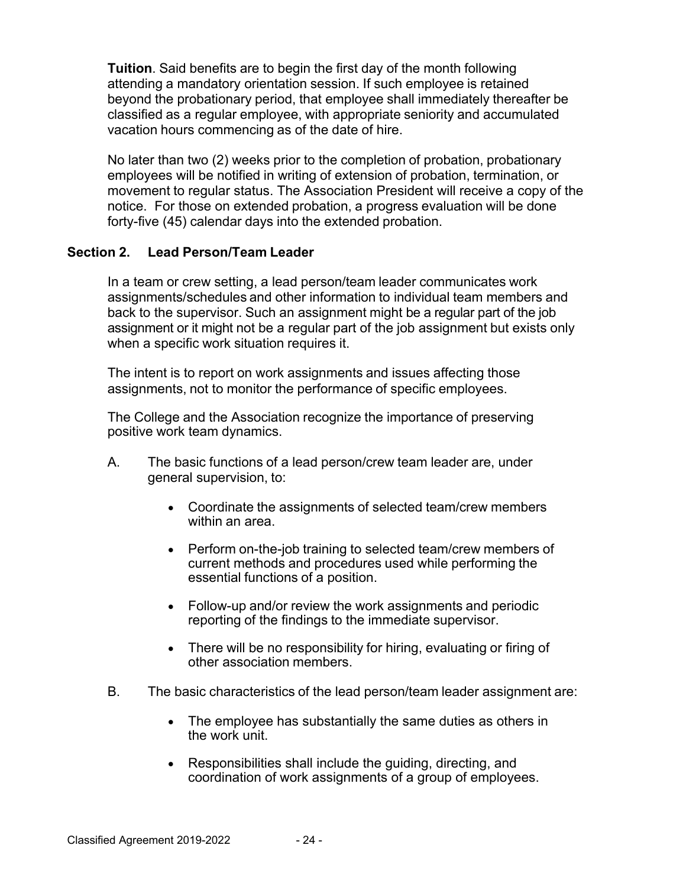**Tuition**. Said benefits are to begin the first day of the month following attending a mandatory orientation session. If such employee is retained beyond the probationary period, that employee shall immediately thereafter be classified as a regular employee, with appropriate seniority and accumulated vacation hours commencing as of the date of hire.

No later than two (2) weeks prior to the completion of probation, probationary employees will be notified in writing of extension of probation, termination, or movement to regular status. The Association President will receive a copy of the notice. For those on extended probation, a progress evaluation will be done forty-five (45) calendar days into the extended probation.

### Section 2. Lead Person/Team Leader

In a team or crew setting, a lead person/team leader communicates work assignments/schedules and other information to individual team members and back to the supervisor. Such an assignment might be a regular part of the job assignment or it might not be a regular part of the job assignment but exists only when a specific work situation requires it.

The intent is to report on work assignments and issues affecting those assignments, not to monitor the performance of specific employees.

The College and the Association recognize the importance of preserving positive work team dynamics.

A. The basic functions of a lead person/crew team leader are, under general supervision, to:

- Coordinate the assignments of selected team/crew members within an area.
- Perform on-the-job training to selected team/crew members of current methods and procedures used while performing the essential functions of a position.
- Follow-up and/or review the work assignments and periodic reporting of the findings to the immediate supervisor.
- There will be no responsibility for hiring, evaluating or firing of other association members.

B. The basic characteristics of the lead person/team leader assignment are:

- The employee has substantially the same duties as others in the work unit.
- Responsibilities shall include the guiding, directing, and coordination of work assignments of a group of employees.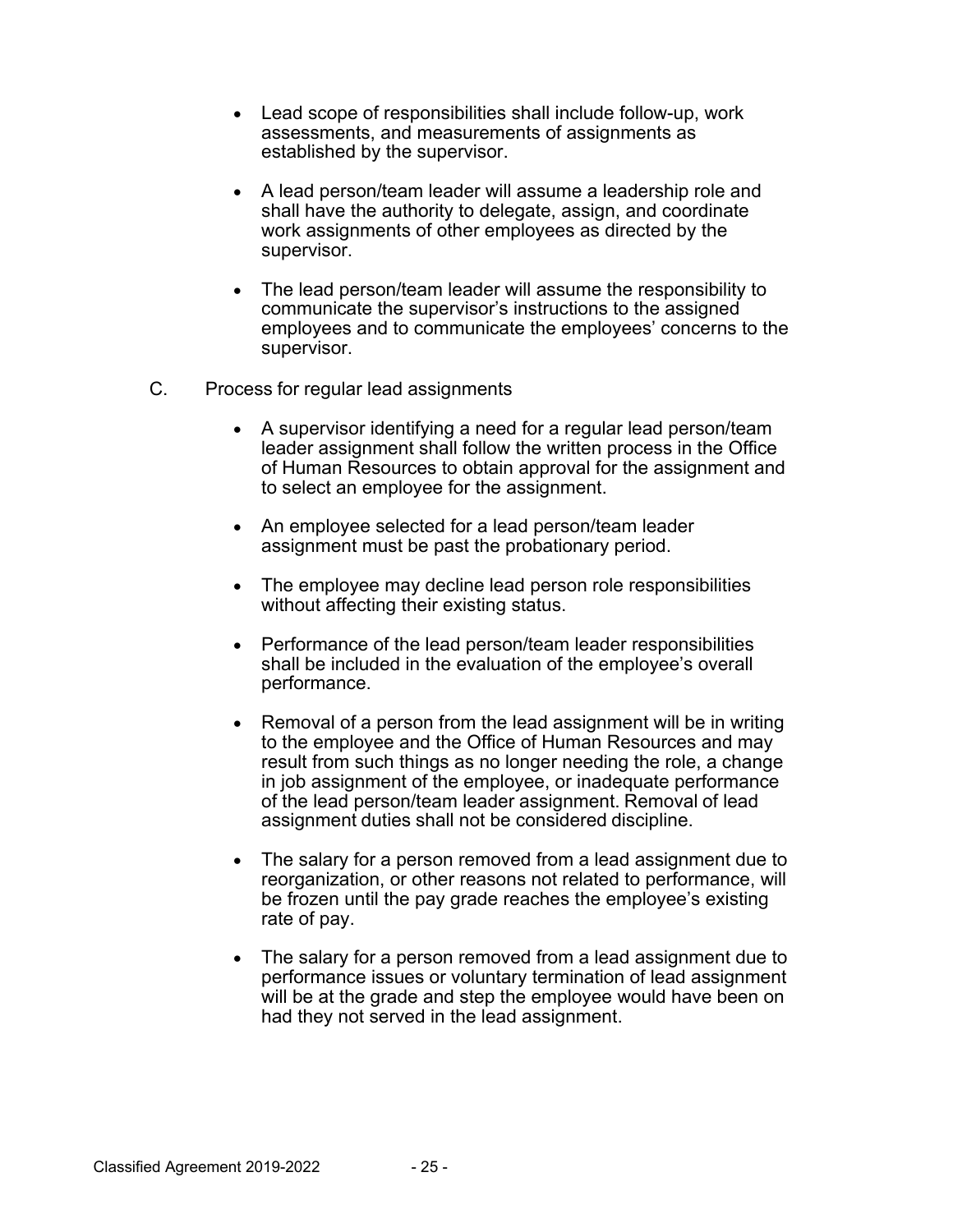- Lead scope of responsibilities shall include follow-up, work assessments, and measurements of assignments as established by the supervisor.

- A lead person/team leader will assume a leadership role and shall have the authority to delegate, assign, and coordinate work assignments of other employees as directed by the supervisor.

- The lead person/team leader will assume the responsibility to communicate the supervisor's instructions to the assigned employees and to communicate the employees' concerns to the supervisor.

C. Process for regular lead assignments

- A supervisor identifying a need for a regular lead person/team leader assignment shall follow the written process in the Office of Human Resources to obtain approval for the assignment and to select an employee for the assignment.

- An employee selected for a lead person/team leader assignment must be past the probationary period.

- The employee may decline lead person role responsibilities without affecting their existing status.

- Performance of the lead person/team leader responsibilities shall be included in the evaluation of the employee's overall performance.

- Removal of a person from the lead assignment will be in writing to the employee and the Office of Human Resources and may result from such things as no longer needing the role, a change in job assignment of the employee, or inadequate performance of the lead person/team leader assignment. Removal of lead assignment duties shall not be considered discipline.

- The salary for a person removed from a lead assignment due to reorganization, or other reasons not related to performance, will be frozen until the pay grade reaches the employee's existing rate of pay.

- The salary for a person removed from a lead assignment due to performance issues or voluntary termination of lead assignment will be at the grade and step the employee would have been on had they not served in the lead assignment.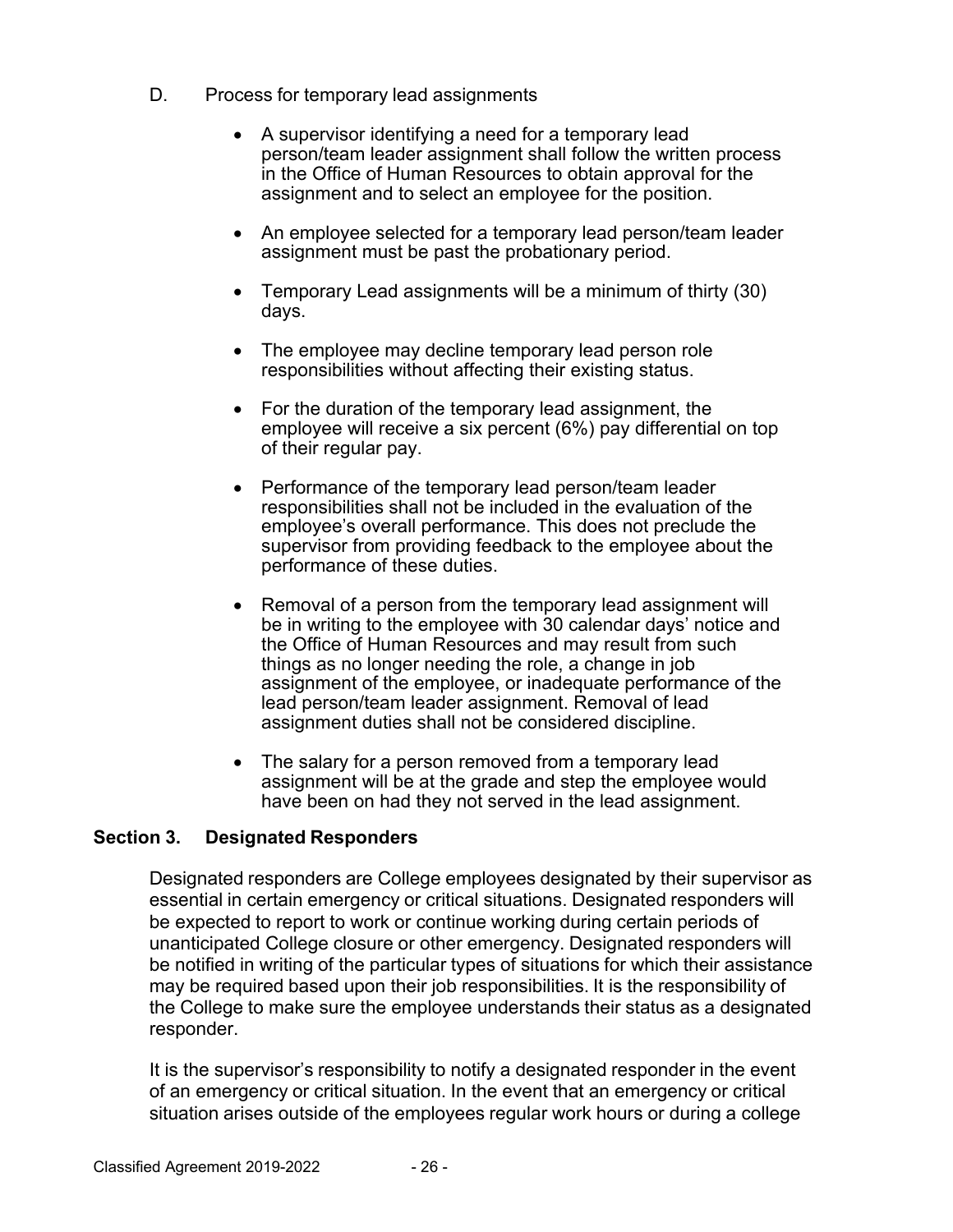D. Process for temporary lead assignments

- A supervisor identifying a need for a temporary lead person/team leader assignment shall follow the written process in the Office of Human Resources to obtain approval for the assignment and to select an employee for the position.
- An employee selected for a temporary lead person/team leader assignment must be past the probationary period.
- Temporary Lead assignments will be a minimum of thirty (30) days.
- The employee may decline temporary lead person role responsibilities without affecting their existing status.
- For the duration of the temporary lead assignment, the employee will receive a six percent (6%) pay differential on top of their regular pay.
- Performance of the temporary lead person/team leader responsibilities shall not be included in the evaluation of the employee's overall performance. This does not preclude the supervisor from providing feedback to the employee about the performance of these duties.
- Removal of a person from the temporary lead assignment will be in writing to the employee with 30 calendar days' notice and the Office of Human Resources and may result from such things as no longer needing the role, a change in job assignment of the employee, or inadequate performance of the lead person/team leader assignment. Removal of lead assignment duties shall not be considered discipline.
- The salary for a person removed from a temporary lead assignment will be at the grade and step the employee would have been on had they not served in the lead assignment.

**Section 3. Designated Responders**

Designated responders are College employees designated by their supervisor as essential in certain emergency or critical situations. Designated responders will be expected to report to work or continue working during certain periods of unanticipated College closure or other emergency. Designated responders will be notified in writing of the particular types of situations for which their assistance may be required based upon their job responsibilities. It is the responsibility of the College to make sure the employee understands their status as a designated responder.

It is the supervisor's responsibility to notify a designated responder in the event of an emergency or critical situation. In the event that an emergency or critical situation arises outside of the employees regular work hours or during a college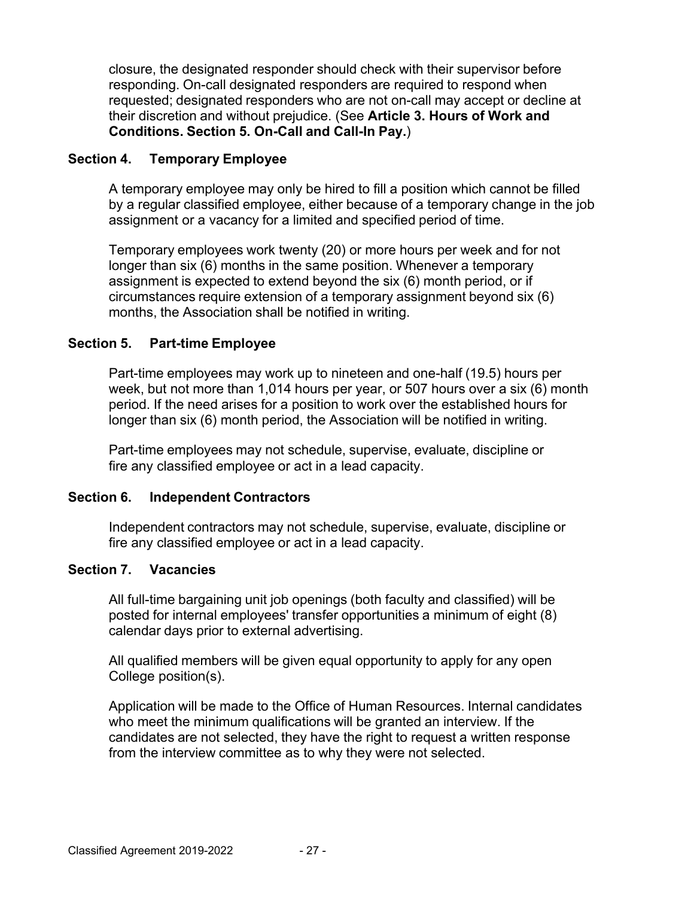closure, the designated responder should check with their supervisor before responding. On-call designated responders are required to respond when requested; designated responders who are not on-call may accept or decline at their discretion and without prejudice. (See **Article 3. Hours of Work and Conditions. Section 5. On-Call and Call-In Pay.**)

### Section 4. Temporary Employee

A temporary employee may only be hired to fill a position which cannot be filled by a regular classified employee, either because of a temporary change in the job assignment or a vacancy for a limited and specified period of time.

Temporary employees work twenty (20) or more hours per week and for not longer than six (6) months in the same position. Whenever a temporary assignment is expected to extend beyond the six (6) month period, or if circumstances require extension of a temporary assignment beyond six (6) months, the Association shall be notified in writing.

### Section 5. Part-time Employee

Part-time employees may work up to nineteen and one-half (19.5) hours per week, but not more than 1,014 hours per year, or 507 hours over a six (6) month period. If the need arises for a position to work over the established hours for longer than six (6) month period, the Association will be notified in writing.

Part-time employees may not schedule, supervise, evaluate, discipline or fire any classified employee or act in a lead capacity.

### Section 6. Independent Contractors

Independent contractors may not schedule, supervise, evaluate, discipline or fire any classified employee or act in a lead capacity.

### Section 7. Vacancies

All full-time bargaining unit job openings (both faculty and classified) will be posted for internal employees' transfer opportunities a minimum of eight (8) calendar days prior to external advertising.

All qualified members will be given equal opportunity to apply for any open College position(s).

Application will be made to the Office of Human Resources. Internal candidates who meet the minimum qualifications will be granted an interview. If the candidates are not selected, they have the right to request a written response from the interview committee as to why they were not selected.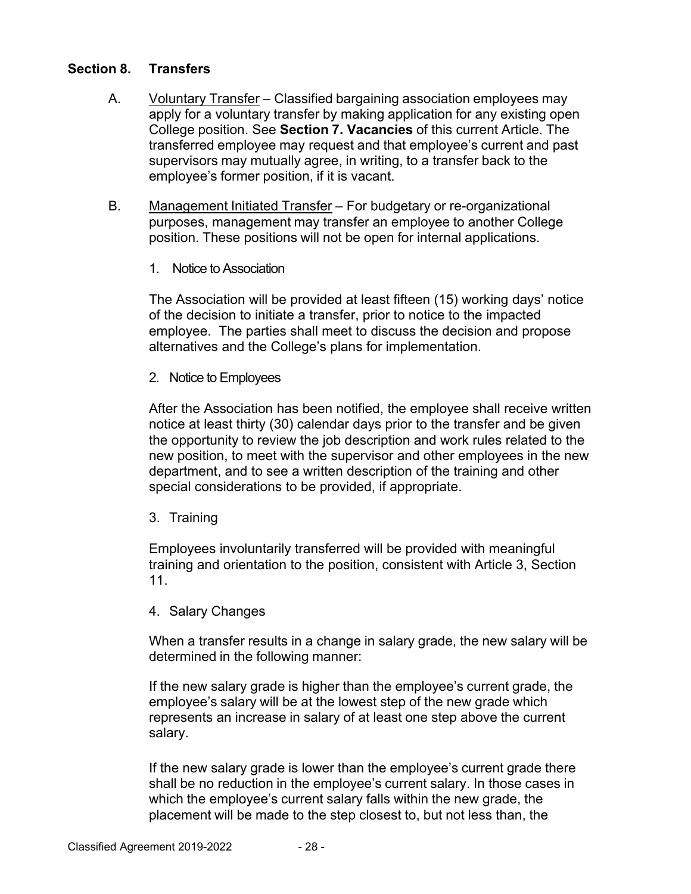## Section 8. Transfers

A. <u>Voluntary Transfer</u> – Classified bargaining association employees may apply for a voluntary transfer by making application for any existing open College position. See **Section 7. Vacancies** of this current Article. The transferred employee may request and that employee's current and past supervisors may mutually agree, in writing, to a transfer back to the employee's former position, if it is vacant.

B. <u>Management Initiated Transfer</u> – For budgetary or re-organizational purposes, management may transfer an employee to another College position. These positions will not be open for internal applications.

1. Notice to Association

The Association will be provided at least fifteen (15) working days' notice of the decision to initiate a transfer, prior to notice to the impacted employee. The parties shall meet to discuss the decision and propose alternatives and the College's plans for implementation.

2. Notice to Employees

After the Association has been notified, the employee shall receive written notice at least thirty (30) calendar days prior to the transfer and be given the opportunity to review the job description and work rules related to the new position, to meet with the supervisor and other employees in the new department, and to see a written description of the training and other special considerations to be provided, if appropriate.

3. Training

Employees involuntarily transferred will be provided with meaningful training and orientation to the position, consistent with Article 3, Section 11.

4. Salary Changes

When a transfer results in a change in salary grade, the new salary will be determined in the following manner:

If the new salary grade is higher than the employee's current grade, the employee's salary will be at the lowest step of the new grade which represents an increase in salary of at least one step above the current salary.

If the new salary grade is lower than the employee's current grade there shall be no reduction in the employee's current salary. In those cases in which the employee's current salary falls within the new grade, the placement will be made to the step closest to, but not less than, the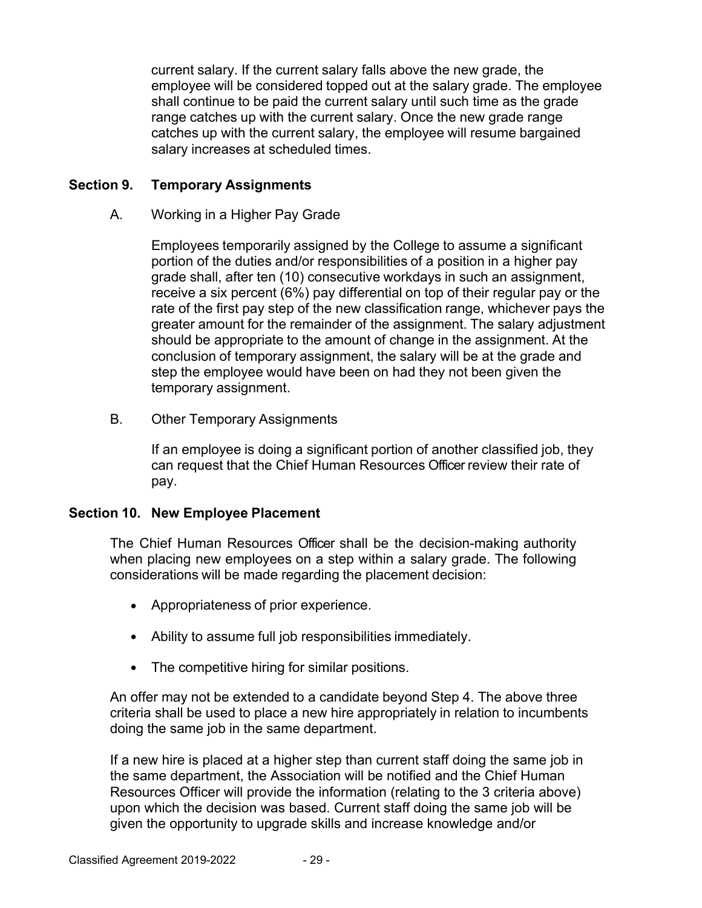current salary. If the current salary falls above the new grade, the employee will be considered topped out at the salary grade. The employee shall continue to be paid the current salary until such time as the grade range catches up with the current salary. Once the new grade range catches up with the current salary, the employee will resume bargained salary increases at scheduled times.

## Section 9. Temporary Assignments

A. Working in a Higher Pay Grade

Employees temporarily assigned by the College to assume a significant portion of the duties and/or responsibilities of a position in a higher pay grade shall, after ten (10) consecutive workdays in such an assignment, receive a six percent (6%) pay differential on top of their regular pay or the rate of the first pay step of the new classification range, whichever pays the greater amount for the remainder of the assignment. The salary adjustment should be appropriate to the amount of change in the assignment. At the conclusion of temporary assignment, the salary will be at the grade and step the employee would have been on had they not been given the temporary assignment.

B. Other Temporary Assignments

If an employee is doing a significant portion of another classified job, they can request that the Chief Human Resources Officer review their rate of pay.

## Section 10. New Employee Placement

The Chief Human Resources Officer shall be the decision-making authority when placing new employees on a step within a salary grade. The following considerations will be made regarding the placement decision:

- Appropriateness of prior experience.
- Ability to assume full job responsibilities immediately.
- The competitive hiring for similar positions.

An offer may not be extended to a candidate beyond Step 4. The above three criteria shall be used to place a new hire appropriately in relation to incumbents doing the same job in the same department.

If a new hire is placed at a higher step than current staff doing the same job in the same department, the Association will be notified and the Chief Human Resources Officer will provide the information (relating to the 3 criteria above) upon which the decision was based. Current staff doing the same job will be given the opportunity to upgrade skills and increase knowledge and/or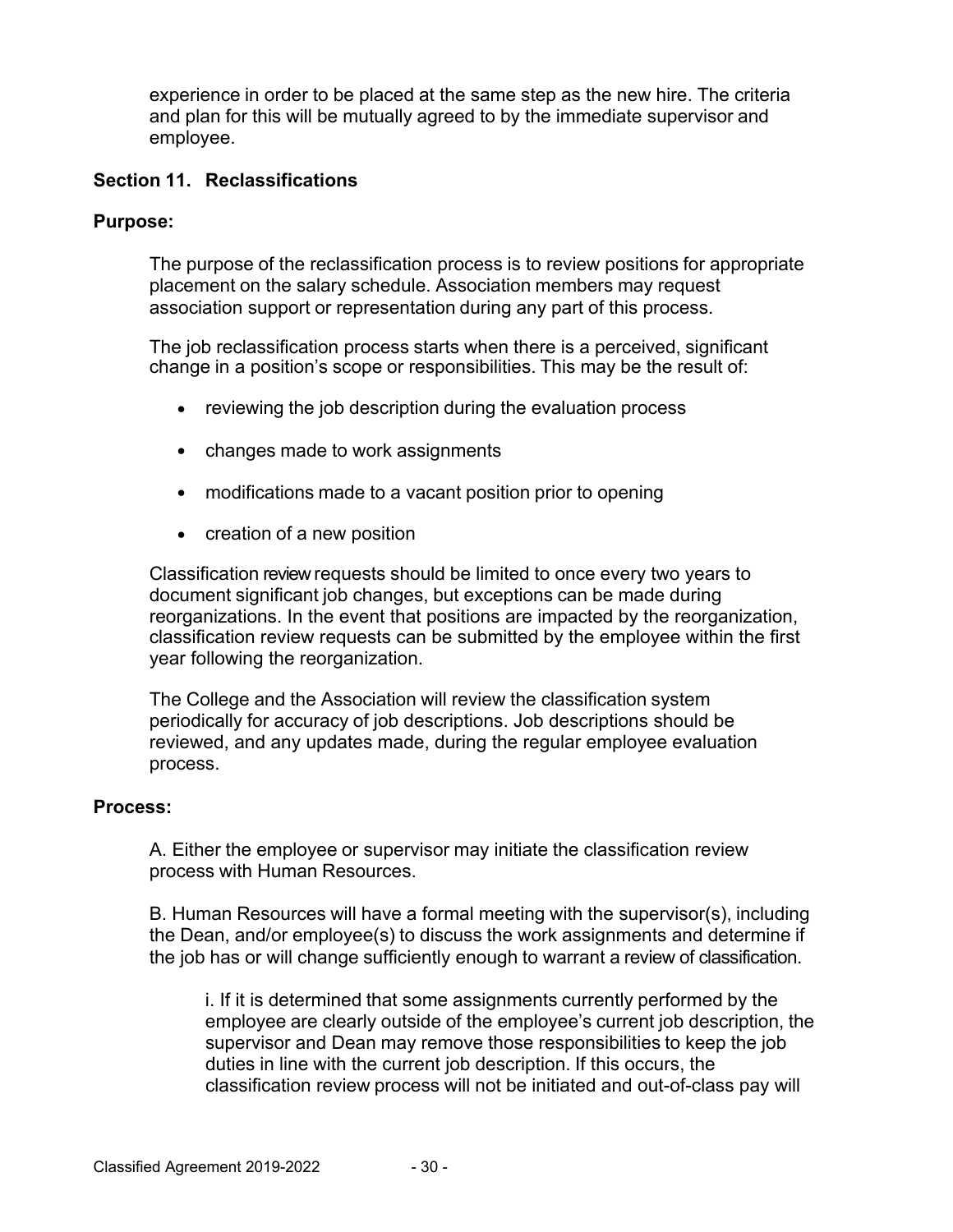experience in order to be placed at the same step as the new hire. The criteria and plan for this will be mutually agreed to by the immediate supervisor and employee.

### Section 11. Reclassifications

**Purpose:**

The purpose of the reclassification process is to review positions for appropriate placement on the salary schedule. Association members may request association support or representation during any part of this process.

The job reclassification process starts when there is a perceived, significant change in a position's scope or responsibilities. This may be the result of:

- reviewing the job description during the evaluation process
- changes made to work assignments
- modifications made to a vacant position prior to opening
- creation of a new position

Classification review requests should be limited to once every two years to document significant job changes, but exceptions can be made during reorganizations. In the event that positions are impacted by the reorganization, classification review requests can be submitted by the employee within the first year following the reorganization.

The College and the Association will review the classification system periodically for accuracy of job descriptions. Job descriptions should be reviewed, and any updates made, during the regular employee evaluation process.

**Process:**

A. Either the employee or supervisor may initiate the classification review process with Human Resources.

B. Human Resources will have a formal meeting with the supervisor(s), including the Dean, and/or employee(s) to discuss the work assignments and determine if the job has or will change sufficiently enough to warrant a review of classification.

> i. If it is determined that some assignments currently performed by the employee are clearly outside of the employee's current job description, the supervisor and Dean may remove those responsibilities to keep the job duties in line with the current job description. If this occurs, the classification review process will not be initiated and out-of-class pay will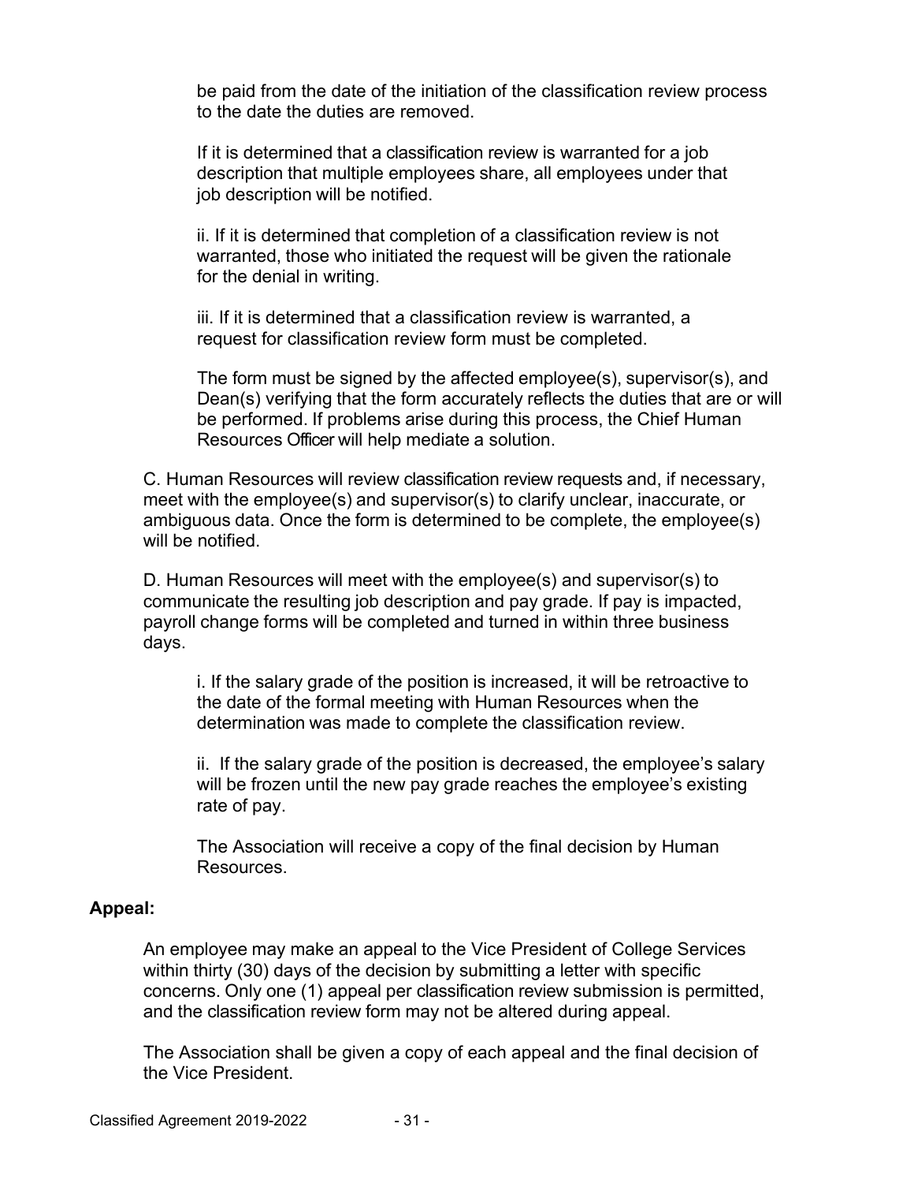be paid from the date of the initiation of the classification review process to the date the duties are removed.

If it is determined that a classification review is warranted for a job description that multiple employees share, all employees under that job description will be notified.

ii. If it is determined that completion of a classification review is not warranted, those who initiated the request will be given the rationale for the denial in writing.

iii. If it is determined that a classification review is warranted, a request for classification review form must be completed.

The form must be signed by the affected employee(s), supervisor(s), and Dean(s) verifying that the form accurately reflects the duties that are or will be performed. If problems arise during this process, the Chief Human Resources Officer will help mediate a solution.

C. Human Resources will review classification review requests and, if necessary, meet with the employee(s) and supervisor(s) to clarify unclear, inaccurate, or ambiguous data. Once the form is determined to be complete, the employee(s) will be notified.

D. Human Resources will meet with the employee(s) and supervisor(s) to communicate the resulting job description and pay grade. If pay is impacted, payroll change forms will be completed and turned in within three business days.

i. If the salary grade of the position is increased, it will be retroactive to the date of the formal meeting with Human Resources when the determination was made to complete the classification review.

ii. If the salary grade of the position is decreased, the employee's salary will be frozen until the new pay grade reaches the employee's existing rate of pay.

The Association will receive a copy of the final decision by Human Resources.

**Appeal:**

An employee may make an appeal to the Vice President of College Services within thirty (30) days of the decision by submitting a letter with specific concerns. Only one (1) appeal per classification review submission is permitted, and the classification review form may not be altered during appeal.

The Association shall be given a copy of each appeal and the final decision of the Vice President.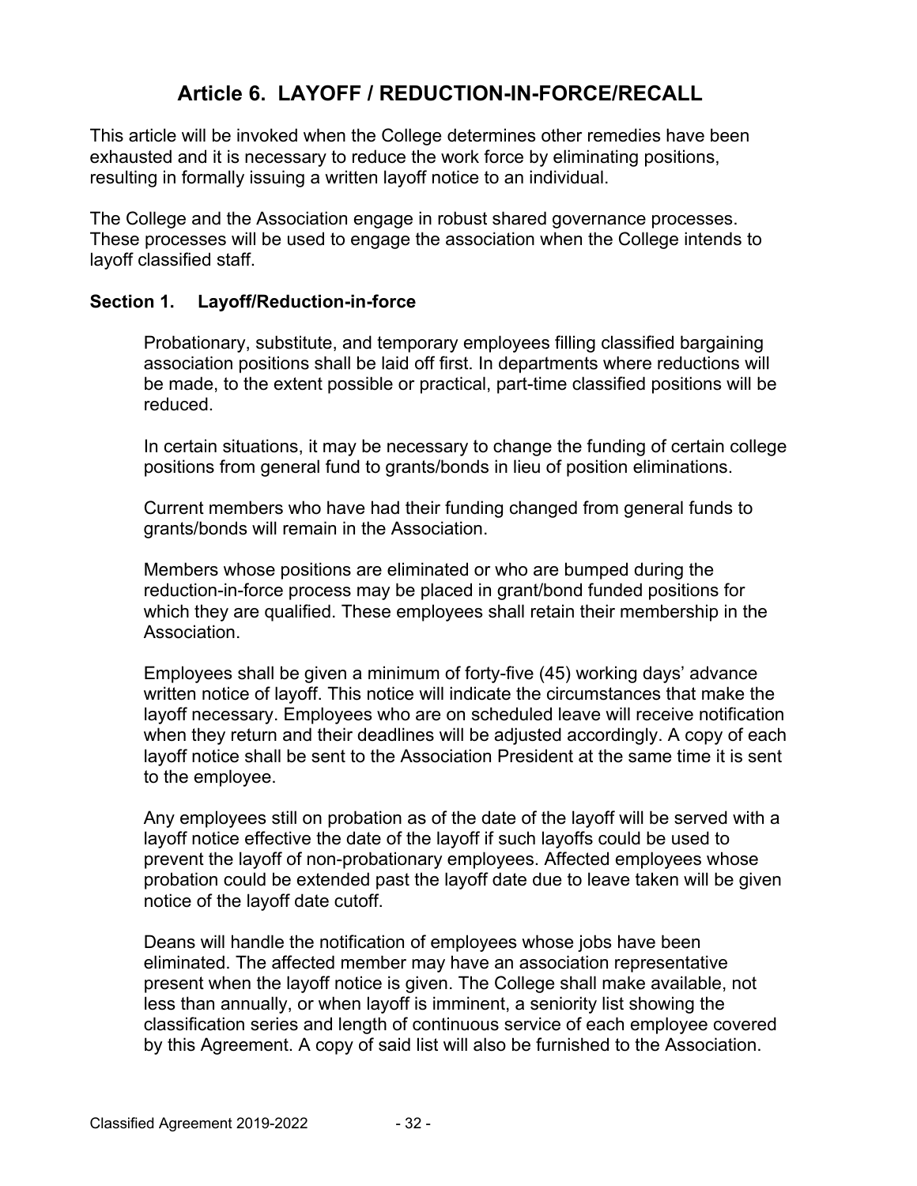# Article 6. LAYOFF / REDUCTION-IN-FORCE/RECALL

This article will be invoked when the College determines other remedies have been exhausted and it is necessary to reduce the work force by eliminating positions, resulting in formally issuing a written layoff notice to an individual.

The College and the Association engage in robust shared governance processes. These processes will be used to engage the association when the College intends to layoff classified staff.

## Section 1. Layoff/Reduction-in-force

Probationary, substitute, and temporary employees filling classified bargaining association positions shall be laid off first. In departments where reductions will be made, to the extent possible or practical, part-time classified positions will be reduced.

In certain situations, it may be necessary to change the funding of certain college positions from general fund to grants/bonds in lieu of position eliminations.

Current members who have had their funding changed from general funds to grants/bonds will remain in the Association.

Members whose positions are eliminated or who are bumped during the reduction-in-force process may be placed in grant/bond funded positions for which they are qualified. These employees shall retain their membership in the Association.

Employees shall be given a minimum of forty-five (45) working days' advance written notice of layoff. This notice will indicate the circumstances that make the layoff necessary. Employees who are on scheduled leave will receive notification when they return and their deadlines will be adjusted accordingly. A copy of each layoff notice shall be sent to the Association President at the same time it is sent to the employee.

Any employees still on probation as of the date of the layoff will be served with a layoff notice effective the date of the layoff if such layoffs could be used to prevent the layoff of non-probationary employees. Affected employees whose probation could be extended past the layoff date due to leave taken will be given notice of the layoff date cutoff.

Deans will handle the notification of employees whose jobs have been eliminated. The affected member may have an association representative present when the layoff notice is given. The College shall make available, not less than annually, or when layoff is imminent, a seniority list showing the classification series and length of continuous service of each employee covered by this Agreement. A copy of said list will also be furnished to the Association.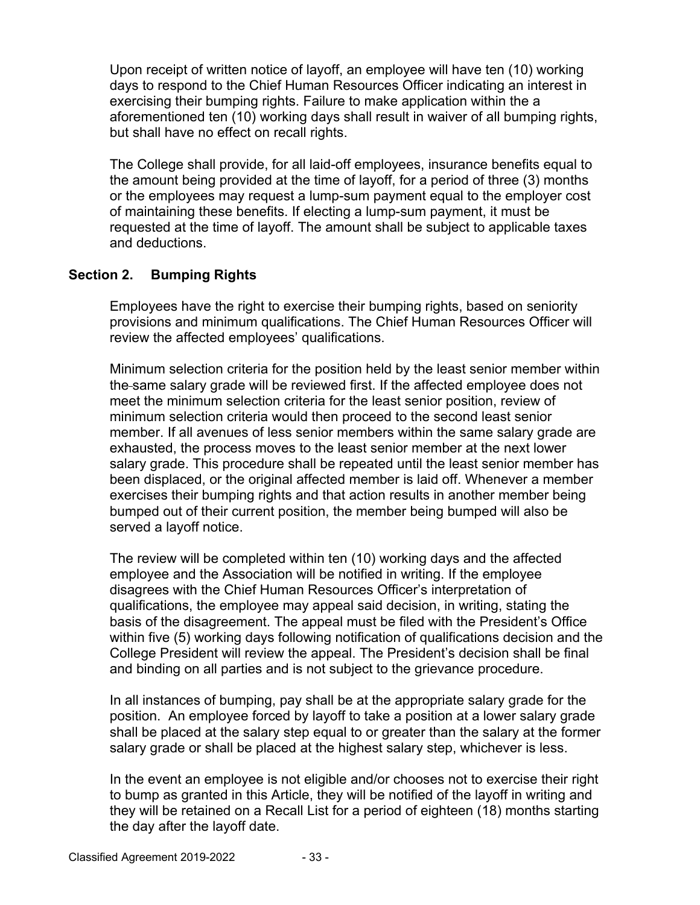Upon receipt of written notice of layoff, an employee will have ten (10) working days to respond to the Chief Human Resources Officer indicating an interest in exercising their bumping rights. Failure to make application within the a aforementioned ten (10) working days shall result in waiver of all bumping rights, but shall have no effect on recall rights.

The College shall provide, for all laid-off employees, insurance benefits equal to the amount being provided at the time of layoff, for a period of three (3) months or the employees may request a lump-sum payment equal to the employer cost of maintaining these benefits. If electing a lump-sum payment, it must be requested at the time of layoff. The amount shall be subject to applicable taxes and deductions.

## Section 2. Bumping Rights

Employees have the right to exercise their bumping rights, based on seniority provisions and minimum qualifications. The Chief Human Resources Officer will review the affected employees' qualifications.

Minimum selection criteria for the position held by the least senior member within the same salary grade will be reviewed first. If the affected employee does not meet the minimum selection criteria for the least senior position, review of minimum selection criteria would then proceed to the second least senior member. If all avenues of less senior members within the same salary grade are exhausted, the process moves to the least senior member at the next lower salary grade. This procedure shall be repeated until the least senior member has been displaced, or the original affected member is laid off. Whenever a member exercises their bumping rights and that action results in another member being bumped out of their current position, the member being bumped will also be served a layoff notice.

The review will be completed within ten (10) working days and the affected employee and the Association will be notified in writing. If the employee disagrees with the Chief Human Resources Officer's interpretation of qualifications, the employee may appeal said decision, in writing, stating the basis of the disagreement. The appeal must be filed with the President's Office within five (5) working days following notification of qualifications decision and the College President will review the appeal. The President's decision shall be final and binding on all parties and is not subject to the grievance procedure.

In all instances of bumping, pay shall be at the appropriate salary grade for the position. An employee forced by layoff to take a position at a lower salary grade shall be placed at the salary step equal to or greater than the salary at the former salary grade or shall be placed at the highest salary step, whichever is less.

In the event an employee is not eligible and/or chooses not to exercise their right to bump as granted in this Article, they will be notified of the layoff in writing and they will be retained on a Recall List for a period of eighteen (18) months starting the day after the layoff date.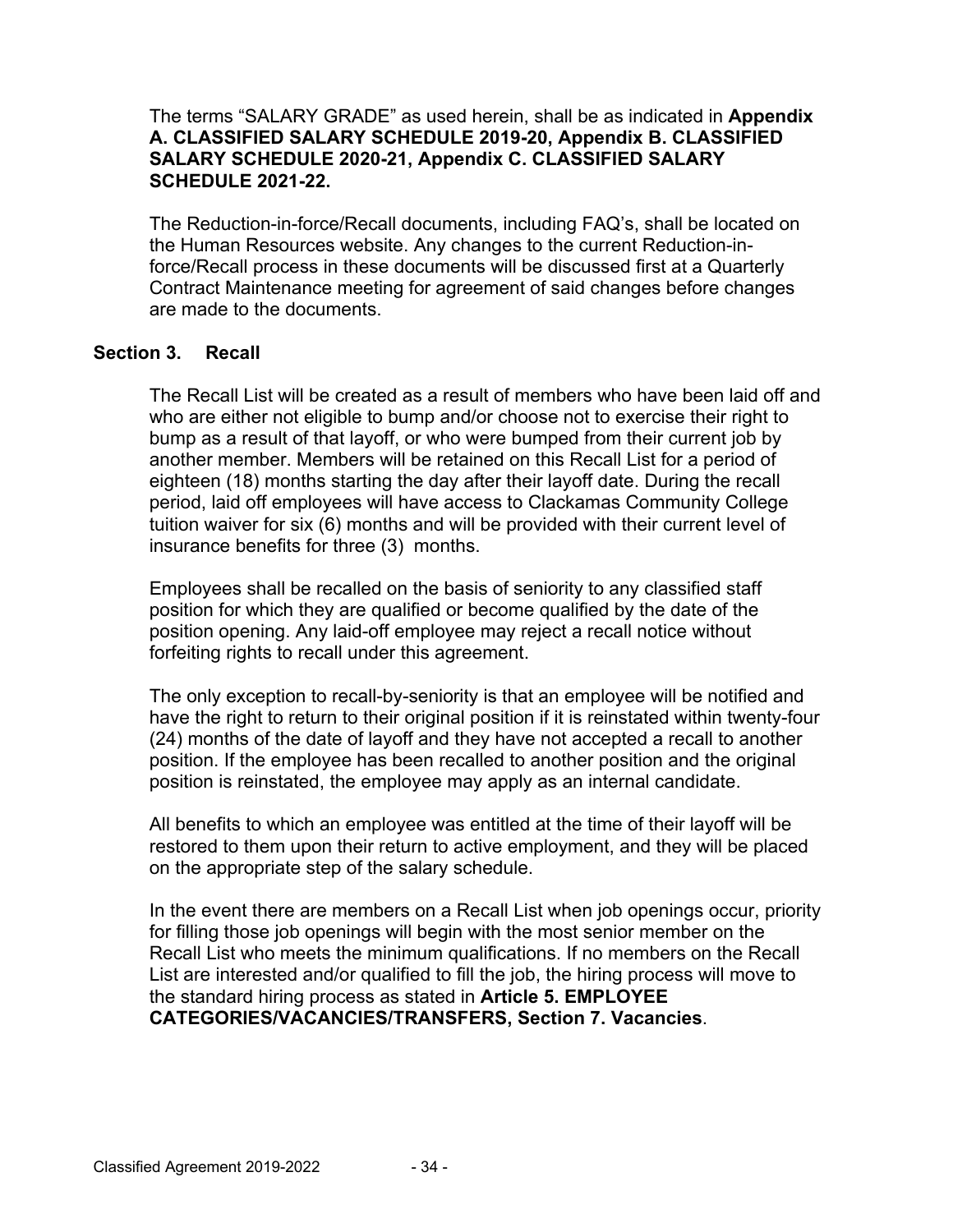The terms "SALARY GRADE" as used herein, shall be as indicated in **Appendix A. CLASSIFIED SALARY SCHEDULE 2019-20, Appendix B. CLASSIFIED SALARY SCHEDULE 2020-21, Appendix C. CLASSIFIED SALARY SCHEDULE 2021-22.**

The Reduction-in-force/Recall documents, including FAQ's, shall be located on the Human Resources website. Any changes to the current Reduction-in-force/Recall process in these documents will be discussed first at a Quarterly Contract Maintenance meeting for agreement of said changes before changes are made to the documents.

### Section 3. Recall

The Recall List will be created as a result of members who have been laid off and who are either not eligible to bump and/or choose not to exercise their right to bump as a result of that layoff, or who were bumped from their current job by another member. Members will be retained on this Recall List for a period of eighteen (18) months starting the day after their layoff date. During the recall period, laid off employees will have access to Clackamas Community College tuition waiver for six (6) months and will be provided with their current level of insurance benefits for three (3) months.

Employees shall be recalled on the basis of seniority to any classified staff position for which they are qualified or become qualified by the date of the position opening. Any laid-off employee may reject a recall notice without forfeiting rights to recall under this agreement.

The only exception to recall-by-seniority is that an employee will be notified and have the right to return to their original position if it is reinstated within twenty-four (24) months of the date of layoff and they have not accepted a recall to another position. If the employee has been recalled to another position and the original position is reinstated, the employee may apply as an internal candidate.

All benefits to which an employee was entitled at the time of their layoff will be restored to them upon their return to active employment, and they will be placed on the appropriate step of the salary schedule.

In the event there are members on a Recall List when job openings occur, priority for filling those job openings will begin with the most senior member on the Recall List who meets the minimum qualifications. If no members on the Recall List are interested and/or qualified to fill the job, the hiring process will move to the standard hiring process as stated in **Article 5. EMPLOYEE CATEGORIES/VACANCIES/TRANSFERS, Section 7. Vacancies**.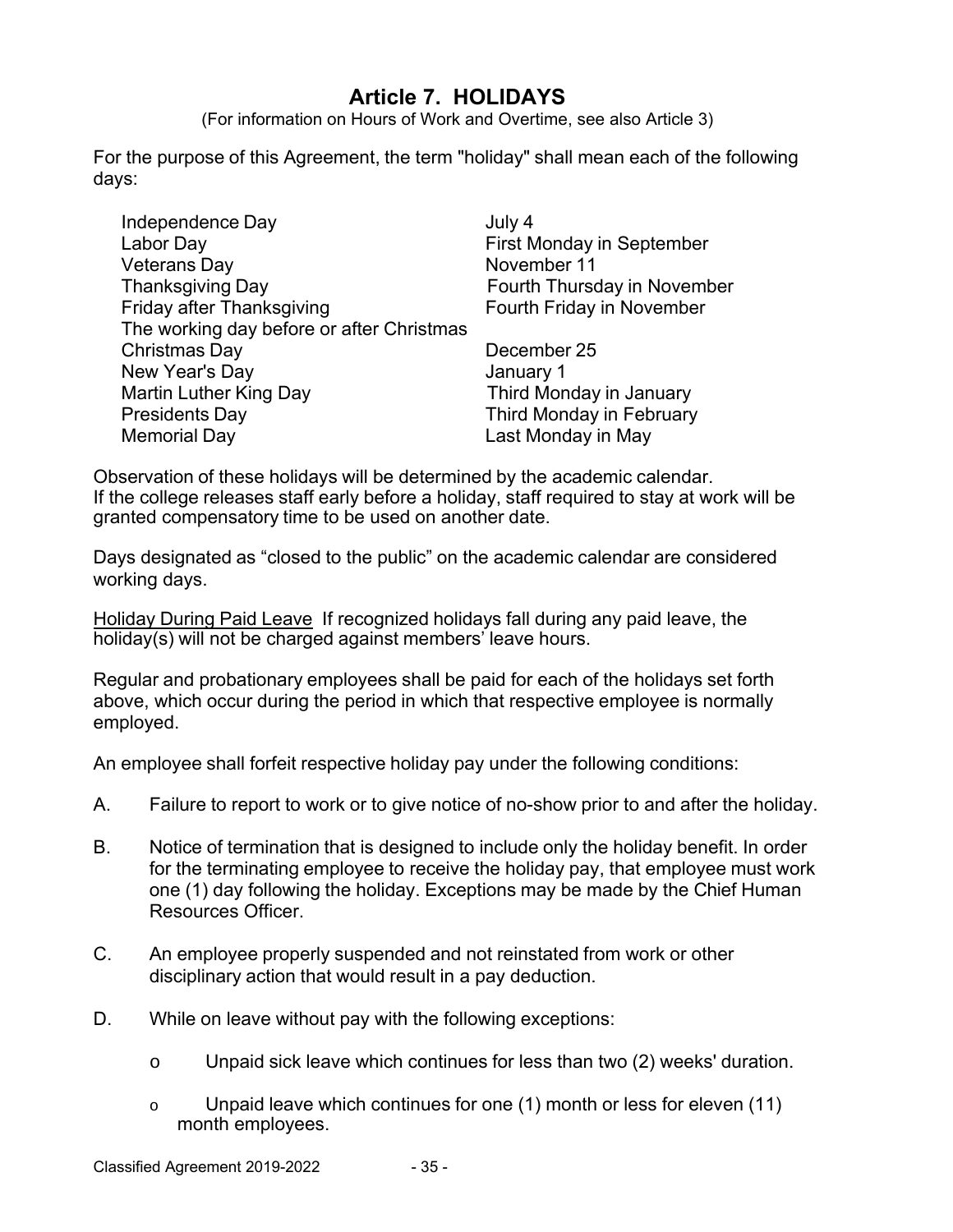# Article 7. HOLIDAYS

(For information on Hours of Work and Overtime, see also Article 3)

For the purpose of this Agreement, the term "holiday" shall mean each of the following days:

| Holiday | Date |
|---|---|
| Independence Day | July 4 |
| Labor Day | First Monday in September |
| Veterans Day | November 11 |
| Thanksgiving Day | Fourth Thursday in November |
| Friday after Thanksgiving | Fourth Friday in November |
| The working day before or after Christmas | |
| Christmas Day | December 25 |
| New Year's Day | January 1 |
| Martin Luther King Day | Third Monday in January |
| Presidents Day | Third Monday in February |
| Memorial Day | Last Monday in May |

Observation of these holidays will be determined by the academic calendar.
If the college releases staff early before a holiday, staff required to stay at work will be granted compensatory time to be used on another date.

Days designated as "closed to the public" on the academic calendar are considered working days.

Holiday During Paid Leave If recognized holidays fall during any paid leave, the holiday(s) will not be charged against members' leave hours.

Regular and probationary employees shall be paid for each of the holidays set forth above, which occur during the period in which that respective employee is normally employed.

An employee shall forfeit respective holiday pay under the following conditions:

A. Failure to report to work or to give notice of no-show prior to and after the holiday.

B. Notice of termination that is designed to include only the holiday benefit. In order for the terminating employee to receive the holiday pay, that employee must work one (1) day following the holiday. Exceptions may be made by the Chief Human Resources Officer.

C. An employee properly suspended and not reinstated from work or other disciplinary action that would result in a pay deduction.

D. While on leave without pay with the following exceptions:

- Unpaid sick leave which continues for less than two (2) weeks' duration.
- Unpaid leave which continues for one (1) month or less for eleven (11) month employees.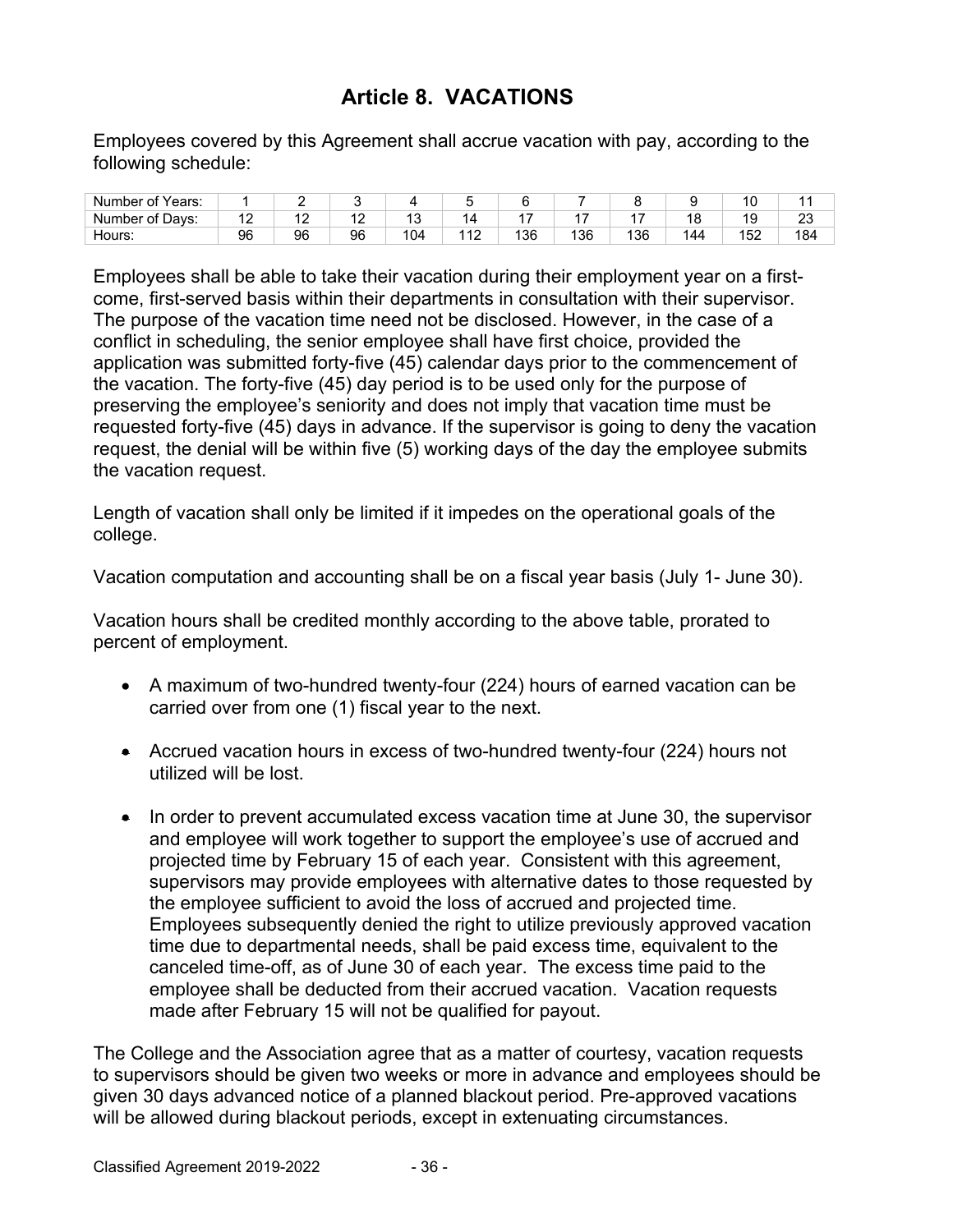# Article 8. VACATIONS

Employees covered by this Agreement shall accrue vacation with pay, according to the following schedule:

| Number of Years: | 1 | 2 | 3 | 4 | 5 | 6 | 7 | 8 | 9 | 10 | 11 |
|---|---|---|---|---|---|---|---|---|---|---|---|
| Number of Days: | 12 | 12 | 12 | 13 | 14 | 17 | 17 | 17 | 18 | 19 | 23 |
| Hours: | 96 | 96 | 96 | 104 | 112 | 136 | 136 | 136 | 144 | 152 | 184 |

Employees shall be able to take their vacation during their employment year on a first-come, first-served basis within their departments in consultation with their supervisor. The purpose of the vacation time need not be disclosed. However, in the case of a conflict in scheduling, the senior employee shall have first choice, provided the application was submitted forty-five (45) calendar days prior to the commencement of the vacation. The forty-five (45) day period is to be used only for the purpose of preserving the employee's seniority and does not imply that vacation time must be requested forty-five (45) days in advance. If the supervisor is going to deny the vacation request, the denial will be within five (5) working days of the day the employee submits the vacation request.

Length of vacation shall only be limited if it impedes on the operational goals of the college.

Vacation computation and accounting shall be on a fiscal year basis (July 1- June 30).

Vacation hours shall be credited monthly according to the above table, prorated to percent of employment.

- A maximum of two-hundred twenty-four (224) hours of earned vacation can be carried over from one (1) fiscal year to the next.
- Accrued vacation hours in excess of two-hundred twenty-four (224) hours not utilized will be lost.
- In order to prevent accumulated excess vacation time at June 30, the supervisor and employee will work together to support the employee's use of accrued and projected time by February 15 of each year. Consistent with this agreement, supervisors may provide employees with alternative dates to those requested by the employee sufficient to avoid the loss of accrued and projected time. Employees subsequently denied the right to utilize previously approved vacation time due to departmental needs, shall be paid excess time, equivalent to the canceled time-off, as of June 30 of each year. The excess time paid to the employee shall be deducted from their accrued vacation. Vacation requests made after February 15 will not be qualified for payout.

The College and the Association agree that as a matter of courtesy, vacation requests to supervisors should be given two weeks or more in advance and employees should be given 30 days advanced notice of a planned blackout period. Pre-approved vacations will be allowed during blackout periods, except in extenuating circumstances.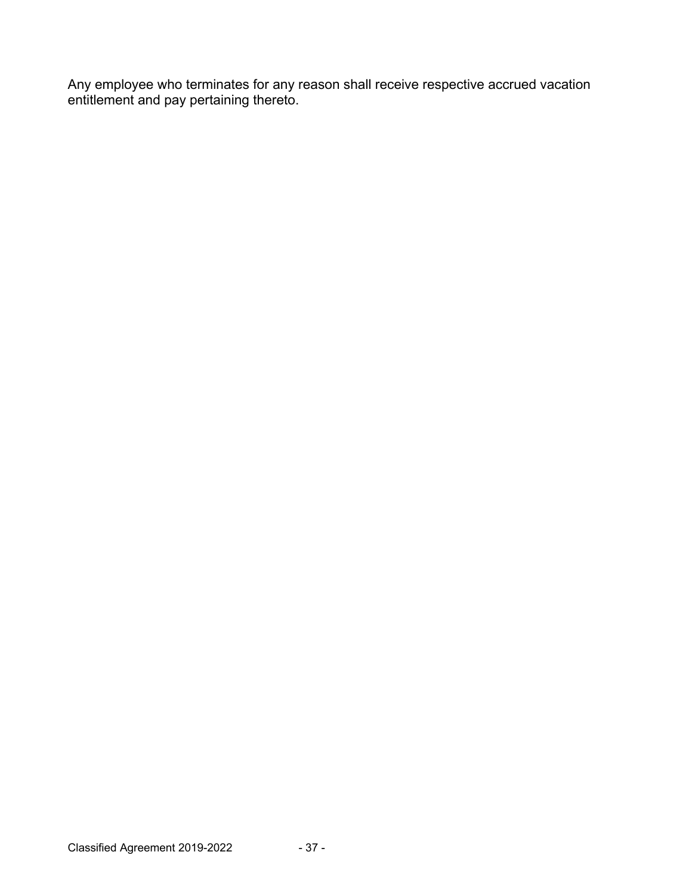Any employee who terminates for any reason shall receive respective accrued vacation entitlement and pay pertaining thereto.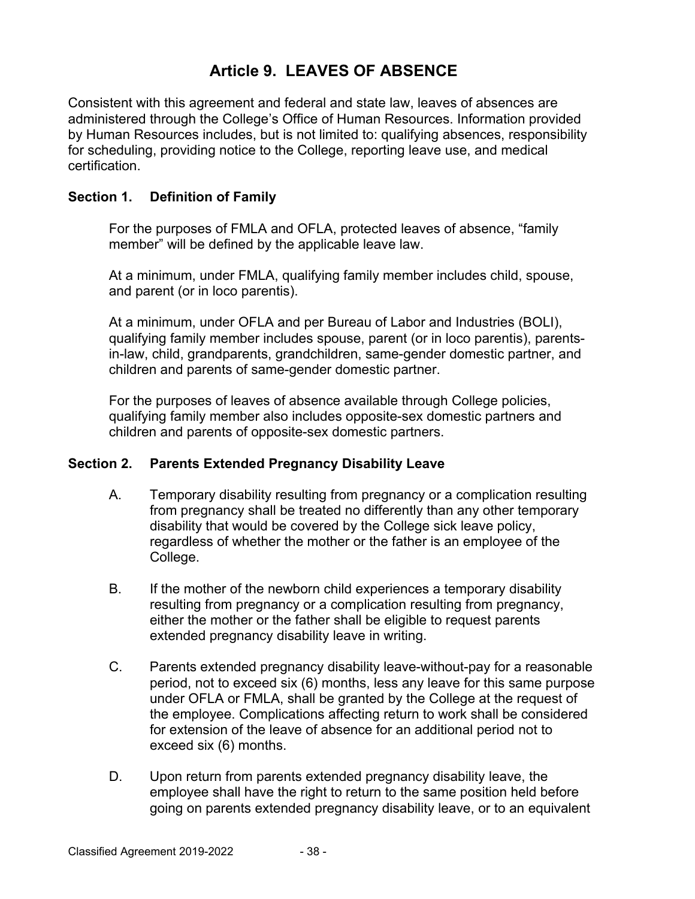# Article 9. LEAVES OF ABSENCE

Consistent with this agreement and federal and state law, leaves of absences are administered through the College's Office of Human Resources. Information provided by Human Resources includes, but is not limited to: qualifying absences, responsibility for scheduling, providing notice to the College, reporting leave use, and medical certification.

### Section 1. Definition of Family

For the purposes of FMLA and OFLA, protected leaves of absence, "family member" will be defined by the applicable leave law.

At a minimum, under FMLA, qualifying family member includes child, spouse, and parent (or in loco parentis).

At a minimum, under OFLA and per Bureau of Labor and Industries (BOLI), qualifying family member includes spouse, parent (or in loco parentis), parents-in-law, child, grandparents, grandchildren, same-gender domestic partner, and children and parents of same-gender domestic partner.

For the purposes of leaves of absence available through College policies, qualifying family member also includes opposite-sex domestic partners and children and parents of opposite-sex domestic partners.

### Section 2. Parents Extended Pregnancy Disability Leave

A. Temporary disability resulting from pregnancy or a complication resulting from pregnancy shall be treated no differently than any other temporary disability that would be covered by the College sick leave policy, regardless of whether the mother or the father is an employee of the College.

B. If the mother of the newborn child experiences a temporary disability resulting from pregnancy or a complication resulting from pregnancy, either the mother or the father shall be eligible to request parents extended pregnancy disability leave in writing.

C. Parents extended pregnancy disability leave-without-pay for a reasonable period, not to exceed six (6) months, less any leave for this same purpose under OFLA or FMLA, shall be granted by the College at the request of the employee. Complications affecting return to work shall be considered for extension of the leave of absence for an additional period not to exceed six (6) months.

D. Upon return from parents extended pregnancy disability leave, the employee shall have the right to return to the same position held before going on parents extended pregnancy disability leave, or to an equivalent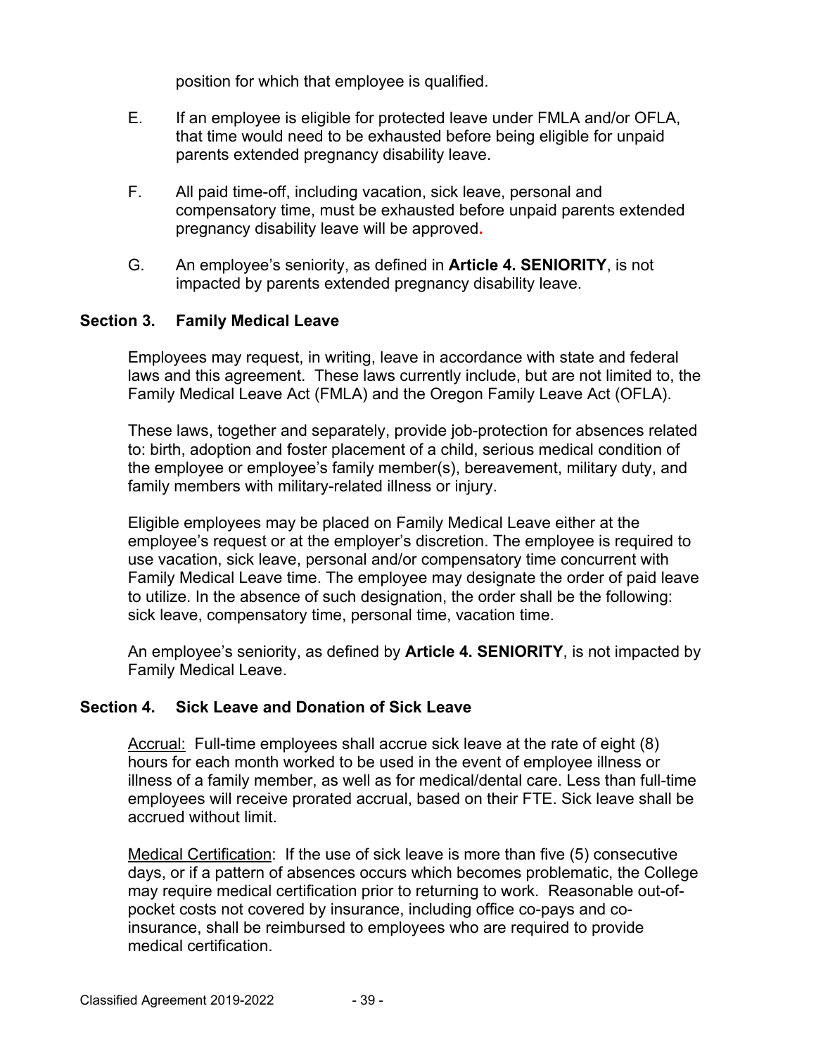position for which that employee is qualified.

E. If an employee is eligible for protected leave under FMLA and/or OFLA, that time would need to be exhausted before being eligible for unpaid parents extended pregnancy disability leave.

F. All paid time-off, including vacation, sick leave, personal and compensatory time, must be exhausted before unpaid parents extended pregnancy disability leave will be approved.

G. An employee's seniority, as defined in **Article 4. SENIORITY**, is not impacted by parents extended pregnancy disability leave.

### Section 3. Family Medical Leave

Employees may request, in writing, leave in accordance with state and federal laws and this agreement. These laws currently include, but are not limited to, the Family Medical Leave Act (FMLA) and the Oregon Family Leave Act (OFLA).

These laws, together and separately, provide job-protection for absences related to: birth, adoption and foster placement of a child, serious medical condition of the employee or employee's family member(s), bereavement, military duty, and family members with military-related illness or injury.

Eligible employees may be placed on Family Medical Leave either at the employee's request or at the employer's discretion. The employee is required to use vacation, sick leave, personal and/or compensatory time concurrent with Family Medical Leave time. The employee may designate the order of paid leave to utilize. In the absence of such designation, the order shall be the following: sick leave, compensatory time, personal time, vacation time.

An employee's seniority, as defined by **Article 4. SENIORITY**, is not impacted by Family Medical Leave.

### Section 4. Sick Leave and Donation of Sick Leave

<u>Accrual:</u> Full-time employees shall accrue sick leave at the rate of eight (8) hours for each month worked to be used in the event of employee illness or illness of a family member, as well as for medical/dental care. Less than full-time employees will receive prorated accrual, based on their FTE. Sick leave shall be accrued without limit.

<u>Medical Certification</u>: If the use of sick leave is more than five (5) consecutive days, or if a pattern of absences occurs which becomes problematic, the College may require medical certification prior to returning to work. Reasonable out-of-pocket costs not covered by insurance, including office co-pays and co-insurance, shall be reimbursed to employees who are required to provide medical certification.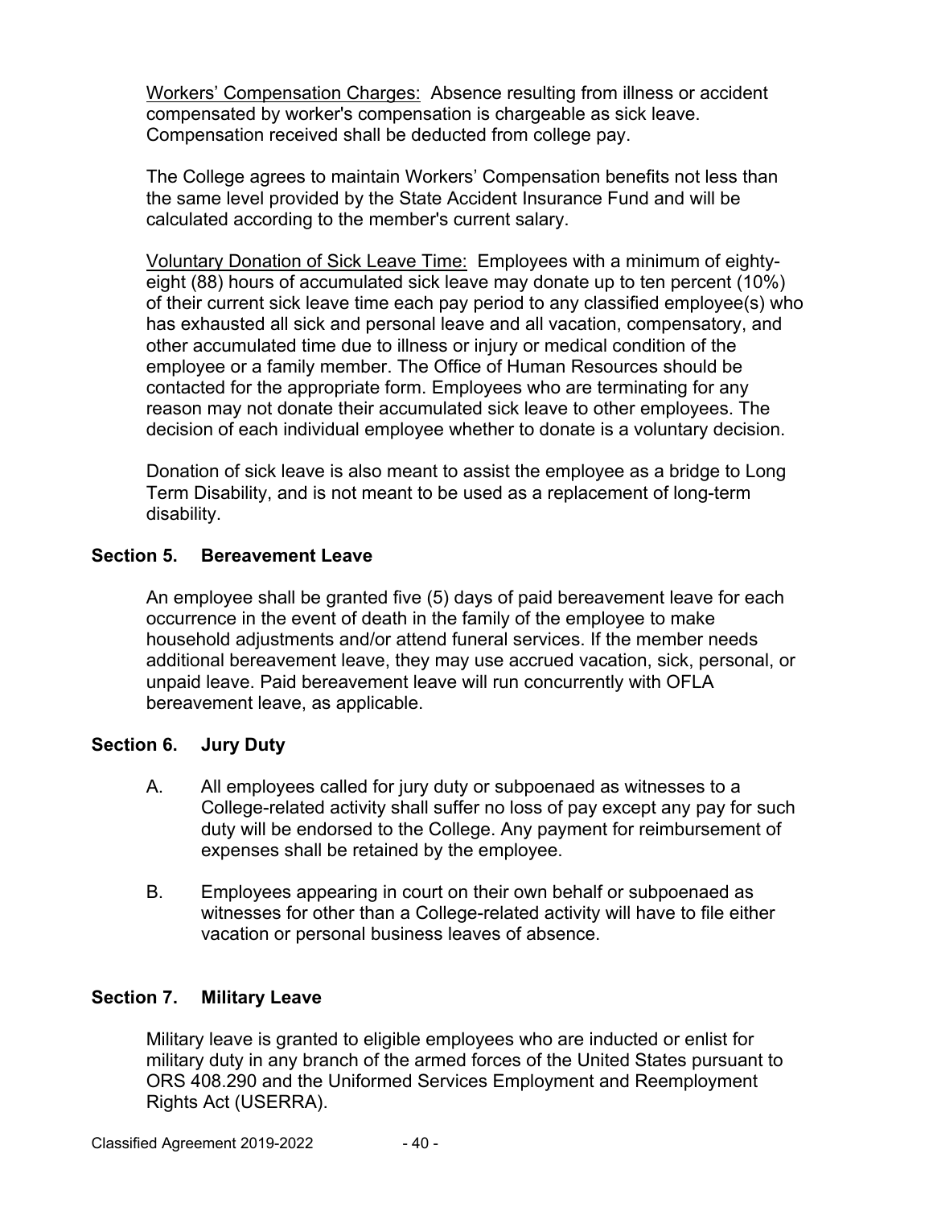<u>Workers' Compensation Charges:</u> Absence resulting from illness or accident compensated by worker's compensation is chargeable as sick leave. Compensation received shall be deducted from college pay.

The College agrees to maintain Workers' Compensation benefits not less than the same level provided by the State Accident Insurance Fund and will be calculated according to the member's current salary.

<u>Voluntary Donation of Sick Leave Time:</u> Employees with a minimum of eighty-eight (88) hours of accumulated sick leave may donate up to ten percent (10%) of their current sick leave time each pay period to any classified employee(s) who has exhausted all sick and personal leave and all vacation, compensatory, and other accumulated time due to illness or injury or medical condition of the employee or a family member. The Office of Human Resources should be contacted for the appropriate form. Employees who are terminating for any reason may not donate their accumulated sick leave to other employees. The decision of each individual employee whether to donate is a voluntary decision.

Donation of sick leave is also meant to assist the employee as a bridge to Long Term Disability, and is not meant to be used as a replacement of long-term disability.

### Section 5. Bereavement Leave

An employee shall be granted five (5) days of paid bereavement leave for each occurrence in the event of death in the family of the employee to make household adjustments and/or attend funeral services. If the member needs additional bereavement leave, they may use accrued vacation, sick, personal, or unpaid leave. Paid bereavement leave will run concurrently with OFLA bereavement leave, as applicable.

### Section 6. Jury Duty

A. All employees called for jury duty or subpoenaed as witnesses to a College-related activity shall suffer no loss of pay except any pay for such duty will be endorsed to the College. Any payment for reimbursement of expenses shall be retained by the employee.

B. Employees appearing in court on their own behalf or subpoenaed as witnesses for other than a College-related activity will have to file either vacation or personal business leaves of absence.

### Section 7. Military Leave

Military leave is granted to eligible employees who are inducted or enlist for military duty in any branch of the armed forces of the United States pursuant to ORS 408.290 and the Uniformed Services Employment and Reemployment Rights Act (USERRA).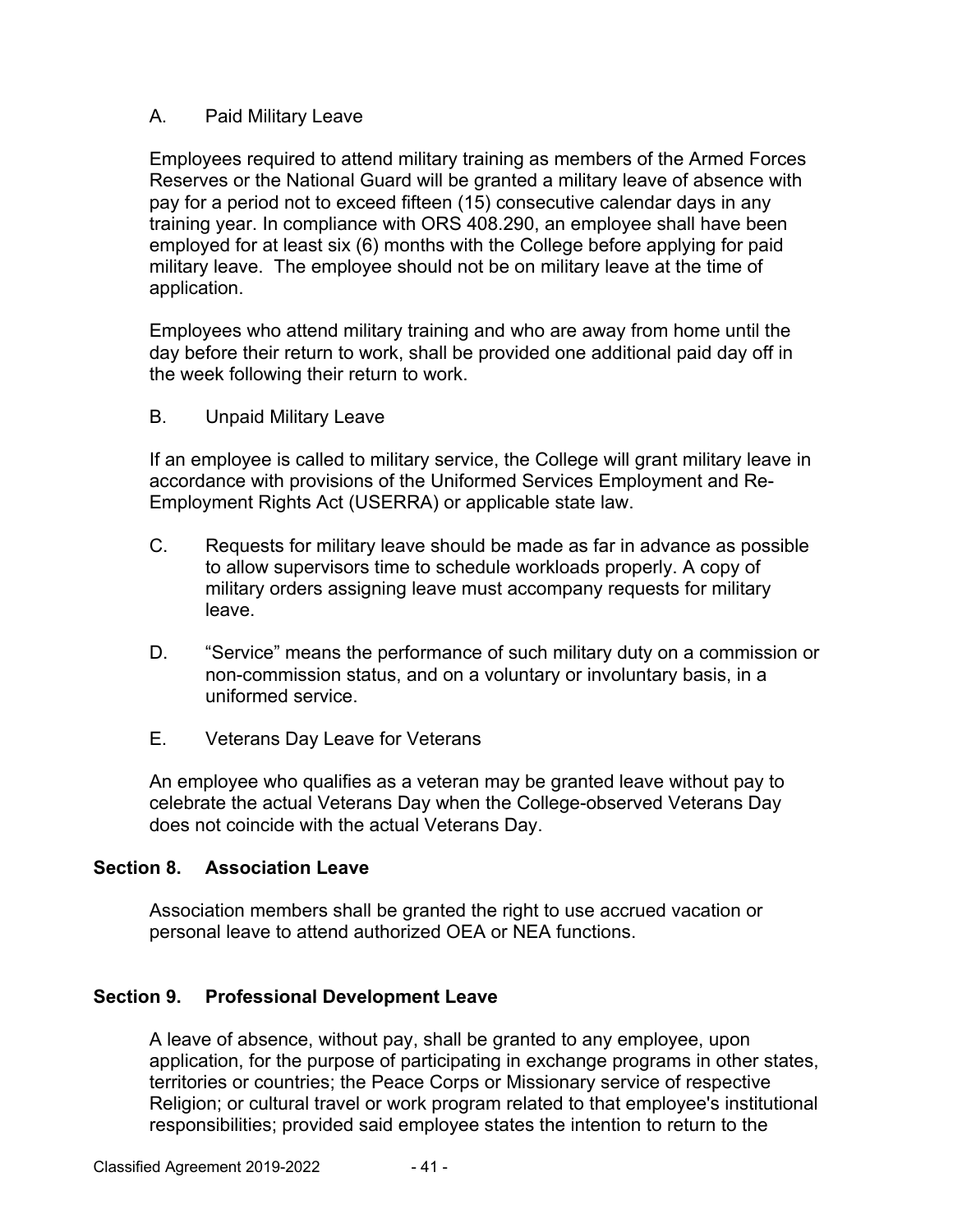A. Paid Military Leave

Employees required to attend military training as members of the Armed Forces Reserves or the National Guard will be granted a military leave of absence with pay for a period not to exceed fifteen (15) consecutive calendar days in any training year. In compliance with ORS 408.290, an employee shall have been employed for at least six (6) months with the College before applying for paid military leave. The employee should not be on military leave at the time of application.

Employees who attend military training and who are away from home until the day before their return to work, shall be provided one additional paid day off in the week following their return to work.

B. Unpaid Military Leave

If an employee is called to military service, the College will grant military leave in accordance with provisions of the Uniformed Services Employment and Re-Employment Rights Act (USERRA) or applicable state law.

C. Requests for military leave should be made as far in advance as possible to allow supervisors time to schedule workloads properly. A copy of military orders assigning leave must accompany requests for military leave.

D. "Service" means the performance of such military duty on a commission or non-commission status, and on a voluntary or involuntary basis, in a uniformed service.

E. Veterans Day Leave for Veterans

An employee who qualifies as a veteran may be granted leave without pay to celebrate the actual Veterans Day when the College-observed Veterans Day does not coincide with the actual Veterans Day.

**Section 8. Association Leave**

Association members shall be granted the right to use accrued vacation or personal leave to attend authorized OEA or NEA functions.

**Section 9. Professional Development Leave**

A leave of absence, without pay, shall be granted to any employee, upon application, for the purpose of participating in exchange programs in other states, territories or countries; the Peace Corps or Missionary service of respective Religion; or cultural travel or work program related to that employee's institutional responsibilities; provided said employee states the intention to return to the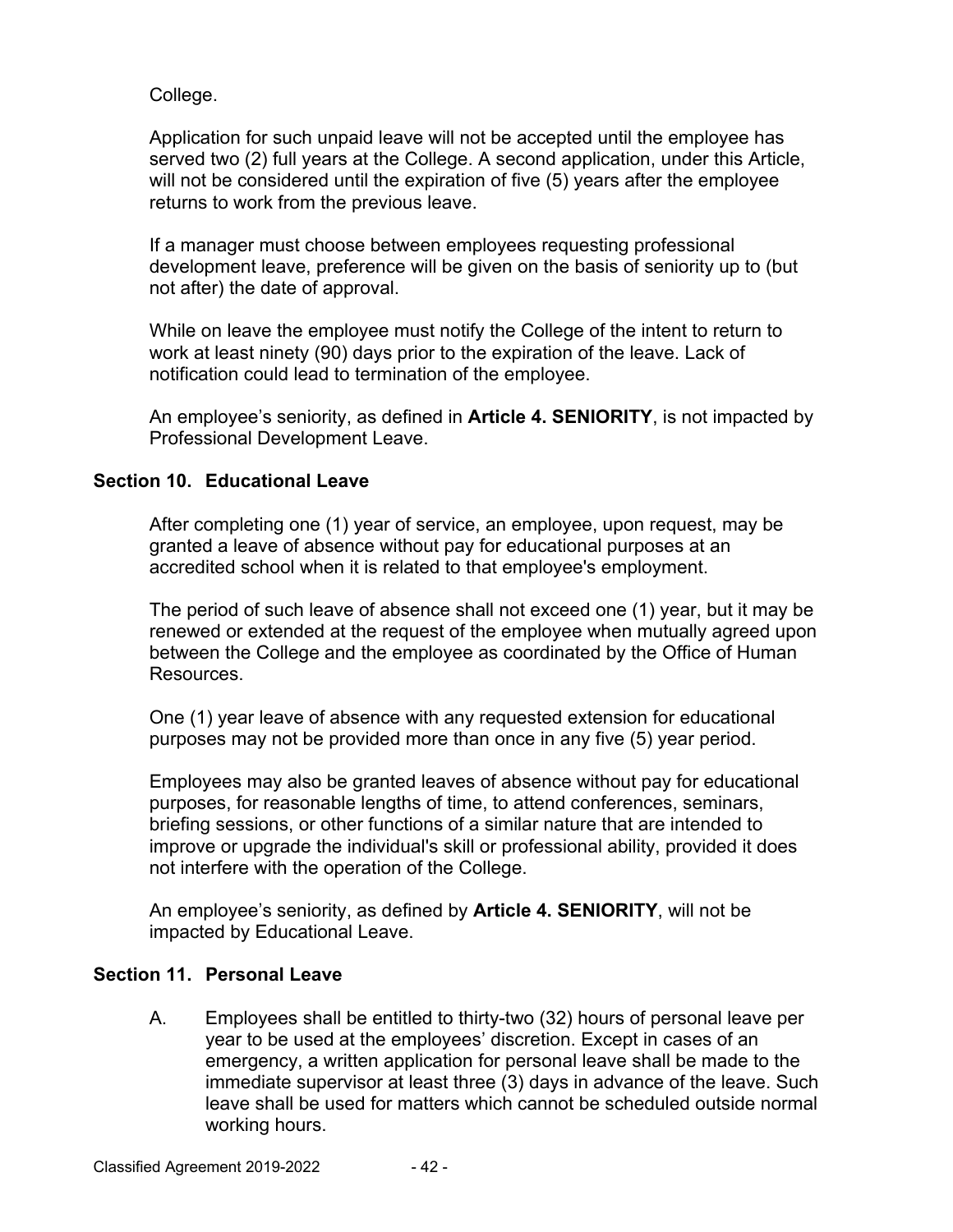College.

Application for such unpaid leave will not be accepted until the employee has served two (2) full years at the College. A second application, under this Article, will not be considered until the expiration of five (5) years after the employee returns to work from the previous leave.

If a manager must choose between employees requesting professional development leave, preference will be given on the basis of seniority up to (but not after) the date of approval.

While on leave the employee must notify the College of the intent to return to work at least ninety (90) days prior to the expiration of the leave. Lack of notification could lead to termination of the employee.

An employee's seniority, as defined in **Article 4. SENIORITY**, is not impacted by Professional Development Leave.

### Section 10. Educational Leave

After completing one (1) year of service, an employee, upon request, may be granted a leave of absence without pay for educational purposes at an accredited school when it is related to that employee's employment.

The period of such leave of absence shall not exceed one (1) year, but it may be renewed or extended at the request of the employee when mutually agreed upon between the College and the employee as coordinated by the Office of Human Resources.

One (1) year leave of absence with any requested extension for educational purposes may not be provided more than once in any five (5) year period.

Employees may also be granted leaves of absence without pay for educational purposes, for reasonable lengths of time, to attend conferences, seminars, briefing sessions, or other functions of a similar nature that are intended to improve or upgrade the individual's skill or professional ability, provided it does not interfere with the operation of the College.

An employee's seniority, as defined by **Article 4. SENIORITY**, will not be impacted by Educational Leave.

### Section 11. Personal Leave

A. Employees shall be entitled to thirty-two (32) hours of personal leave per year to be used at the employees' discretion. Except in cases of an emergency, a written application for personal leave shall be made to the immediate supervisor at least three (3) days in advance of the leave. Such leave shall be used for matters which cannot be scheduled outside normal working hours.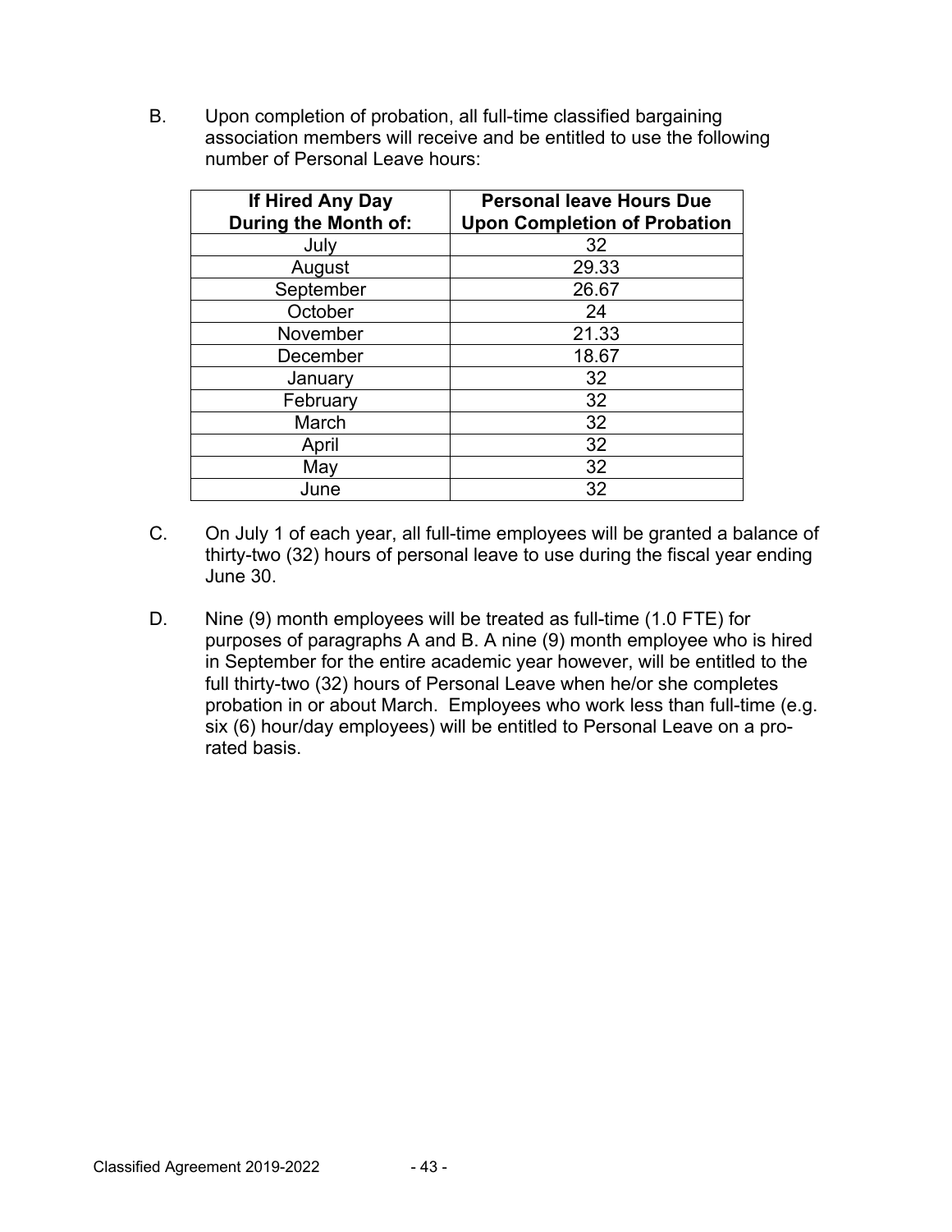B. Upon completion of probation, all full-time classified bargaining association members will receive and be entitled to use the following number of Personal Leave hours:

| If Hired Any Day During the Month of: | Personal leave Hours Due Upon Completion of Probation |
|---|---|
| July | 32 |
| August | 29.33 |
| September | 26.67 |
| October | 24 |
| November | 21.33 |
| December | 18.67 |
| January | 32 |
| February | 32 |
| March | 32 |
| April | 32 |
| May | 32 |
| June | 32 |

C. On July 1 of each year, all full-time employees will be granted a balance of thirty-two (32) hours of personal leave to use during the fiscal year ending June 30.

D. Nine (9) month employees will be treated as full-time (1.0 FTE) for purposes of paragraphs A and B. A nine (9) month employee who is hired in September for the entire academic year however, will be entitled to the full thirty-two (32) hours of Personal Leave when he/or she completes probation in or about March. Employees who work less than full-time (e.g. six (6) hour/day employees) will be entitled to Personal Leave on a pro-rated basis.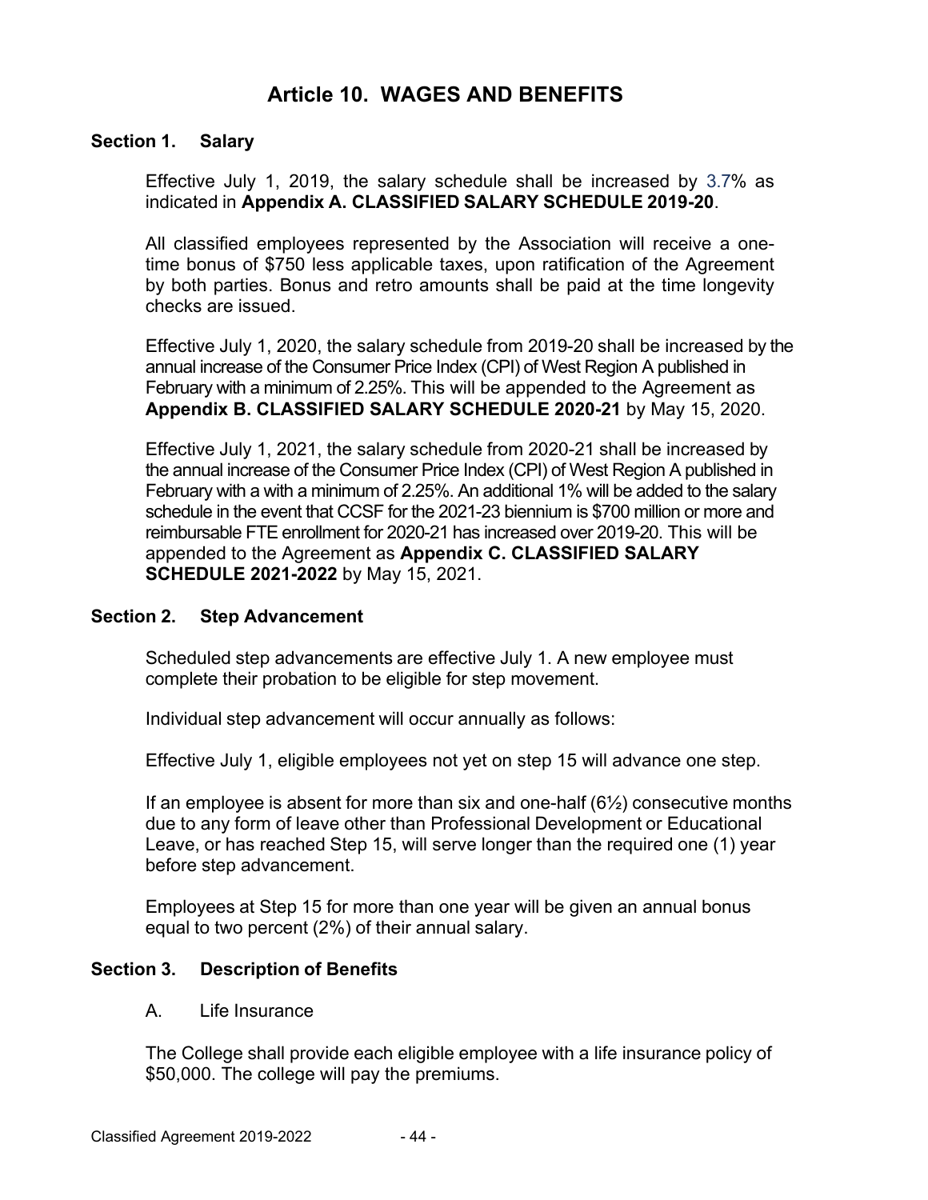# Article 10. WAGES AND BENEFITS

### Section 1. Salary

Effective July 1, 2019, the salary schedule shall be increased by 3.7% as indicated in **Appendix A. CLASSIFIED SALARY SCHEDULE 2019-20**.

All classified employees represented by the Association will receive a one-time bonus of $750 less applicable taxes, upon ratification of the Agreement by both parties. Bonus and retro amounts shall be paid at the time longevity checks are issued.

Effective July 1, 2020, the salary schedule from 2019-20 shall be increased by the annual increase of the Consumer Price Index (CPI) of West Region A published in February with a minimum of 2.25%. This will be appended to the Agreement as **Appendix B. CLASSIFIED SALARY SCHEDULE 2020-21** by May 15, 2020.

Effective July 1, 2021, the salary schedule from 2020-21 shall be increased by the annual increase of the Consumer Price Index (CPI) of West Region A published in February with a with a minimum of 2.25%. An additional 1% will be added to the salary schedule in the event that CCSF for the 2021-23 biennium is $700 million or more and reimbursable FTE enrollment for 2020-21 has increased over 2019-20. This will be appended to the Agreement as **Appendix C. CLASSIFIED SALARY SCHEDULE 2021-2022** by May 15, 2021.

### Section 2. Step Advancement

Scheduled step advancements are effective July 1. A new employee must complete their probation to be eligible for step movement.

Individual step advancement will occur annually as follows:

Effective July 1, eligible employees not yet on step 15 will advance one step.

If an employee is absent for more than six and one-half (6½) consecutive months due to any form of leave other than Professional Development or Educational Leave, or has reached Step 15, will serve longer than the required one (1) year before step advancement.

Employees at Step 15 for more than one year will be given an annual bonus equal to two percent (2%) of their annual salary.

### Section 3. Description of Benefits

A. Life Insurance

The College shall provide each eligible employee with a life insurance policy of $50,000. The college will pay the premiums.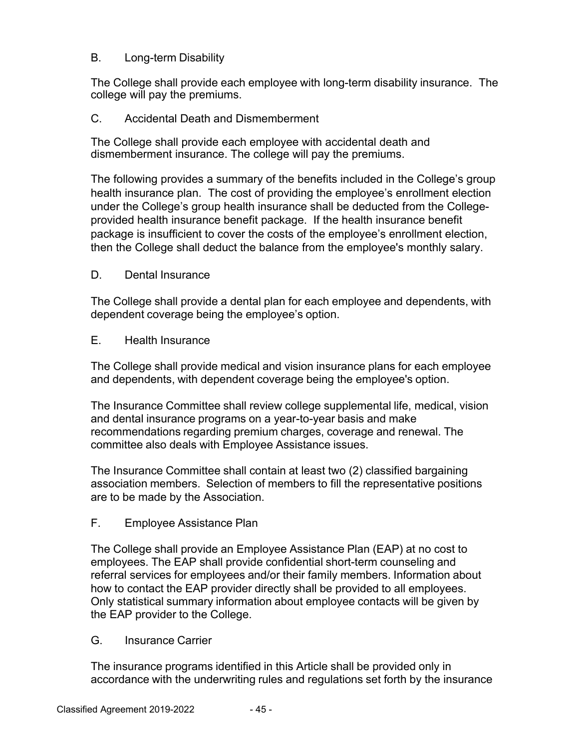B. Long-term Disability

The College shall provide each employee with long-term disability insurance. The college will pay the premiums.

C. Accidental Death and Dismemberment

The College shall provide each employee with accidental death and dismemberment insurance. The college will pay the premiums.

The following provides a summary of the benefits included in the College's group health insurance plan. The cost of providing the employee's enrollment election under the College's group health insurance shall be deducted from the College-provided health insurance benefit package. If the health insurance benefit package is insufficient to cover the costs of the employee's enrollment election, then the College shall deduct the balance from the employee's monthly salary.

D. Dental Insurance

The College shall provide a dental plan for each employee and dependents, with dependent coverage being the employee's option.

E. Health Insurance

The College shall provide medical and vision insurance plans for each employee and dependents, with dependent coverage being the employee's option.

The Insurance Committee shall review college supplemental life, medical, vision and dental insurance programs on a year-to-year basis and make recommendations regarding premium charges, coverage and renewal. The committee also deals with Employee Assistance issues.

The Insurance Committee shall contain at least two (2) classified bargaining association members. Selection of members to fill the representative positions are to be made by the Association.

F. Employee Assistance Plan

The College shall provide an Employee Assistance Plan (EAP) at no cost to employees. The EAP shall provide confidential short-term counseling and referral services for employees and/or their family members. Information about how to contact the EAP provider directly shall be provided to all employees. Only statistical summary information about employee contacts will be given by the EAP provider to the College.

G. Insurance Carrier

The insurance programs identified in this Article shall be provided only in accordance with the underwriting rules and regulations set forth by the insurance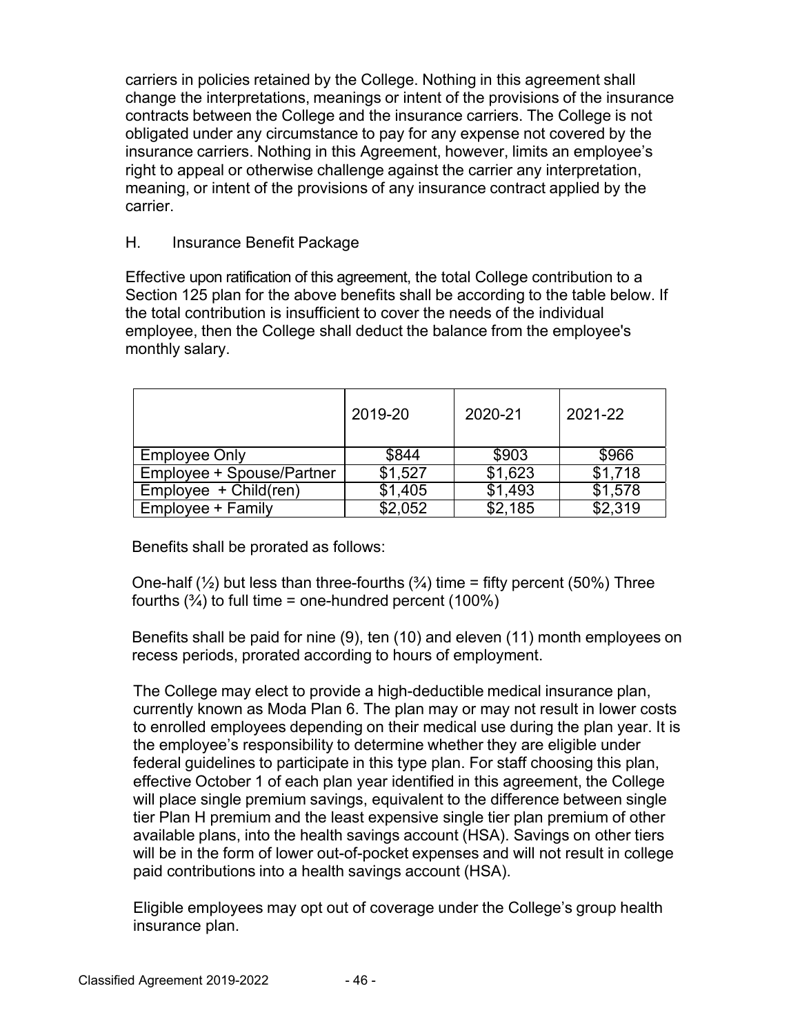carriers in policies retained by the College. Nothing in this agreement shall change the interpretations, meanings or intent of the provisions of the insurance contracts between the College and the insurance carriers. The College is not obligated under any circumstance to pay for any expense not covered by the insurance carriers. Nothing in this Agreement, however, limits an employee's right to appeal or otherwise challenge against the carrier any interpretation, meaning, or intent of the provisions of any insurance contract applied by the carrier.

H. Insurance Benefit Package

Effective upon ratification of this agreement, the total College contribution to a Section 125 plan for the above benefits shall be according to the table below. If the total contribution is insufficient to cover the needs of the individual employee, then the College shall deduct the balance from the employee's monthly salary.

| | 2019-20 | 2020-21 | 2021-22 |
|---|---|---|---|
| Employee Only | \$844 | \$903 | \$966 |
| Employee + Spouse/Partner | \$1,527 | \$1,623 | \$1,718 |
| Employee + Child(ren) | \$1,405 | \$1,493 | \$1,578 |
| Employee + Family | \$2,052 | \$2,185 | \$2,319 |

Benefits shall be prorated as follows:

One-half (½) but less than three-fourths (¾) time = fifty percent (50%) Three fourths (¾) to full time = one-hundred percent (100%)

Benefits shall be paid for nine (9), ten (10) and eleven (11) month employees on recess periods, prorated according to hours of employment.

The College may elect to provide a high-deductible medical insurance plan, currently known as Moda Plan 6. The plan may or may not result in lower costs to enrolled employees depending on their medical use during the plan year. It is the employee's responsibility to determine whether they are eligible under federal guidelines to participate in this type plan. For staff choosing this plan, effective October 1 of each plan year identified in this agreement, the College will place single premium savings, equivalent to the difference between single tier Plan H premium and the least expensive single tier plan premium of other available plans, into the health savings account (HSA). Savings on other tiers will be in the form of lower out-of-pocket expenses and will not result in college paid contributions into a health savings account (HSA).

Eligible employees may opt out of coverage under the College's group health insurance plan.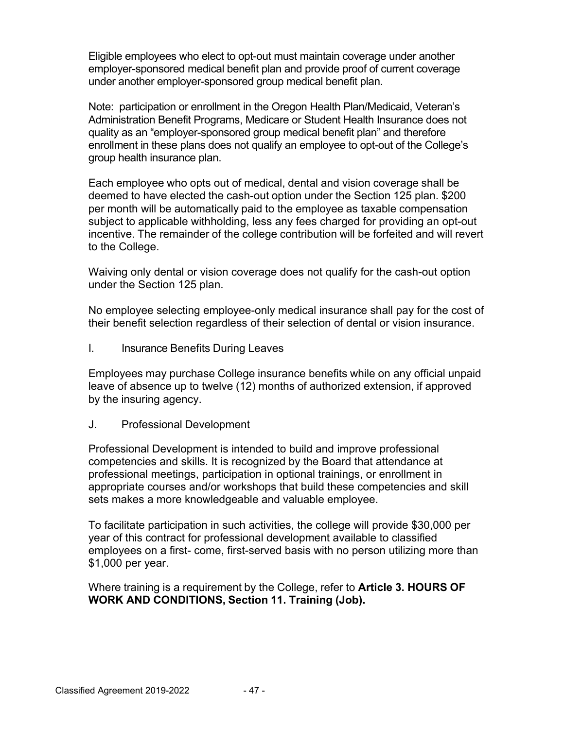Eligible employees who elect to opt-out must maintain coverage under another employer-sponsored medical benefit plan and provide proof of current coverage under another employer-sponsored group medical benefit plan.

Note: participation or enrollment in the Oregon Health Plan/Medicaid, Veteran's Administration Benefit Programs, Medicare or Student Health Insurance does not quality as an "employer-sponsored group medical benefit plan" and therefore enrollment in these plans does not qualify an employee to opt-out of the College's group health insurance plan.

Each employee who opts out of medical, dental and vision coverage shall be deemed to have elected the cash-out option under the Section 125 plan. $200 per month will be automatically paid to the employee as taxable compensation subject to applicable withholding, less any fees charged for providing an opt-out incentive. The remainder of the college contribution will be forfeited and will revert to the College.

Waiving only dental or vision coverage does not qualify for the cash-out option under the Section 125 plan.

No employee selecting employee-only medical insurance shall pay for the cost of their benefit selection regardless of their selection of dental or vision insurance.

I. Insurance Benefits During Leaves

Employees may purchase College insurance benefits while on any official unpaid leave of absence up to twelve (12) months of authorized extension, if approved by the insuring agency.

J. Professional Development

Professional Development is intended to build and improve professional competencies and skills. It is recognized by the Board that attendance at professional meetings, participation in optional trainings, or enrollment in appropriate courses and/or workshops that build these competencies and skill sets makes a more knowledgeable and valuable employee.

To facilitate participation in such activities, the college will provide $30,000 per year of this contract for professional development available to classified employees on a first- come, first-served basis with no person utilizing more than $1,000 per year.

Where training is a requirement by the College, refer to **Article 3. HOURS OF WORK AND CONDITIONS, Section 11. Training (Job).**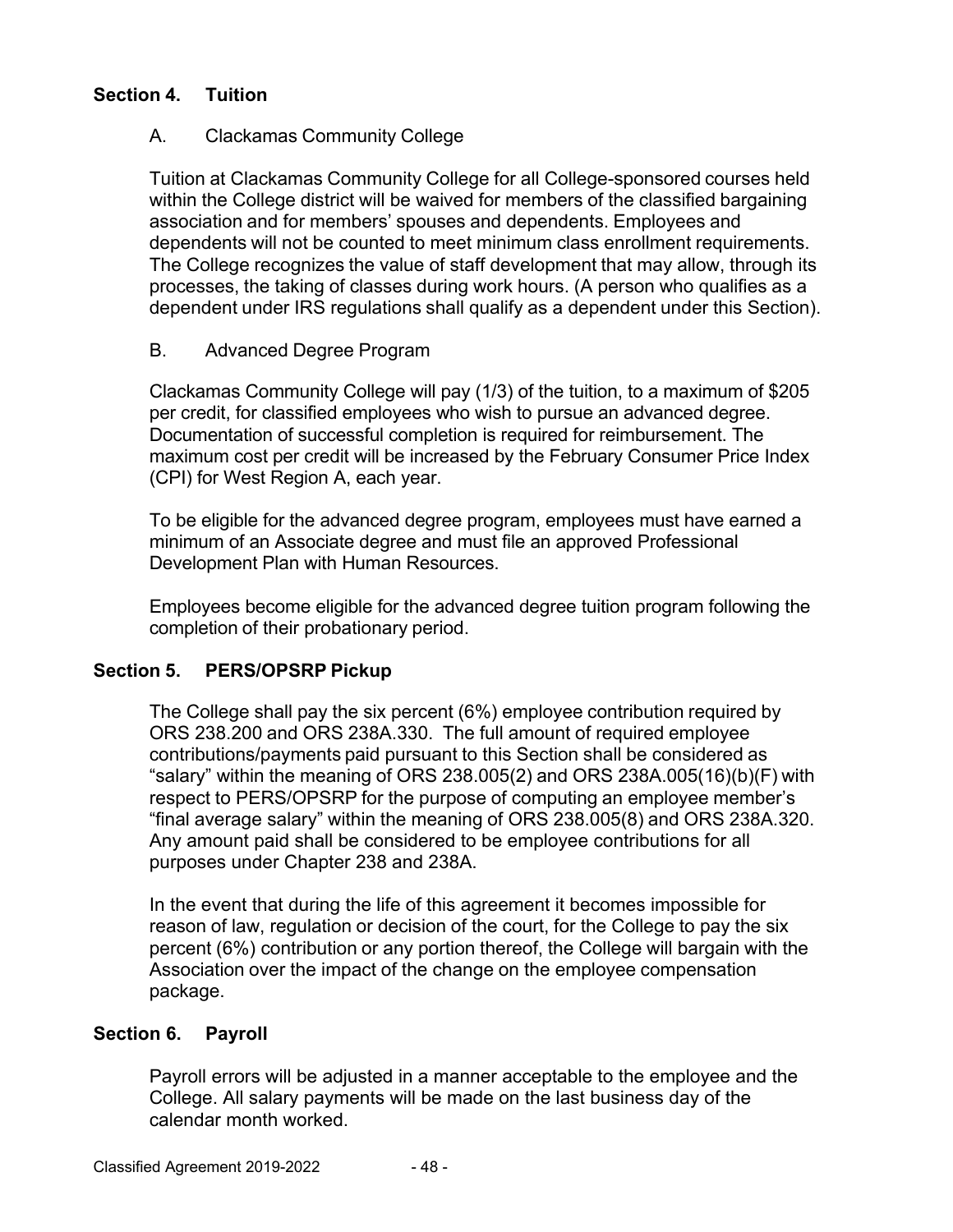## Section 4. Tuition

### A. Clackamas Community College

Tuition at Clackamas Community College for all College-sponsored courses held within the College district will be waived for members of the classified bargaining association and for members' spouses and dependents. Employees and dependents will not be counted to meet minimum class enrollment requirements. The College recognizes the value of staff development that may allow, through its processes, the taking of classes during work hours. (A person who qualifies as a dependent under IRS regulations shall qualify as a dependent under this Section).

### B. Advanced Degree Program

Clackamas Community College will pay (1/3) of the tuition, to a maximum of $205 per credit, for classified employees who wish to pursue an advanced degree. Documentation of successful completion is required for reimbursement. The maximum cost per credit will be increased by the February Consumer Price Index (CPI) for West Region A, each year.

To be eligible for the advanced degree program, employees must have earned a minimum of an Associate degree and must file an approved Professional Development Plan with Human Resources.

Employees become eligible for the advanced degree tuition program following the completion of their probationary period.

## Section 5. PERS/OPSRP Pickup

The College shall pay the six percent (6%) employee contribution required by ORS 238.200 and ORS 238A.330. The full amount of required employee contributions/payments paid pursuant to this Section shall be considered as "salary" within the meaning of ORS 238.005(2) and ORS 238A.005(16)(b)(F) with respect to PERS/OPSRP for the purpose of computing an employee member's "final average salary" within the meaning of ORS 238.005(8) and ORS 238A.320. Any amount paid shall be considered to be employee contributions for all purposes under Chapter 238 and 238A.

In the event that during the life of this agreement it becomes impossible for reason of law, regulation or decision of the court, for the College to pay the six percent (6%) contribution or any portion thereof, the College will bargain with the Association over the impact of the change on the employee compensation package.

## Section 6. Payroll

Payroll errors will be adjusted in a manner acceptable to the employee and the College. All salary payments will be made on the last business day of the calendar month worked.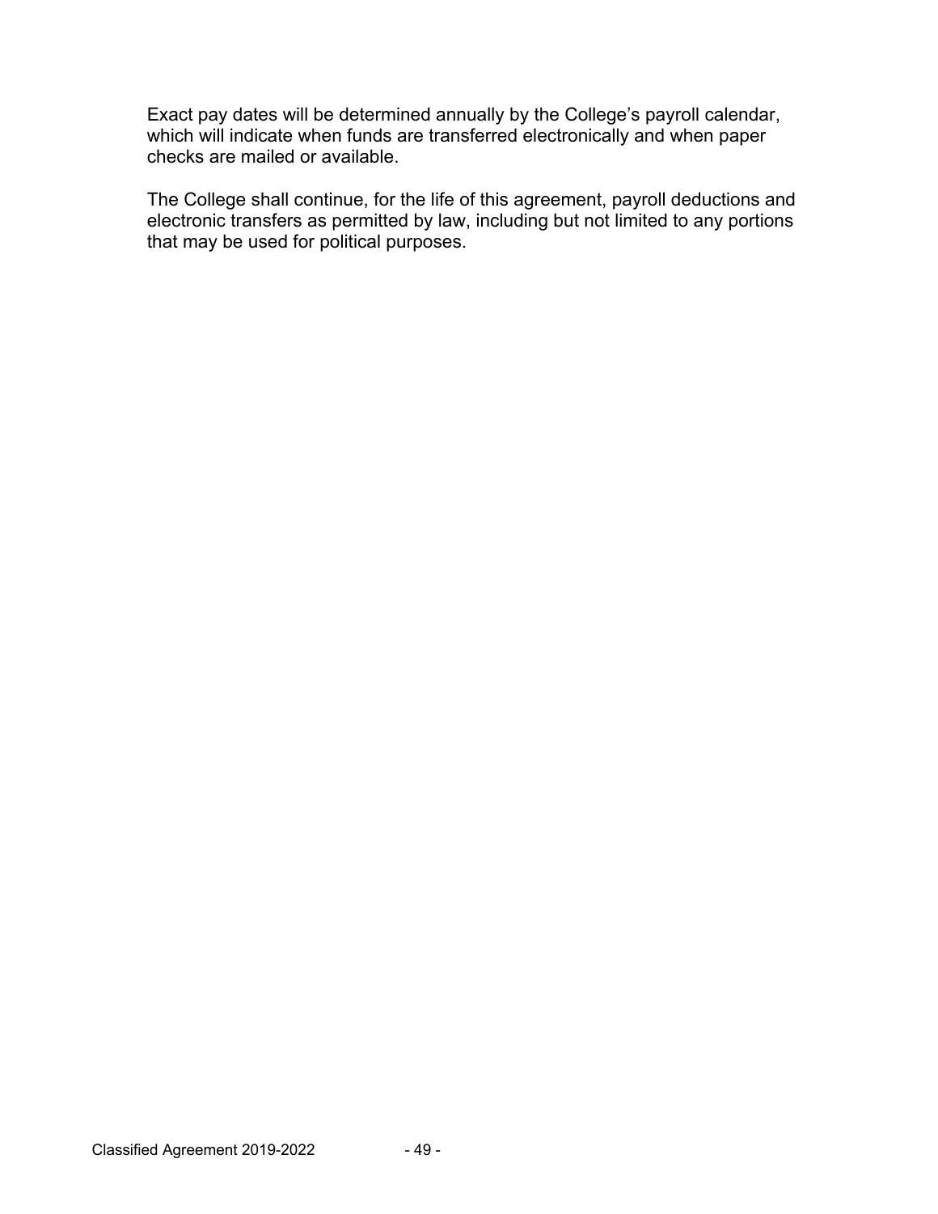Exact pay dates will be determined annually by the College's payroll calendar, which will indicate when funds are transferred electronically and when paper checks are mailed or available.

The College shall continue, for the life of this agreement, payroll deductions and electronic transfers as permitted by law, including but not limited to any portions that may be used for political purposes.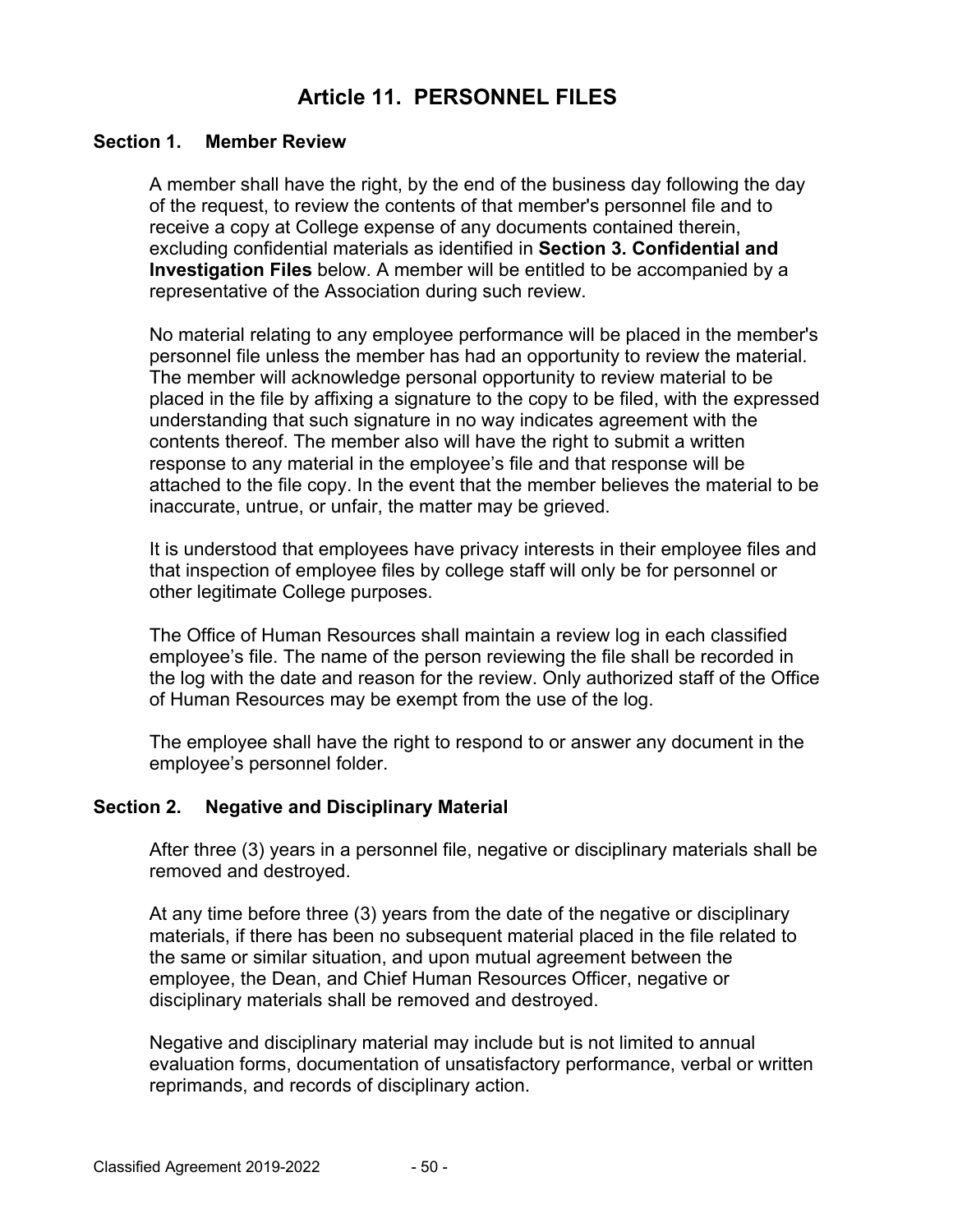# Article 11. PERSONNEL FILES

### Section 1. Member Review

A member shall have the right, by the end of the business day following the day of the request, to review the contents of that member's personnel file and to receive a copy at College expense of any documents contained therein, excluding confidential materials as identified in **Section 3. Confidential and Investigation Files** below. A member will be entitled to be accompanied by a representative of the Association during such review.

No material relating to any employee performance will be placed in the member's personnel file unless the member has had an opportunity to review the material. The member will acknowledge personal opportunity to review material to be placed in the file by affixing a signature to the copy to be filed, with the expressed understanding that such signature in no way indicates agreement with the contents thereof. The member also will have the right to submit a written response to any material in the employee's file and that response will be attached to the file copy. In the event that the member believes the material to be inaccurate, untrue, or unfair, the matter may be grieved.

It is understood that employees have privacy interests in their employee files and that inspection of employee files by college staff will only be for personnel or other legitimate College purposes.

The Office of Human Resources shall maintain a review log in each classified employee's file. The name of the person reviewing the file shall be recorded in the log with the date and reason for the review. Only authorized staff of the Office of Human Resources may be exempt from the use of the log.

The employee shall have the right to respond to or answer any document in the employee's personnel folder.

### Section 2. Negative and Disciplinary Material

After three (3) years in a personnel file, negative or disciplinary materials shall be removed and destroyed.

At any time before three (3) years from the date of the negative or disciplinary materials, if there has been no subsequent material placed in the file related to the same or similar situation, and upon mutual agreement between the employee, the Dean, and Chief Human Resources Officer, negative or disciplinary materials shall be removed and destroyed.

Negative and disciplinary material may include but is not limited to annual evaluation forms, documentation of unsatisfactory performance, verbal or written reprimands, and records of disciplinary action.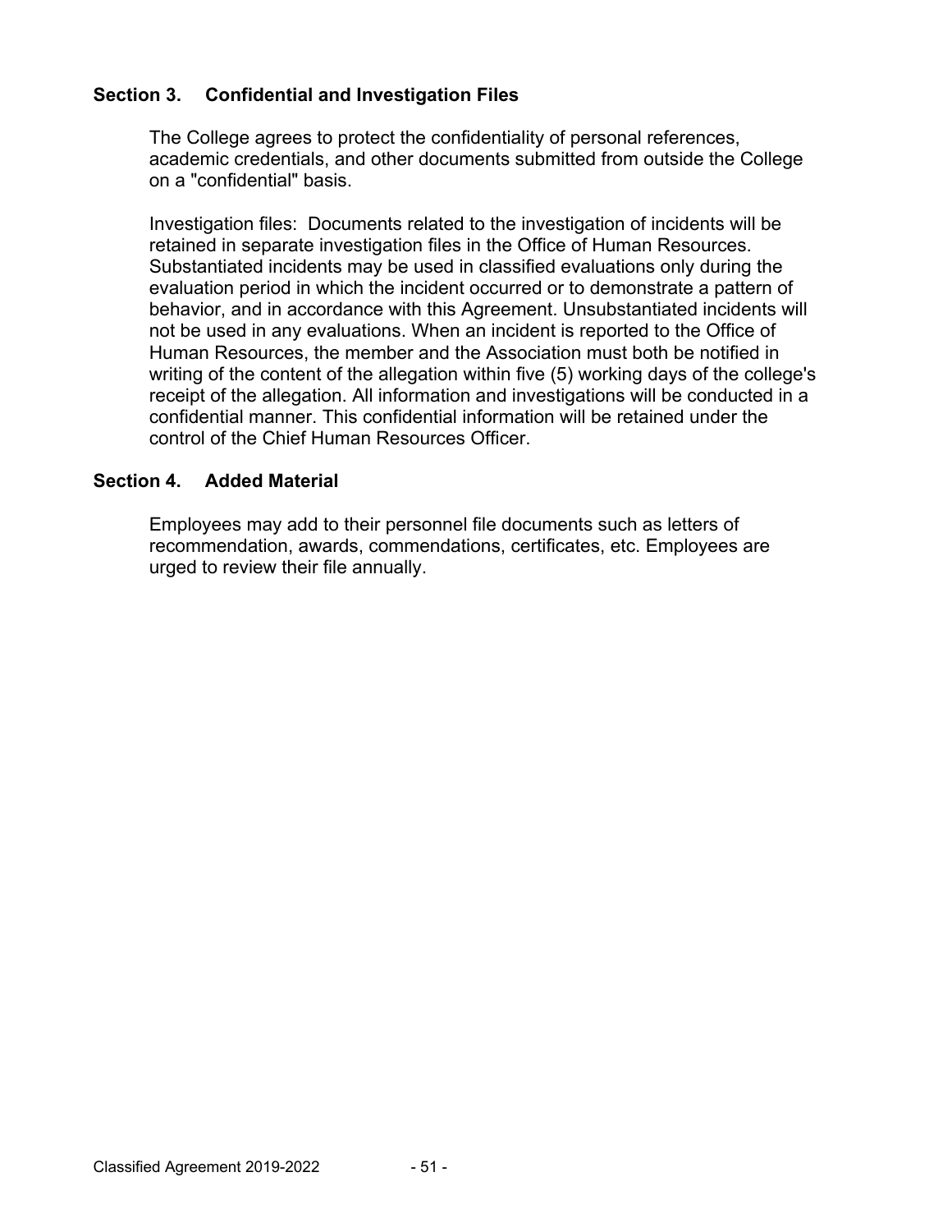### Section 3. Confidential and Investigation Files

The College agrees to protect the confidentiality of personal references, academic credentials, and other documents submitted from outside the College on a "confidential" basis.

Investigation files: Documents related to the investigation of incidents will be retained in separate investigation files in the Office of Human Resources. Substantiated incidents may be used in classified evaluations only during the evaluation period in which the incident occurred or to demonstrate a pattern of behavior, and in accordance with this Agreement. Unsubstantiated incidents will not be used in any evaluations. When an incident is reported to the Office of Human Resources, the member and the Association must both be notified in writing of the content of the allegation within five (5) working days of the college's receipt of the allegation. All information and investigations will be conducted in a confidential manner. This confidential information will be retained under the control of the Chief Human Resources Officer.

### Section 4. Added Material

Employees may add to their personnel file documents such as letters of recommendation, awards, commendations, certificates, etc. Employees are urged to review their file annually.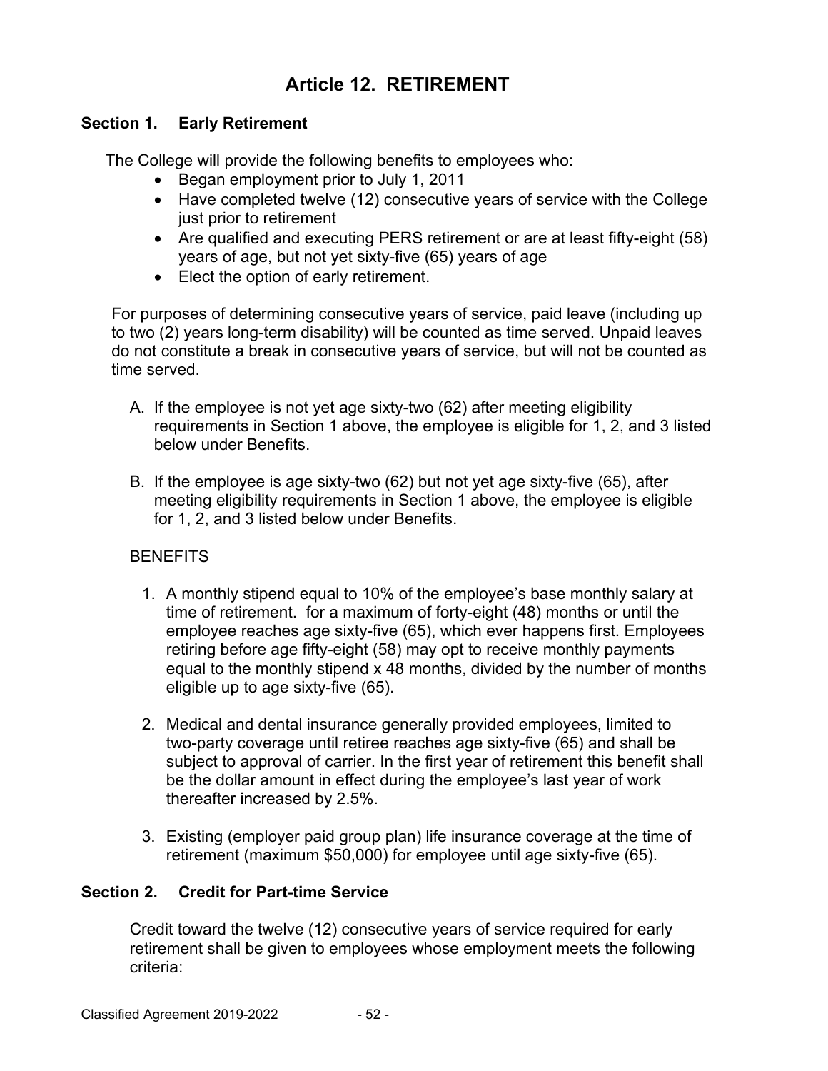# Article 12. RETIREMENT

## Section 1. Early Retirement

The College will provide the following benefits to employees who:

- Began employment prior to July 1, 2011
- Have completed twelve (12) consecutive years of service with the College just prior to retirement
- Are qualified and executing PERS retirement or are at least fifty-eight (58) years of age, but not yet sixty-five (65) years of age
- Elect the option of early retirement.

For purposes of determining consecutive years of service, paid leave (including up to two (2) years long-term disability) will be counted as time served. Unpaid leaves do not constitute a break in consecutive years of service, but will not be counted as time served.

A. If the employee is not yet age sixty-two (62) after meeting eligibility requirements in Section 1 above, the employee is eligible for 1, 2, and 3 listed below under Benefits.

B. If the employee is age sixty-two (62) but not yet age sixty-five (65), after meeting eligibility requirements in Section 1 above, the employee is eligible for 1, 2, and 3 listed below under Benefits.

BENEFITS

1. A monthly stipend equal to 10% of the employee's base monthly salary at time of retirement. for a maximum of forty-eight (48) months or until the employee reaches age sixty-five (65), which ever happens first. Employees retiring before age fifty-eight (58) may opt to receive monthly payments equal to the monthly stipend x 48 months, divided by the number of months eligible up to age sixty-five (65).

2. Medical and dental insurance generally provided employees, limited to two-party coverage until retiree reaches age sixty-five (65) and shall be subject to approval of carrier. In the first year of retirement this benefit shall be the dollar amount in effect during the employee's last year of work thereafter increased by 2.5%.

3. Existing (employer paid group plan) life insurance coverage at the time of retirement (maximum $50,000) for employee until age sixty-five (65).

## Section 2. Credit for Part-time Service

Credit toward the twelve (12) consecutive years of service required for early retirement shall be given to employees whose employment meets the following criteria: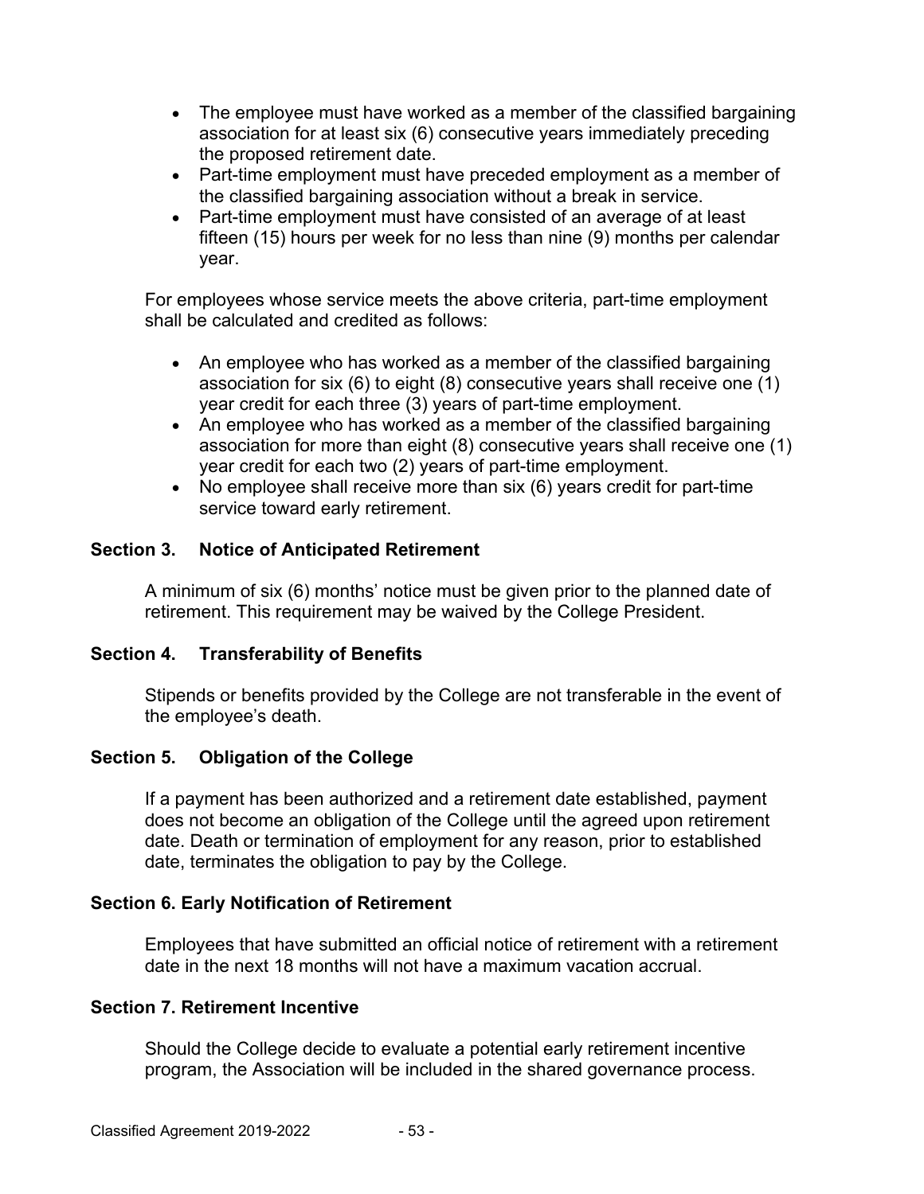- The employee must have worked as a member of the classified bargaining association for at least six (6) consecutive years immediately preceding the proposed retirement date.
- Part-time employment must have preceded employment as a member of the classified bargaining association without a break in service.
- Part-time employment must have consisted of an average of at least fifteen (15) hours per week for no less than nine (9) months per calendar year.

For employees whose service meets the above criteria, part-time employment shall be calculated and credited as follows:

- An employee who has worked as a member of the classified bargaining association for six (6) to eight (8) consecutive years shall receive one (1) year credit for each three (3) years of part-time employment.
- An employee who has worked as a member of the classified bargaining association for more than eight (8) consecutive years shall receive one (1) year credit for each two (2) years of part-time employment.
- No employee shall receive more than six (6) years credit for part-time service toward early retirement.

### Section 3. Notice of Anticipated Retirement

A minimum of six (6) months' notice must be given prior to the planned date of retirement. This requirement may be waived by the College President.

### Section 4. Transferability of Benefits

Stipends or benefits provided by the College are not transferable in the event of the employee's death.

### Section 5. Obligation of the College

If a payment has been authorized and a retirement date established, payment does not become an obligation of the College until the agreed upon retirement date. Death or termination of employment for any reason, prior to established date, terminates the obligation to pay by the College.

### Section 6. Early Notification of Retirement

Employees that have submitted an official notice of retirement with a retirement date in the next 18 months will not have a maximum vacation accrual.

### Section 7. Retirement Incentive

Should the College decide to evaluate a potential early retirement incentive program, the Association will be included in the shared governance process.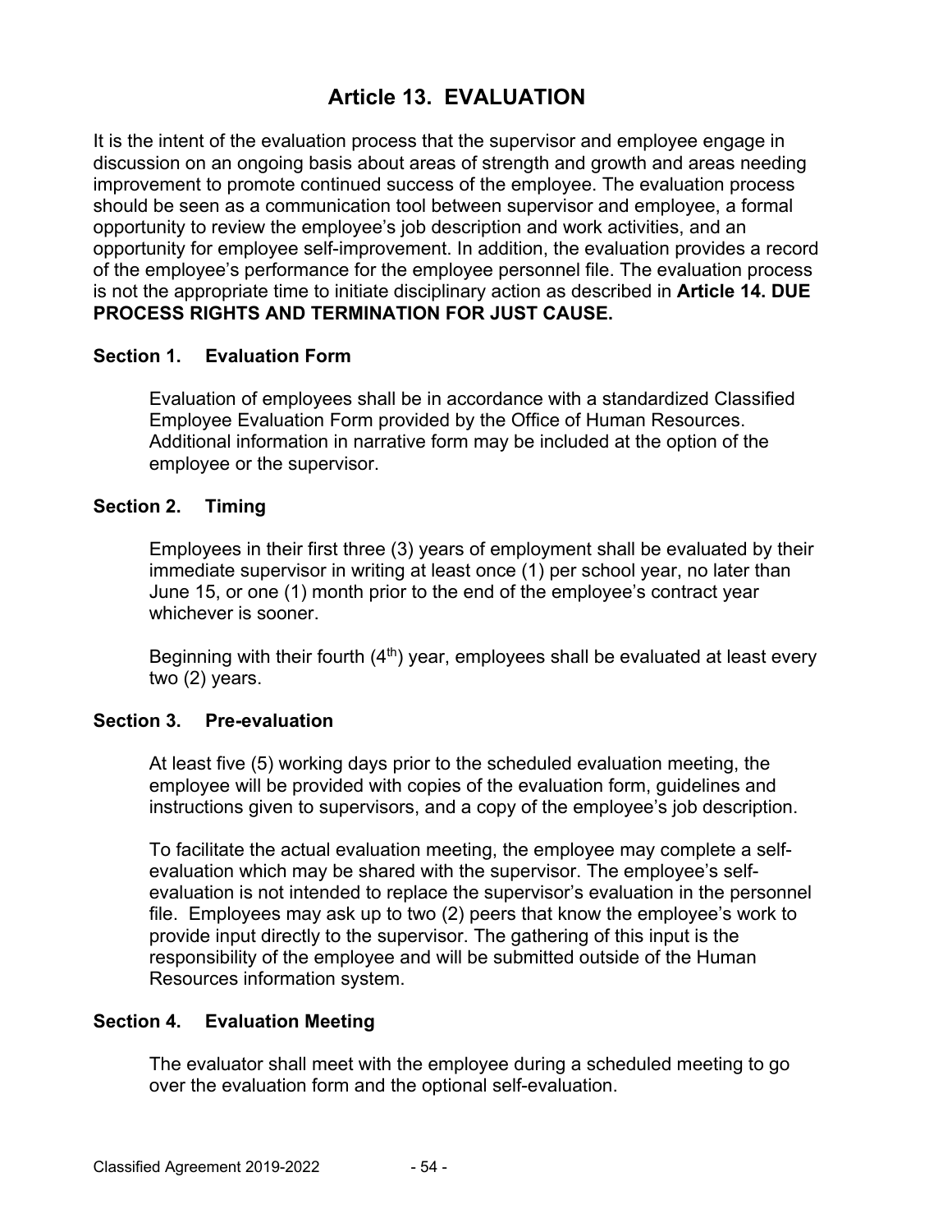# Article 13. EVALUATION

It is the intent of the evaluation process that the supervisor and employee engage in discussion on an ongoing basis about areas of strength and growth and areas needing improvement to promote continued success of the employee. The evaluation process should be seen as a communication tool between supervisor and employee, a formal opportunity to review the employee's job description and work activities, and an opportunity for employee self-improvement. In addition, the evaluation provides a record of the employee's performance for the employee personnel file. The evaluation process is not the appropriate time to initiate disciplinary action as described in **Article 14. DUE PROCESS RIGHTS AND TERMINATION FOR JUST CAUSE.**

### Section 1. Evaluation Form

Evaluation of employees shall be in accordance with a standardized Classified Employee Evaluation Form provided by the Office of Human Resources. Additional information in narrative form may be included at the option of the employee or the supervisor.

### Section 2. Timing

Employees in their first three (3) years of employment shall be evaluated by their immediate supervisor in writing at least once (1) per school year, no later than June 15, or one (1) month prior to the end of the employee's contract year whichever is sooner.

Beginning with their fourth (4th) year, employees shall be evaluated at least every two (2) years.

### Section 3. Pre-evaluation

At least five (5) working days prior to the scheduled evaluation meeting, the employee will be provided with copies of the evaluation form, guidelines and instructions given to supervisors, and a copy of the employee's job description.

To facilitate the actual evaluation meeting, the employee may complete a self-evaluation which may be shared with the supervisor. The employee's self-evaluation is not intended to replace the supervisor's evaluation in the personnel file. Employees may ask up to two (2) peers that know the employee's work to provide input directly to the supervisor. The gathering of this input is the responsibility of the employee and will be submitted outside of the Human Resources information system.

### Section 4. Evaluation Meeting

The evaluator shall meet with the employee during a scheduled meeting to go over the evaluation form and the optional self-evaluation.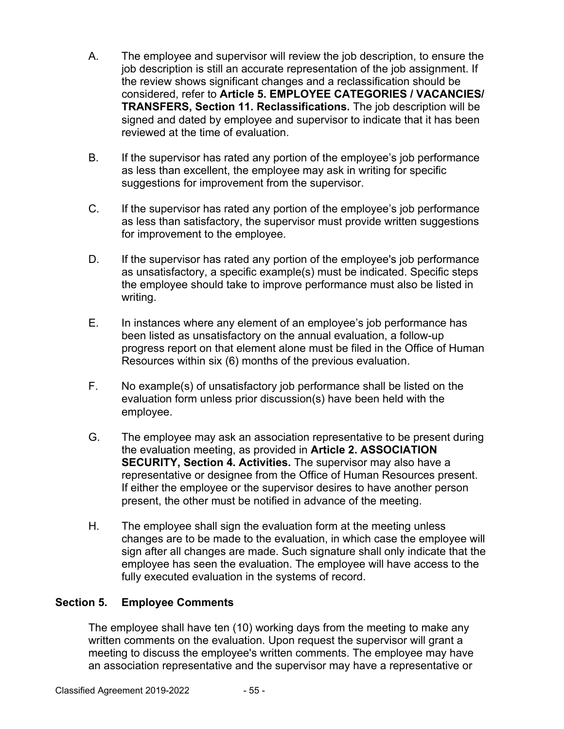A. The employee and supervisor will review the job description, to ensure the job description is still an accurate representation of the job assignment. If the review shows significant changes and a reclassification should be considered, refer to **Article 5. EMPLOYEE CATEGORIES / VACANCIES/ TRANSFERS, Section 11. Reclassifications.** The job description will be signed and dated by employee and supervisor to indicate that it has been reviewed at the time of evaluation.

B. If the supervisor has rated any portion of the employee's job performance as less than excellent, the employee may ask in writing for specific suggestions for improvement from the supervisor.

C. If the supervisor has rated any portion of the employee's job performance as less than satisfactory, the supervisor must provide written suggestions for improvement to the employee.

D. If the supervisor has rated any portion of the employee's job performance as unsatisfactory, a specific example(s) must be indicated. Specific steps the employee should take to improve performance must also be listed in writing.

E. In instances where any element of an employee's job performance has been listed as unsatisfactory on the annual evaluation, a follow-up progress report on that element alone must be filed in the Office of Human Resources within six (6) months of the previous evaluation.

F. No example(s) of unsatisfactory job performance shall be listed on the evaluation form unless prior discussion(s) have been held with the employee.

G. The employee may ask an association representative to be present during the evaluation meeting, as provided in **Article 2. ASSOCIATION SECURITY, Section 4. Activities.** The supervisor may also have a representative or designee from the Office of Human Resources present. If either the employee or the supervisor desires to have another person present, the other must be notified in advance of the meeting.

H. The employee shall sign the evaluation form at the meeting unless changes are to be made to the evaluation, in which case the employee will sign after all changes are made. Such signature shall only indicate that the employee has seen the evaluation. The employee will have access to the fully executed evaluation in the systems of record.

### Section 5. Employee Comments

The employee shall have ten (10) working days from the meeting to make any written comments on the evaluation. Upon request the supervisor will grant a meeting to discuss the employee's written comments. The employee may have an association representative and the supervisor may have a representative or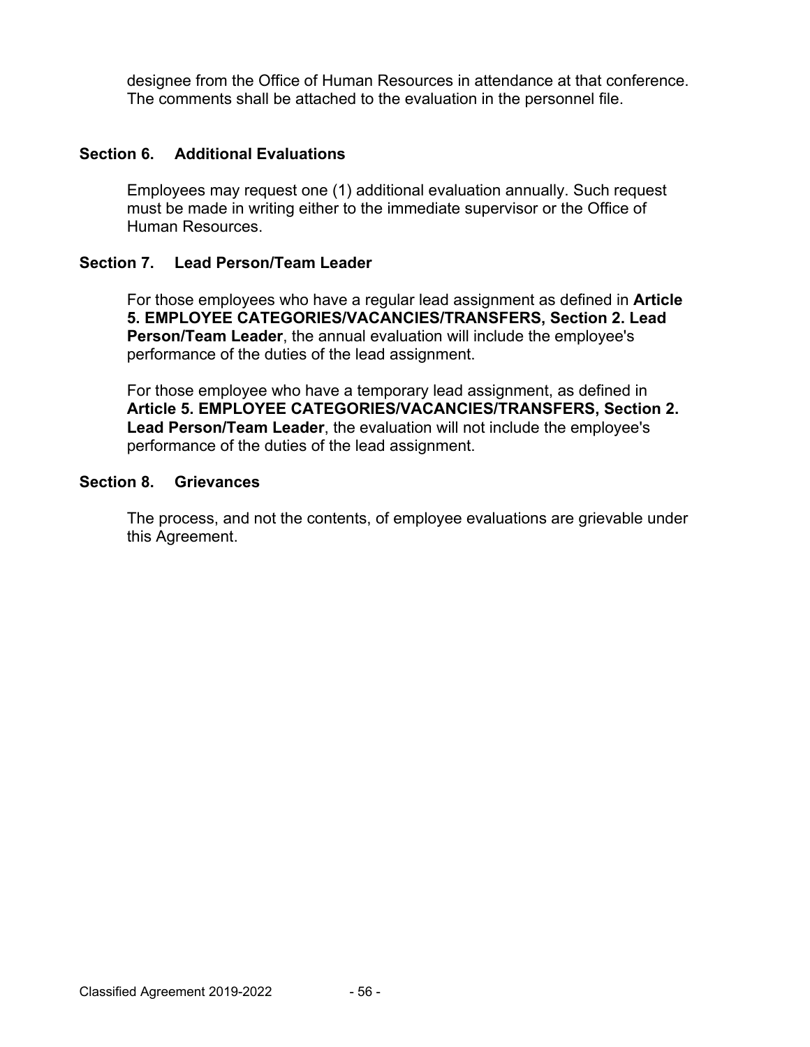designee from the Office of Human Resources in attendance at that conference. The comments shall be attached to the evaluation in the personnel file.

### Section 6. Additional Evaluations

Employees may request one (1) additional evaluation annually. Such request must be made in writing either to the immediate supervisor or the Office of Human Resources.

### Section 7. Lead Person/Team Leader

For those employees who have a regular lead assignment as defined in **Article 5. EMPLOYEE CATEGORIES/VACANCIES/TRANSFERS, Section 2. Lead Person/Team Leader**, the annual evaluation will include the employee's performance of the duties of the lead assignment.

For those employee who have a temporary lead assignment, as defined in **Article 5. EMPLOYEE CATEGORIES/VACANCIES/TRANSFERS, Section 2. Lead Person/Team Leader**, the evaluation will not include the employee's performance of the duties of the lead assignment.

### Section 8. Grievances

The process, and not the contents, of employee evaluations are grievable under this Agreement.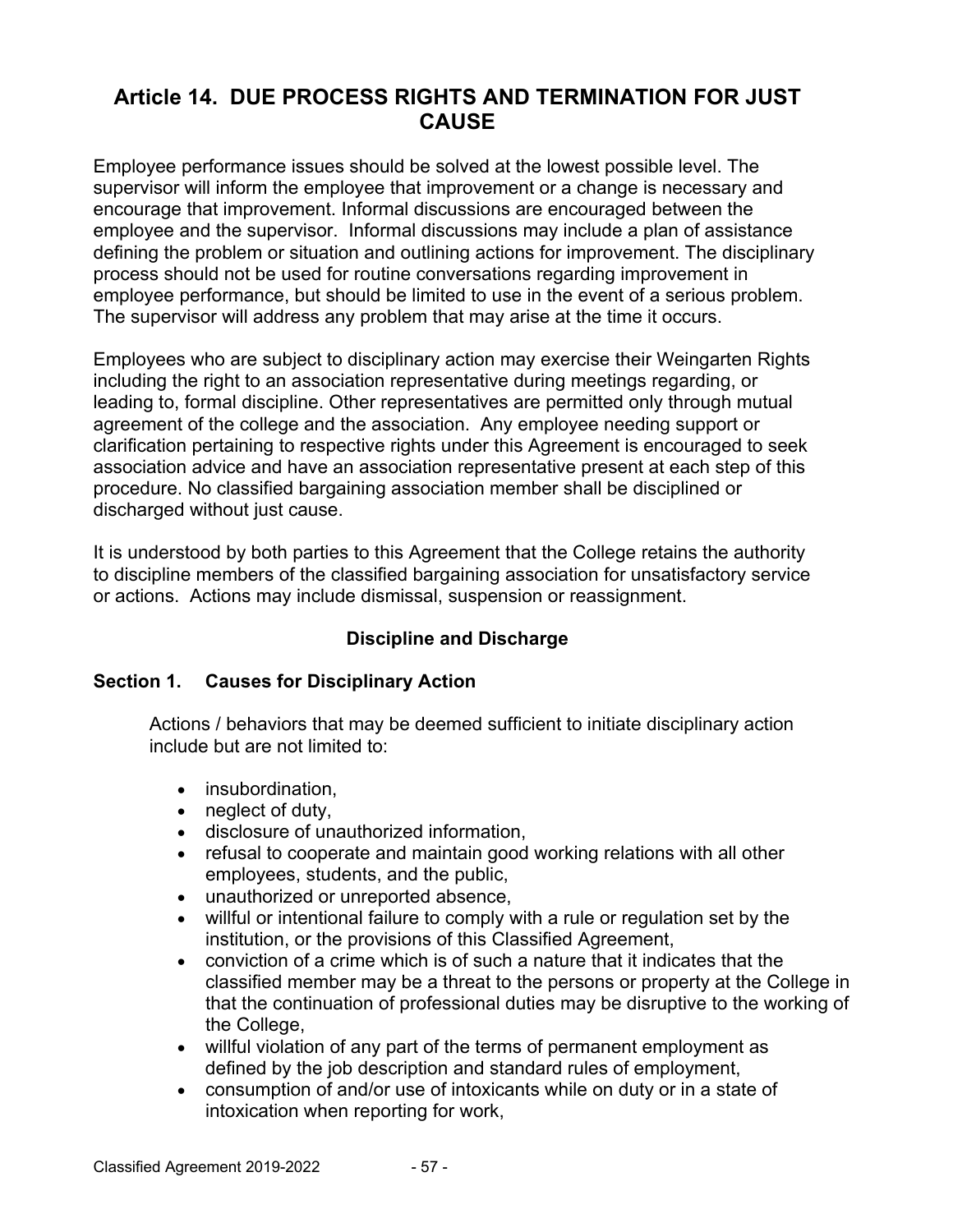## Article 14. DUE PROCESS RIGHTS AND TERMINATION FOR JUST CAUSE

Employee performance issues should be solved at the lowest possible level. The supervisor will inform the employee that improvement or a change is necessary and encourage that improvement. Informal discussions are encouraged between the employee and the supervisor. Informal discussions may include a plan of assistance defining the problem or situation and outlining actions for improvement. The disciplinary process should not be used for routine conversations regarding improvement in employee performance, but should be limited to use in the event of a serious problem. The supervisor will address any problem that may arise at the time it occurs.

Employees who are subject to disciplinary action may exercise their Weingarten Rights including the right to an association representative during meetings regarding, or leading to, formal discipline. Other representatives are permitted only through mutual agreement of the college and the association. Any employee needing support or clarification pertaining to respective rights under this Agreement is encouraged to seek association advice and have an association representative present at each step of this procedure. No classified bargaining association member shall be disciplined or discharged without just cause.

It is understood by both parties to this Agreement that the College retains the authority to discipline members of the classified bargaining association for unsatisfactory service or actions. Actions may include dismissal, suspension or reassignment.

**Discipline and Discharge**

### Section 1. Causes for Disciplinary Action

Actions / behaviors that may be deemed sufficient to initiate disciplinary action include but are not limited to:

- insubordination,
- neglect of duty,
- disclosure of unauthorized information,
- refusal to cooperate and maintain good working relations with all other employees, students, and the public,
- unauthorized or unreported absence,
- willful or intentional failure to comply with a rule or regulation set by the institution, or the provisions of this Classified Agreement,
- conviction of a crime which is of such a nature that it indicates that the classified member may be a threat to the persons or property at the College in that the continuation of professional duties may be disruptive to the working of the College,
- willful violation of any part of the terms of permanent employment as defined by the job description and standard rules of employment,
- consumption of and/or use of intoxicants while on duty or in a state of intoxication when reporting for work,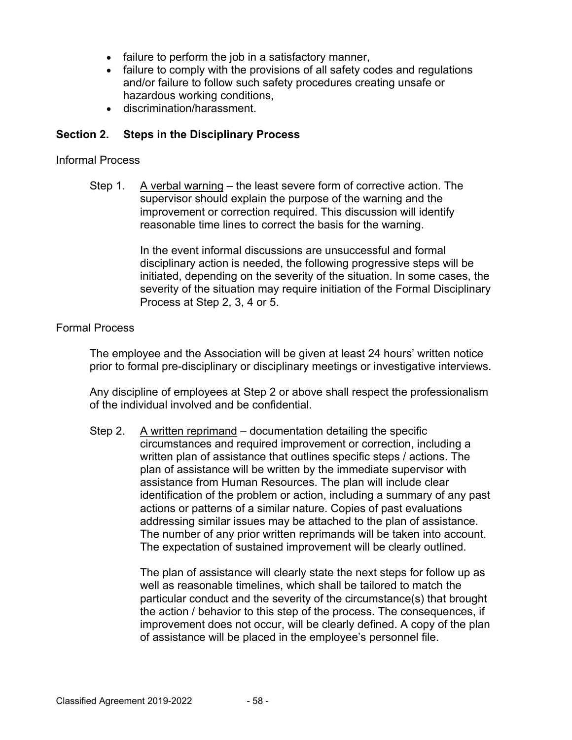- failure to perform the job in a satisfactory manner,
- failure to comply with the provisions of all safety codes and regulations and/or failure to follow such safety procedures creating unsafe or hazardous working conditions,
- discrimination/harassment.

### Section 2. Steps in the Disciplinary Process

Informal Process

Step 1. A verbal warning – the least severe form of corrective action. The supervisor should explain the purpose of the warning and the improvement or correction required. This discussion will identify reasonable time lines to correct the basis for the warning.

In the event informal discussions are unsuccessful and formal disciplinary action is needed, the following progressive steps will be initiated, depending on the severity of the situation. In some cases, the severity of the situation may require initiation of the Formal Disciplinary Process at Step 2, 3, 4 or 5.

Formal Process

The employee and the Association will be given at least 24 hours' written notice prior to formal pre-disciplinary or disciplinary meetings or investigative interviews.

Any discipline of employees at Step 2 or above shall respect the professionalism of the individual involved and be confidential.

Step 2. A written reprimand – documentation detailing the specific circumstances and required improvement or correction, including a written plan of assistance that outlines specific steps / actions. The plan of assistance will be written by the immediate supervisor with assistance from Human Resources. The plan will include clear identification of the problem or action, including a summary of any past actions or patterns of a similar nature. Copies of past evaluations addressing similar issues may be attached to the plan of assistance. The number of any prior written reprimands will be taken into account. The expectation of sustained improvement will be clearly outlined.

The plan of assistance will clearly state the next steps for follow up as well as reasonable timelines, which shall be tailored to match the particular conduct and the severity of the circumstance(s) that brought the action / behavior to this step of the process. The consequences, if improvement does not occur, will be clearly defined. A copy of the plan of assistance will be placed in the employee's personnel file.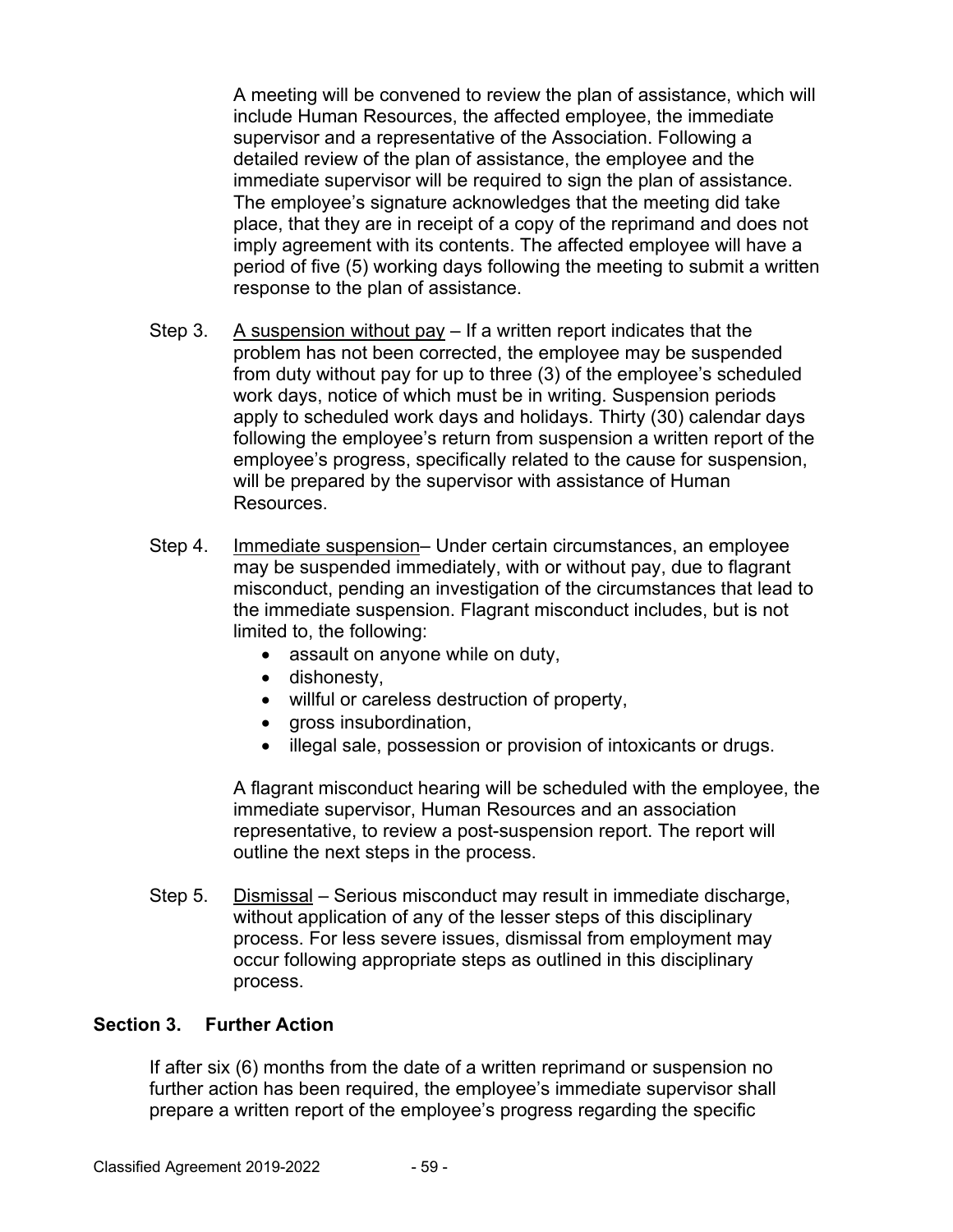A meeting will be convened to review the plan of assistance, which will include Human Resources, the affected employee, the immediate supervisor and a representative of the Association. Following a detailed review of the plan of assistance, the employee and the immediate supervisor will be required to sign the plan of assistance. The employee's signature acknowledges that the meeting did take place, that they are in receipt of a copy of the reprimand and does not imply agreement with its contents. The affected employee will have a period of five (5) working days following the meeting to submit a written response to the plan of assistance.

Step 3. A suspension without pay – If a written report indicates that the problem has not been corrected, the employee may be suspended from duty without pay for up to three (3) of the employee's scheduled work days, notice of which must be in writing. Suspension periods apply to scheduled work days and holidays. Thirty (30) calendar days following the employee's return from suspension a written report of the employee's progress, specifically related to the cause for suspension, will be prepared by the supervisor with assistance of Human Resources.

Step 4. Immediate suspension– Under certain circumstances, an employee may be suspended immediately, with or without pay, due to flagrant misconduct, pending an investigation of the circumstances that lead to the immediate suspension. Flagrant misconduct includes, but is not limited to, the following:

- assault on anyone while on duty,
- dishonesty,
- willful or careless destruction of property,
- gross insubordination,
- illegal sale, possession or provision of intoxicants or drugs.

A flagrant misconduct hearing will be scheduled with the employee, the immediate supervisor, Human Resources and an association representative, to review a post-suspension report. The report will outline the next steps in the process.

Step 5. Dismissal – Serious misconduct may result in immediate discharge, without application of any of the lesser steps of this disciplinary process. For less severe issues, dismissal from employment may occur following appropriate steps as outlined in this disciplinary process.

## Section 3. Further Action

If after six (6) months from the date of a written reprimand or suspension no further action has been required, the employee's immediate supervisor shall prepare a written report of the employee's progress regarding the specific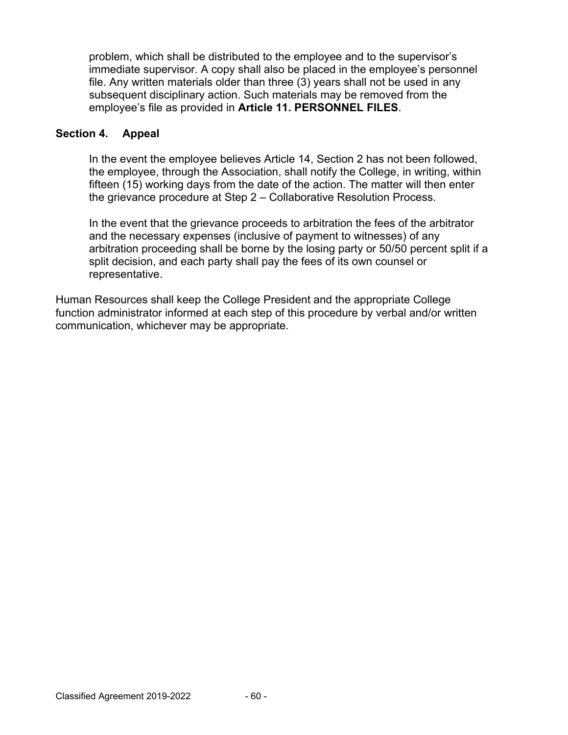problem, which shall be distributed to the employee and to the supervisor's immediate supervisor. A copy shall also be placed in the employee's personnel file. Any written materials older than three (3) years shall not be used in any subsequent disciplinary action. Such materials may be removed from the employee's file as provided in **Article 11. PERSONNEL FILES**.

### Section 4. Appeal

In the event the employee believes Article 14, Section 2 has not been followed, the employee, through the Association, shall notify the College, in writing, within fifteen (15) working days from the date of the action. The matter will then enter the grievance procedure at Step 2 – Collaborative Resolution Process.

In the event that the grievance proceeds to arbitration the fees of the arbitrator and the necessary expenses (inclusive of payment to witnesses) of any arbitration proceeding shall be borne by the losing party or 50/50 percent split if a split decision, and each party shall pay the fees of its own counsel or representative.

Human Resources shall keep the College President and the appropriate College function administrator informed at each step of this procedure by verbal and/or written communication, whichever may be appropriate.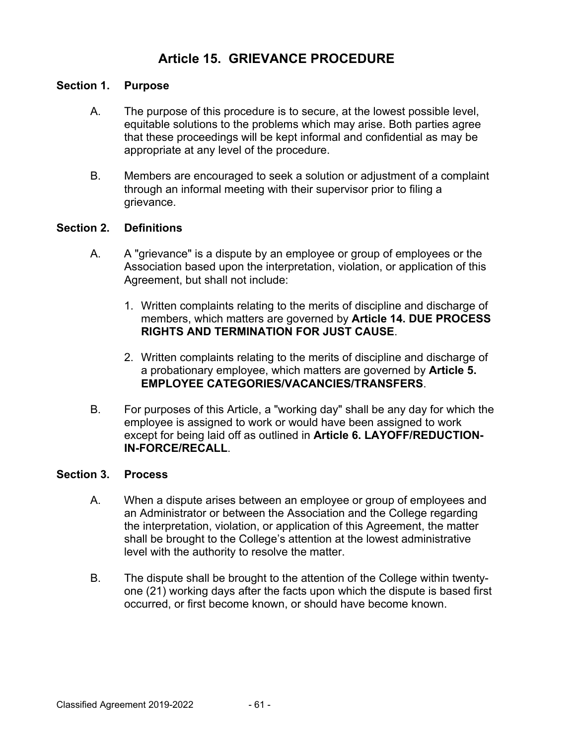# Article 15. GRIEVANCE PROCEDURE

## Section 1. Purpose

A. The purpose of this procedure is to secure, at the lowest possible level, equitable solutions to the problems which may arise. Both parties agree that these proceedings will be kept informal and confidential as may be appropriate at any level of the procedure.

B. Members are encouraged to seek a solution or adjustment of a complaint through an informal meeting with their supervisor prior to filing a grievance.

## Section 2. Definitions

A. A "grievance" is a dispute by an employee or group of employees or the Association based upon the interpretation, violation, or application of this Agreement, but shall not include:

1. Written complaints relating to the merits of discipline and discharge of members, which matters are governed by **Article 14. DUE PROCESS RIGHTS AND TERMINATION FOR JUST CAUSE**.

2. Written complaints relating to the merits of discipline and discharge of a probationary employee, which matters are governed by **Article 5. EMPLOYEE CATEGORIES/VACANCIES/TRANSFERS**.

B. For purposes of this Article, a "working day" shall be any day for which the employee is assigned to work or would have been assigned to work except for being laid off as outlined in **Article 6. LAYOFF/REDUCTION-IN-FORCE/RECALL**.

## Section 3. Process

A. When a dispute arises between an employee or group of employees and an Administrator or between the Association and the College regarding the interpretation, violation, or application of this Agreement, the matter shall be brought to the College's attention at the lowest administrative level with the authority to resolve the matter.

B. The dispute shall be brought to the attention of the College within twenty-one (21) working days after the facts upon which the dispute is based first occurred, or first become known, or should have become known.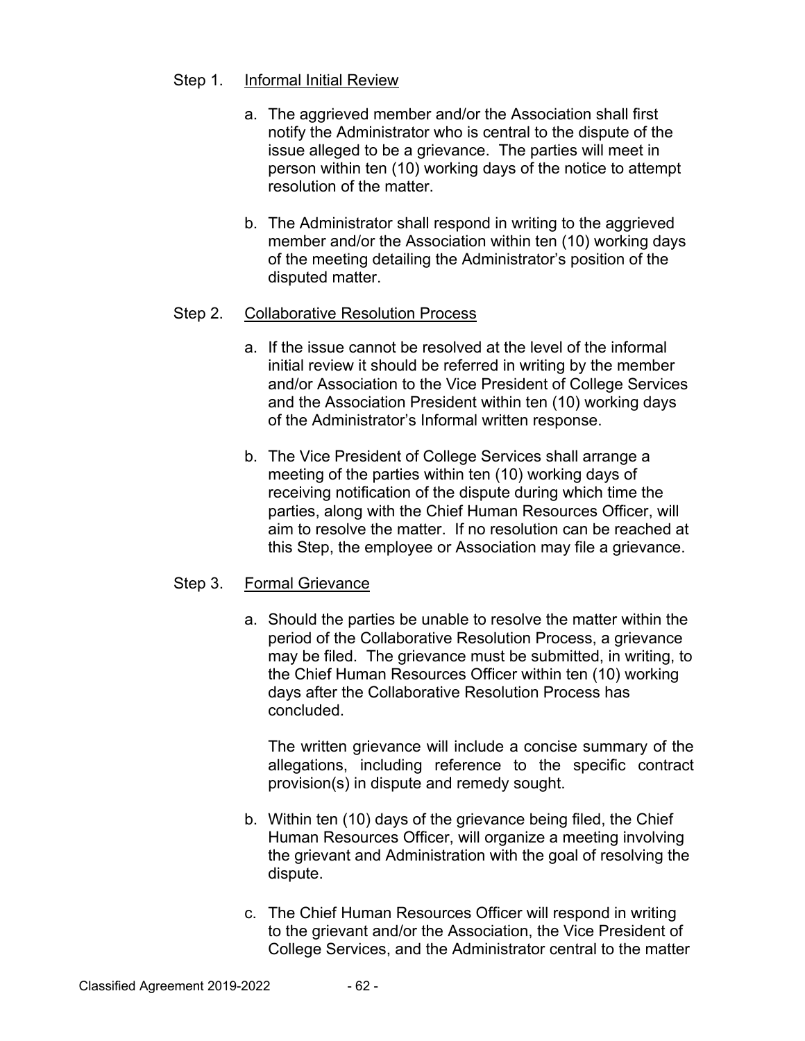Step 1. <u>Informal Initial Review</u>

a. The aggrieved member and/or the Association shall first notify the Administrator who is central to the dispute of the issue alleged to be a grievance. The parties will meet in person within ten (10) working days of the notice to attempt resolution of the matter.

b. The Administrator shall respond in writing to the aggrieved member and/or the Association within ten (10) working days of the meeting detailing the Administrator's position of the disputed matter.

Step 2. <u>Collaborative Resolution Process</u>

a. If the issue cannot be resolved at the level of the informal initial review it should be referred in writing by the member and/or Association to the Vice President of College Services and the Association President within ten (10) working days of the Administrator's Informal written response.

b. The Vice President of College Services shall arrange a meeting of the parties within ten (10) working days of receiving notification of the dispute during which time the parties, along with the Chief Human Resources Officer, will aim to resolve the matter. If no resolution can be reached at this Step, the employee or Association may file a grievance.

Step 3. <u>Formal Grievance</u>

a. Should the parties be unable to resolve the matter within the period of the Collaborative Resolution Process, a grievance may be filed. The grievance must be submitted, in writing, to the Chief Human Resources Officer within ten (10) working days after the Collaborative Resolution Process has concluded.

   The written grievance will include a concise summary of the allegations, including reference to the specific contract provision(s) in dispute and remedy sought.

b. Within ten (10) days of the grievance being filed, the Chief Human Resources Officer, will organize a meeting involving the grievant and Administration with the goal of resolving the dispute.

c. The Chief Human Resources Officer will respond in writing to the grievant and/or the Association, the Vice President of College Services, and the Administrator central to the matter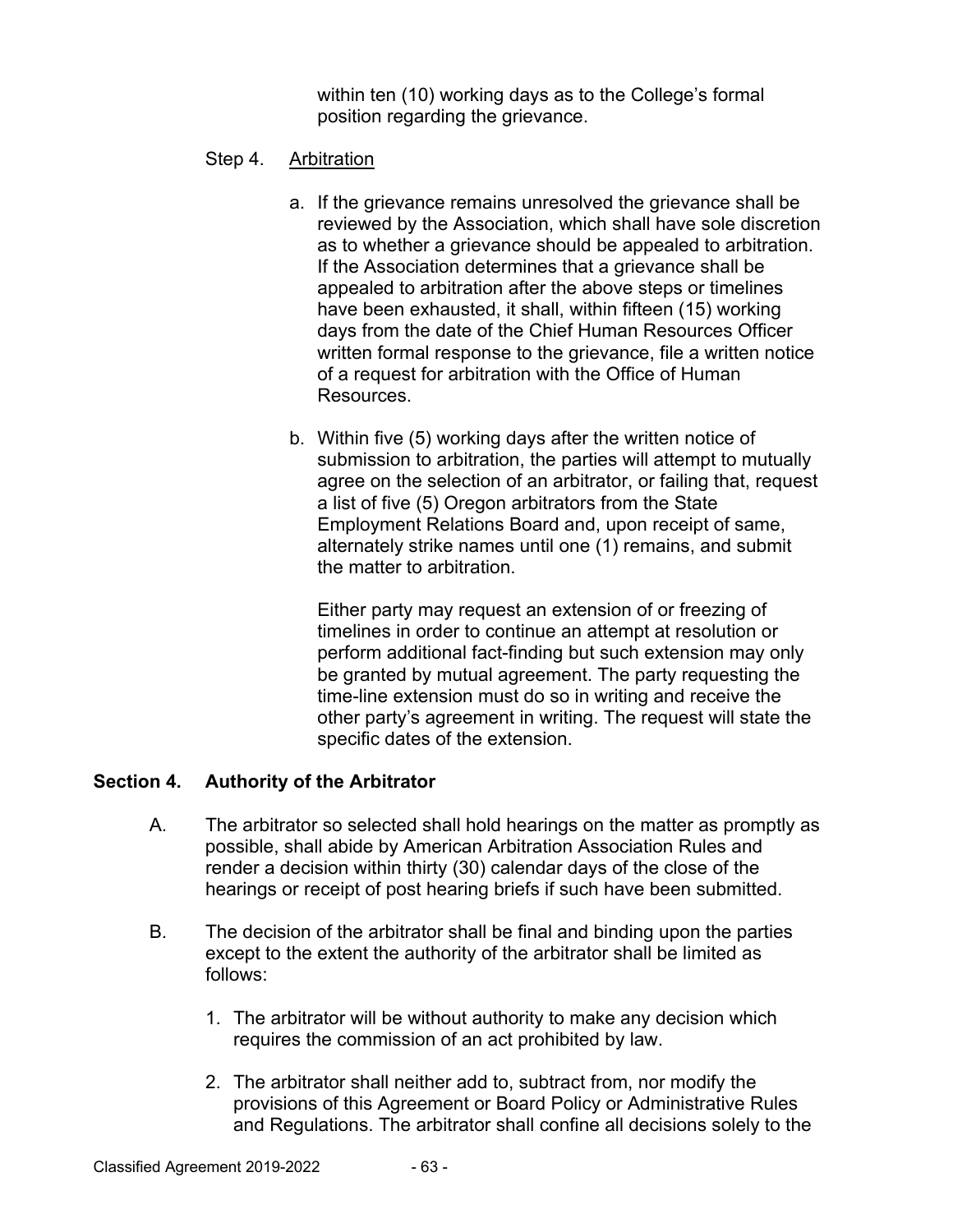within ten (10) working days as to the College's formal position regarding the grievance.

Step 4. Arbitration

a. If the grievance remains unresolved the grievance shall be reviewed by the Association, which shall have sole discretion as to whether a grievance should be appealed to arbitration. If the Association determines that a grievance shall be appealed to arbitration after the above steps or timelines have been exhausted, it shall, within fifteen (15) working days from the date of the Chief Human Resources Officer written formal response to the grievance, file a written notice of a request for arbitration with the Office of Human Resources.

b. Within five (5) working days after the written notice of submission to arbitration, the parties will attempt to mutually agree on the selection of an arbitrator, or failing that, request a list of five (5) Oregon arbitrators from the State Employment Relations Board and, upon receipt of same, alternately strike names until one (1) remains, and submit the matter to arbitration.

Either party may request an extension of or freezing of timelines in order to continue an attempt at resolution or perform additional fact-finding but such extension may only be granted by mutual agreement. The party requesting the time-line extension must do so in writing and receive the other party's agreement in writing. The request will state the specific dates of the extension.

**Section 4. Authority of the Arbitrator**

A. The arbitrator so selected shall hold hearings on the matter as promptly as possible, shall abide by American Arbitration Association Rules and render a decision within thirty (30) calendar days of the close of the hearings or receipt of post hearing briefs if such have been submitted.

B. The decision of the arbitrator shall be final and binding upon the parties except to the extent the authority of the arbitrator shall be limited as follows:

1. The arbitrator will be without authority to make any decision which requires the commission of an act prohibited by law.

2. The arbitrator shall neither add to, subtract from, nor modify the provisions of this Agreement or Board Policy or Administrative Rules and Regulations. The arbitrator shall confine all decisions solely to the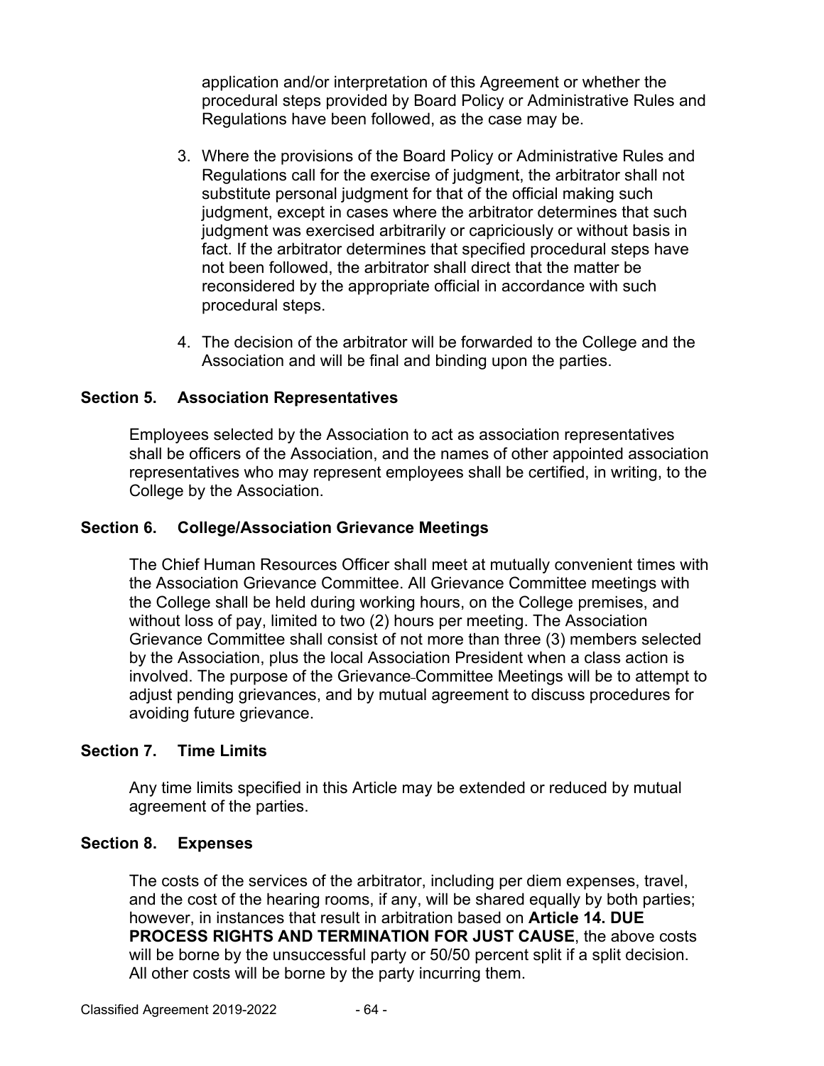application and/or interpretation of this Agreement or whether the procedural steps provided by Board Policy or Administrative Rules and Regulations have been followed, as the case may be.

3. Where the provisions of the Board Policy or Administrative Rules and Regulations call for the exercise of judgment, the arbitrator shall not substitute personal judgment for that of the official making such judgment, except in cases where the arbitrator determines that such judgment was exercised arbitrarily or capriciously or without basis in fact. If the arbitrator determines that specified procedural steps have not been followed, the arbitrator shall direct that the matter be reconsidered by the appropriate official in accordance with such procedural steps.

4. The decision of the arbitrator will be forwarded to the College and the Association and will be final and binding upon the parties.

### Section 5. Association Representatives

Employees selected by the Association to act as association representatives shall be officers of the Association, and the names of other appointed association representatives who may represent employees shall be certified, in writing, to the College by the Association.

### Section 6. College/Association Grievance Meetings

The Chief Human Resources Officer shall meet at mutually convenient times with the Association Grievance Committee. All Grievance Committee meetings with the College shall be held during working hours, on the College premises, and without loss of pay, limited to two (2) hours per meeting. The Association Grievance Committee shall consist of not more than three (3) members selected by the Association, plus the local Association President when a class action is involved. The purpose of the Grievance Committee Meetings will be to attempt to adjust pending grievances, and by mutual agreement to discuss procedures for avoiding future grievance.

### Section 7. Time Limits

Any time limits specified in this Article may be extended or reduced by mutual agreement of the parties.

### Section 8. Expenses

The costs of the services of the arbitrator, including per diem expenses, travel, and the cost of the hearing rooms, if any, will be shared equally by both parties; however, in instances that result in arbitration based on **Article 14. DUE PROCESS RIGHTS AND TERMINATION FOR JUST CAUSE**, the above costs will be borne by the unsuccessful party or 50/50 percent split if a split decision. All other costs will be borne by the party incurring them.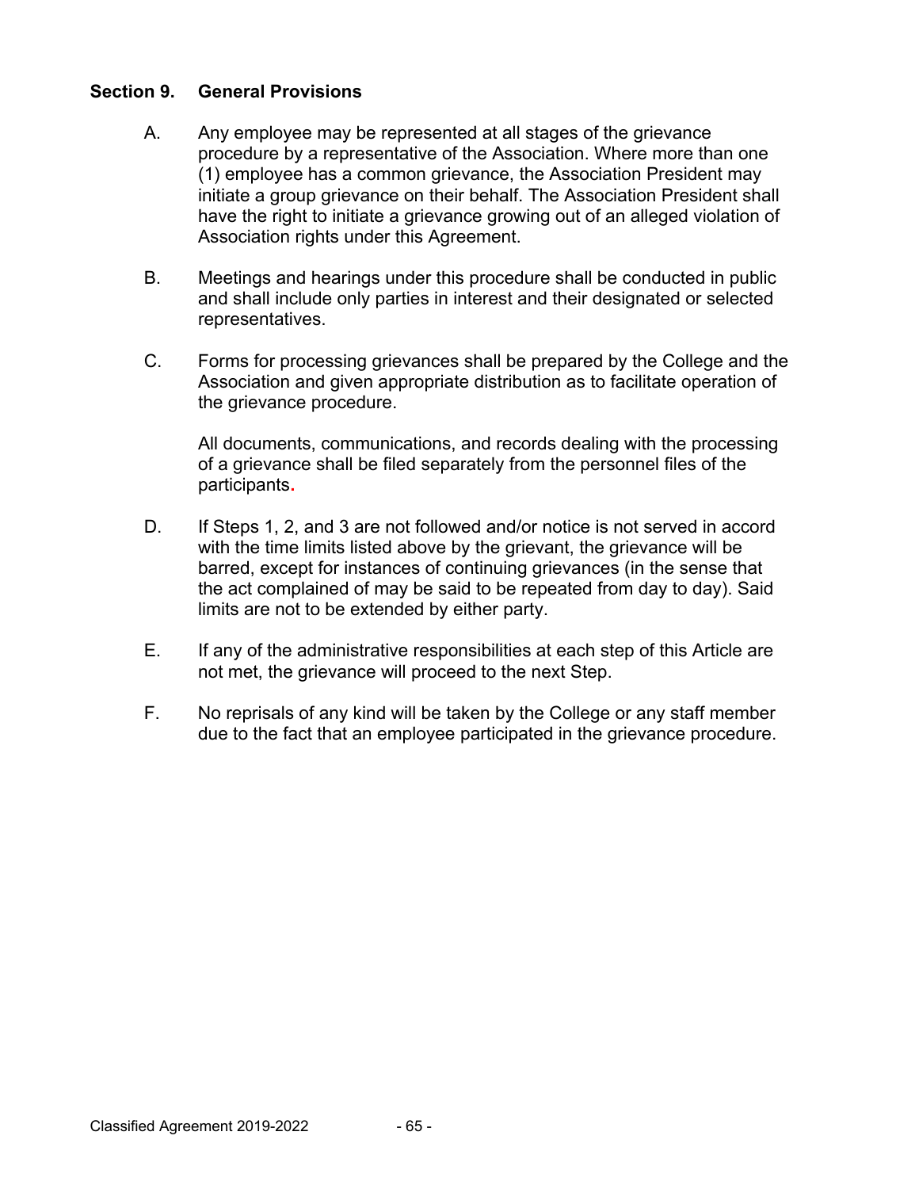### Section 9. General Provisions

A. Any employee may be represented at all stages of the grievance procedure by a representative of the Association. Where more than one (1) employee has a common grievance, the Association President may initiate a group grievance on their behalf. The Association President shall have the right to initiate a grievance growing out of an alleged violation of Association rights under this Agreement.

B. Meetings and hearings under this procedure shall be conducted in public and shall include only parties in interest and their designated or selected representatives.

C. Forms for processing grievances shall be prepared by the College and the Association and given appropriate distribution as to facilitate operation of the grievance procedure.

   All documents, communications, and records dealing with the processing of a grievance shall be filed separately from the personnel files of the participants.

D. If Steps 1, 2, and 3 are not followed and/or notice is not served in accord with the time limits listed above by the grievant, the grievance will be barred, except for instances of continuing grievances (in the sense that the act complained of may be said to be repeated from day to day). Said limits are not to be extended by either party.

E. If any of the administrative responsibilities at each step of this Article are not met, the grievance will proceed to the next Step.

F. No reprisals of any kind will be taken by the College or any staff member due to the fact that an employee participated in the grievance procedure.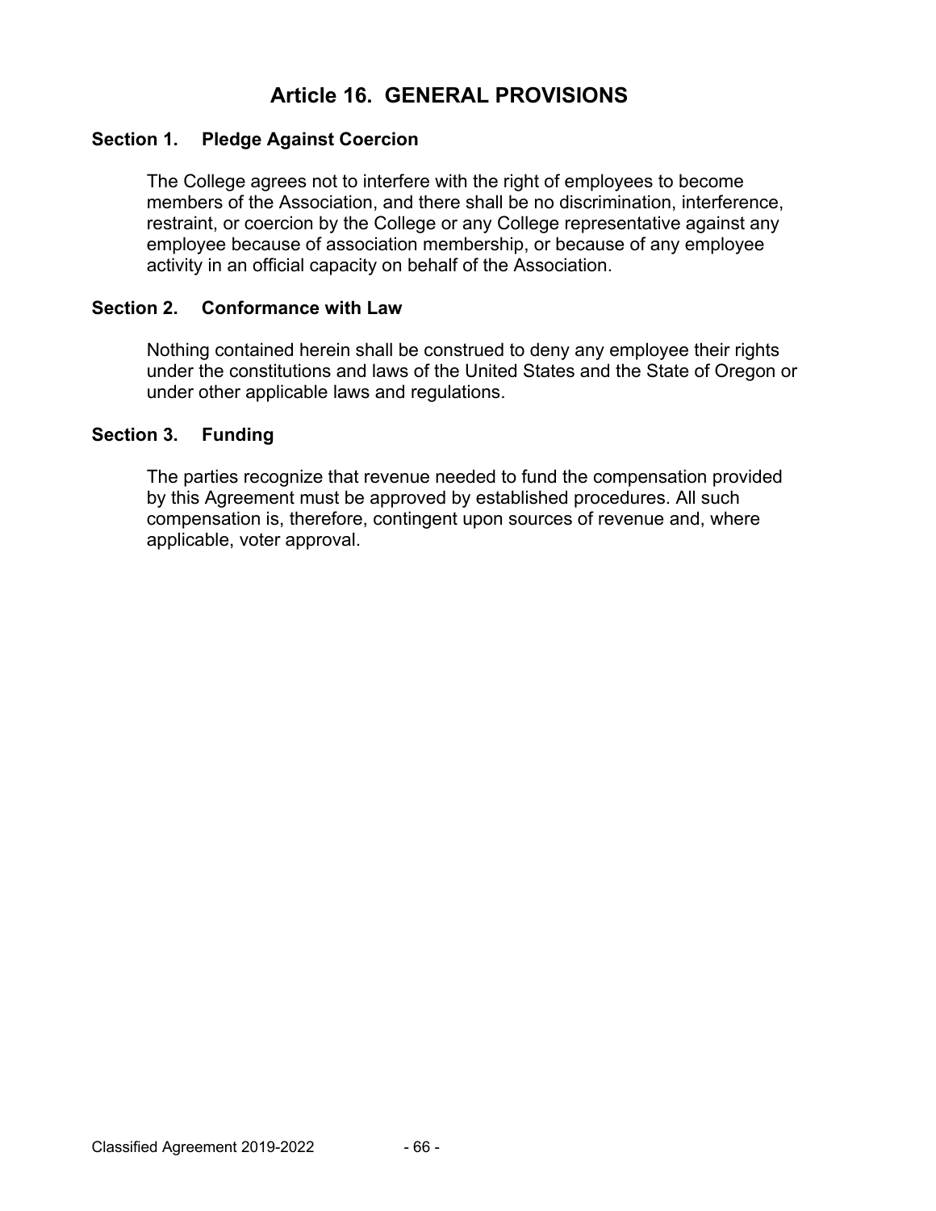# Article 16. GENERAL PROVISIONS

### Section 1. Pledge Against Coercion

The College agrees not to interfere with the right of employees to become members of the Association, and there shall be no discrimination, interference, restraint, or coercion by the College or any College representative against any employee because of association membership, or because of any employee activity in an official capacity on behalf of the Association.

### Section 2. Conformance with Law

Nothing contained herein shall be construed to deny any employee their rights under the constitutions and laws of the United States and the State of Oregon or under other applicable laws and regulations.

### Section 3. Funding

The parties recognize that revenue needed to fund the compensation provided by this Agreement must be approved by established procedures. All such compensation is, therefore, contingent upon sources of revenue and, where applicable, voter approval.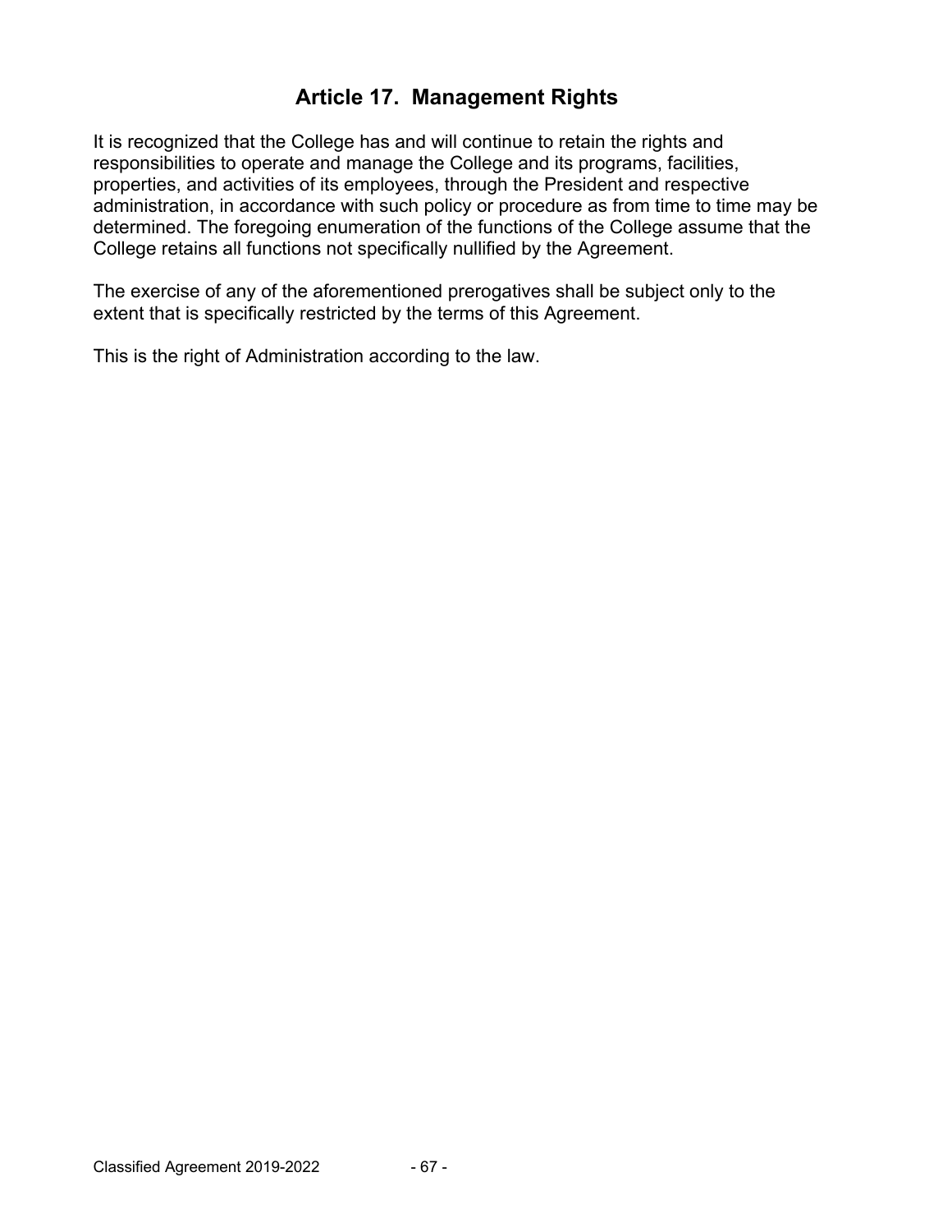# Article 17. Management Rights

It is recognized that the College has and will continue to retain the rights and responsibilities to operate and manage the College and its programs, facilities, properties, and activities of its employees, through the President and respective administration, in accordance with such policy or procedure as from time to time may be determined. The foregoing enumeration of the functions of the College assume that the College retains all functions not specifically nullified by the Agreement.

The exercise of any of the aforementioned prerogatives shall be subject only to the extent that is specifically restricted by the terms of this Agreement.

This is the right of Administration according to the law.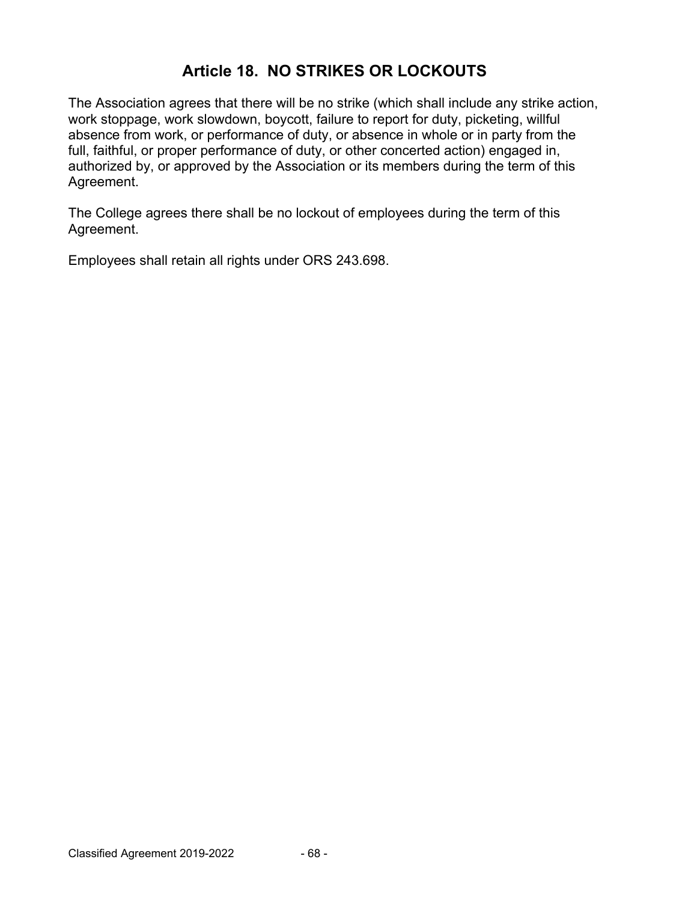## Article 18. NO STRIKES OR LOCKOUTS

The Association agrees that there will be no strike (which shall include any strike action, work stoppage, work slowdown, boycott, failure to report for duty, picketing, willful absence from work, or performance of duty, or absence in whole or in party from the full, faithful, or proper performance of duty, or other concerted action) engaged in, authorized by, or approved by the Association or its members during the term of this Agreement.

The College agrees there shall be no lockout of employees during the term of this Agreement.

Employees shall retain all rights under ORS 243.698.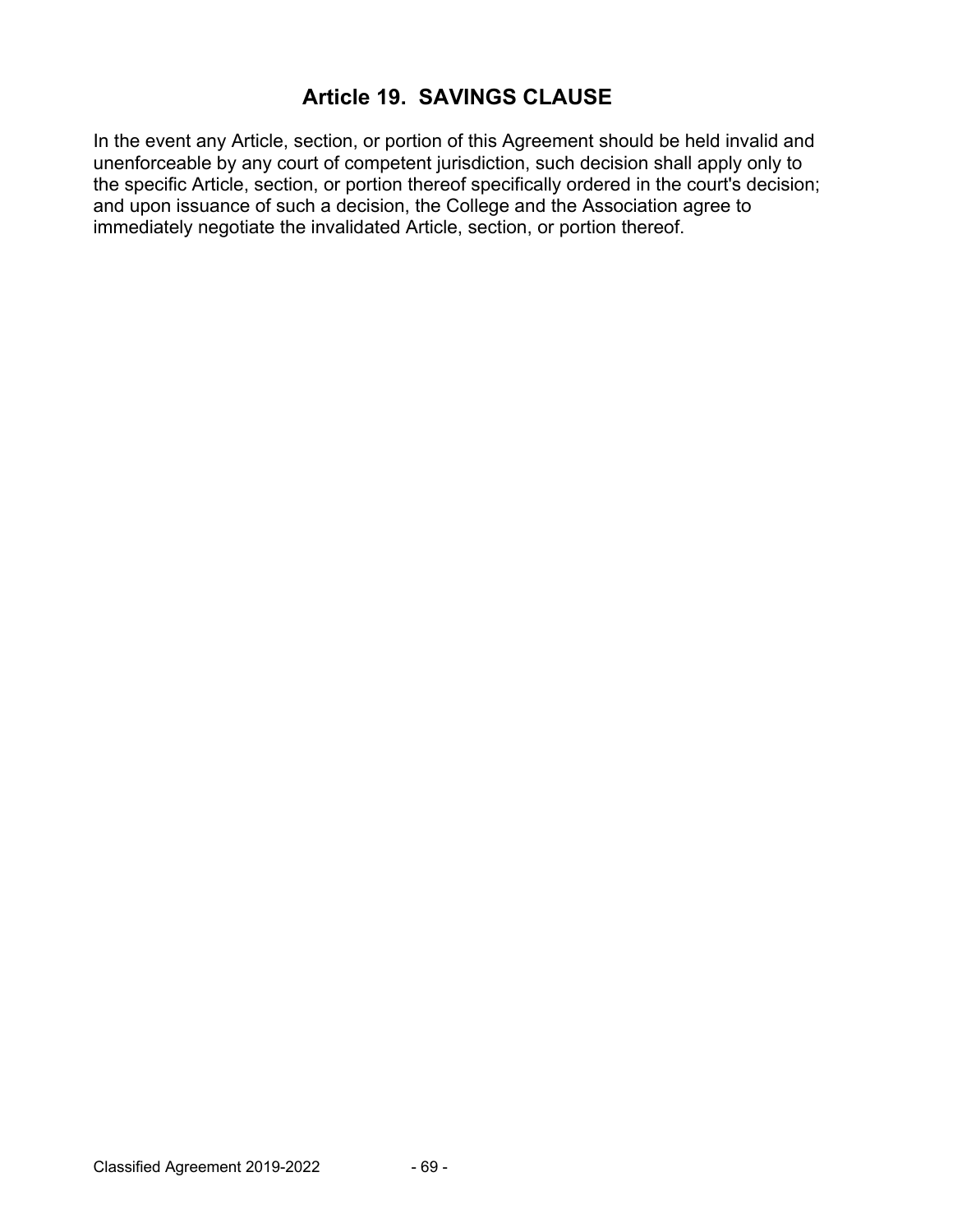## Article 19. SAVINGS CLAUSE

In the event any Article, section, or portion of this Agreement should be held invalid and unenforceable by any court of competent jurisdiction, such decision shall apply only to the specific Article, section, or portion thereof specifically ordered in the court's decision; and upon issuance of such a decision, the College and the Association agree to immediately negotiate the invalidated Article, section, or portion thereof.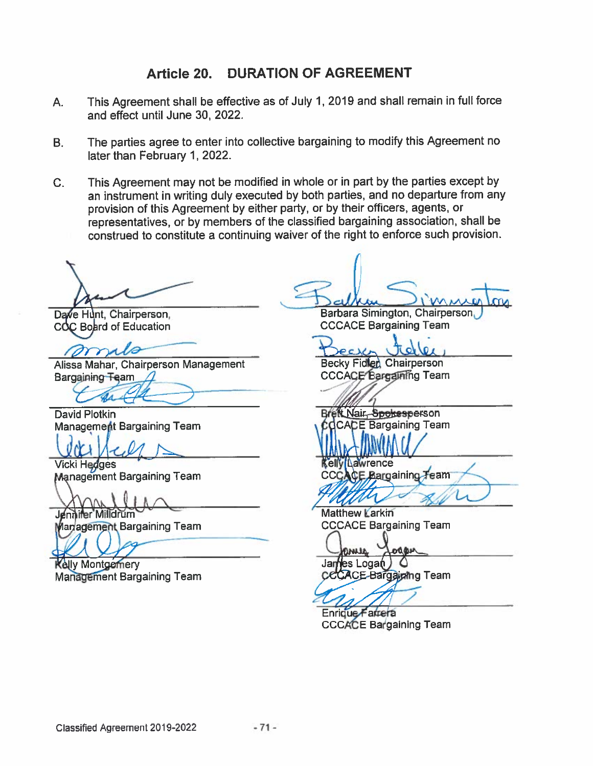## Article 20. DURATION OF AGREEMENT

A. This Agreement shall be effective as of July 1, 2019 and shall remain in full force and effect until June 30, 2022.

B. The parties agree to enter into collective bargaining to modify this Agreement no later than February 1, 2022.

C. This Agreement may not be modified in whole or in part by the parties except by an instrument in writing duly executed by both parties, and no departure from any provision of this Agreement by either party, or by their officers, agents, or representatives, or by members of the classified bargaining association, shall be construed to constitute a continuing waiver of the right to enforce such provision.

Dave Hunt, Chairperson,
COC Board of Education

Alissa Mahar, Chairperson Management Bargaining Team

David Plotkin
Management Bargaining Team

Vicki Hedges
Management Bargaining Team

Jennifer Milldrum
Management Bargaining Team

Kelly Montgomery
Management Bargaining Team

Barbara Simington, Chairperson
CCCACE Bargaining Team

Becky Fidler, Chairperson
CCCACE Bargaining Team

Brett Nair, Spokesperson
CCCACE Bargaining Team

Kelly Lawrence
CCCACE Bargaining Team

Matthew Larkin
CCCACE Bargaining Team

James Logan
CCCACE Bargaining Team

Enrique Farrera
CCCACE Bargaining Team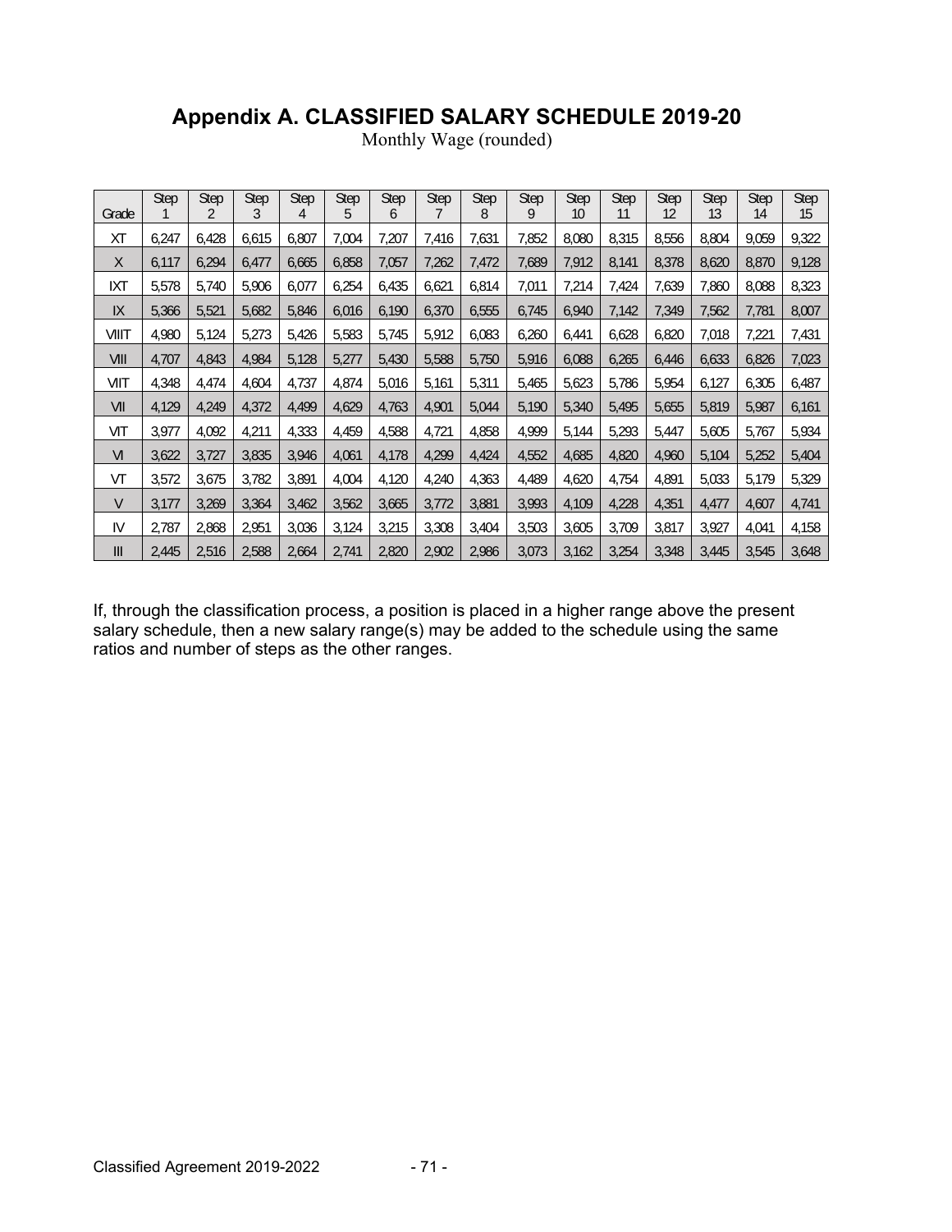# Appendix A. CLASSIFIED SALARY SCHEDULE 2019-20

Monthly Wage (rounded)

| Grade | Step 1 | Step 2 | Step 3 | Step 4 | Step 5 | Step 6 | Step 7 | Step 8 | Step 9 | Step 10 | Step 11 | Step 12 | Step 13 | Step 14 | Step 15 |
|---|---|---|---|---|---|---|---|---|---|---|---|---|---|---|---|
| XT | 6,247 | 6,428 | 6,615 | 6,807 | 7,004 | 7,207 | 7,416 | 7,631 | 7,852 | 8,080 | 8,315 | 8,556 | 8,804 | 9,059 | 9,322 |
| X | 6,117 | 6,294 | 6,477 | 6,665 | 6,858 | 7,057 | 7,262 | 7,472 | 7,689 | 7,912 | 8,141 | 8,378 | 8,620 | 8,870 | 9,128 |
| IXT | 5,578 | 5,740 | 5,906 | 6,077 | 6,254 | 6,435 | 6,621 | 6,814 | 7,011 | 7,214 | 7,424 | 7,639 | 7,860 | 8,088 | 8,323 |
| IX | 5,366 | 5,521 | 5,682 | 5,846 | 6,016 | 6,190 | 6,370 | 6,555 | 6,745 | 6,940 | 7,142 | 7,349 | 7,562 | 7,781 | 8,007 |
| VIIIT | 4,980 | 5,124 | 5,273 | 5,426 | 5,583 | 5,745 | 5,912 | 6,083 | 6,260 | 6,441 | 6,628 | 6,820 | 7,018 | 7,221 | 7,431 |
| VIII | 4,707 | 4,843 | 4,984 | 5,128 | 5,277 | 5,430 | 5,588 | 5,750 | 5,916 | 6,088 | 6,265 | 6,446 | 6,633 | 6,826 | 7,023 |
| VIIT | 4,348 | 4,474 | 4,604 | 4,737 | 4,874 | 5,016 | 5,161 | 5,311 | 5,465 | 5,623 | 5,786 | 5,954 | 6,127 | 6,305 | 6,487 |
| VII | 4,129 | 4,249 | 4,372 | 4,499 | 4,629 | 4,763 | 4,901 | 5,044 | 5,190 | 5,340 | 5,495 | 5,655 | 5,819 | 5,987 | 6,161 |
| VIT | 3,977 | 4,092 | 4,211 | 4,333 | 4,459 | 4,588 | 4,721 | 4,858 | 4,999 | 5,144 | 5,293 | 5,447 | 5,605 | 5,767 | 5,934 |
| VI | 3,622 | 3,727 | 3,835 | 3,946 | 4,061 | 4,178 | 4,299 | 4,424 | 4,552 | 4,685 | 4,820 | 4,960 | 5,104 | 5,252 | 5,404 |
| VT | 3,572 | 3,675 | 3,782 | 3,891 | 4,004 | 4,120 | 4,240 | 4,363 | 4,489 | 4,620 | 4,754 | 4,891 | 5,033 | 5,179 | 5,329 |
| V | 3,177 | 3,269 | 3,364 | 3,462 | 3,562 | 3,665 | 3,772 | 3,881 | 3,993 | 4,109 | 4,228 | 4,351 | 4,477 | 4,607 | 4,741 |
| IV | 2,787 | 2,868 | 2,951 | 3,036 | 3,124 | 3,215 | 3,308 | 3,404 | 3,503 | 3,605 | 3,709 | 3,817 | 3,927 | 4,041 | 4,158 |
| III | 2,445 | 2,516 | 2,588 | 2,664 | 2,741 | 2,820 | 2,902 | 2,986 | 3,073 | 3,162 | 3,254 | 3,348 | 3,445 | 3,545 | 3,648 |

If, through the classification process, a position is placed in a higher range above the present salary schedule, then a new salary range(s) may be added to the schedule using the same ratios and number of steps as the other ranges.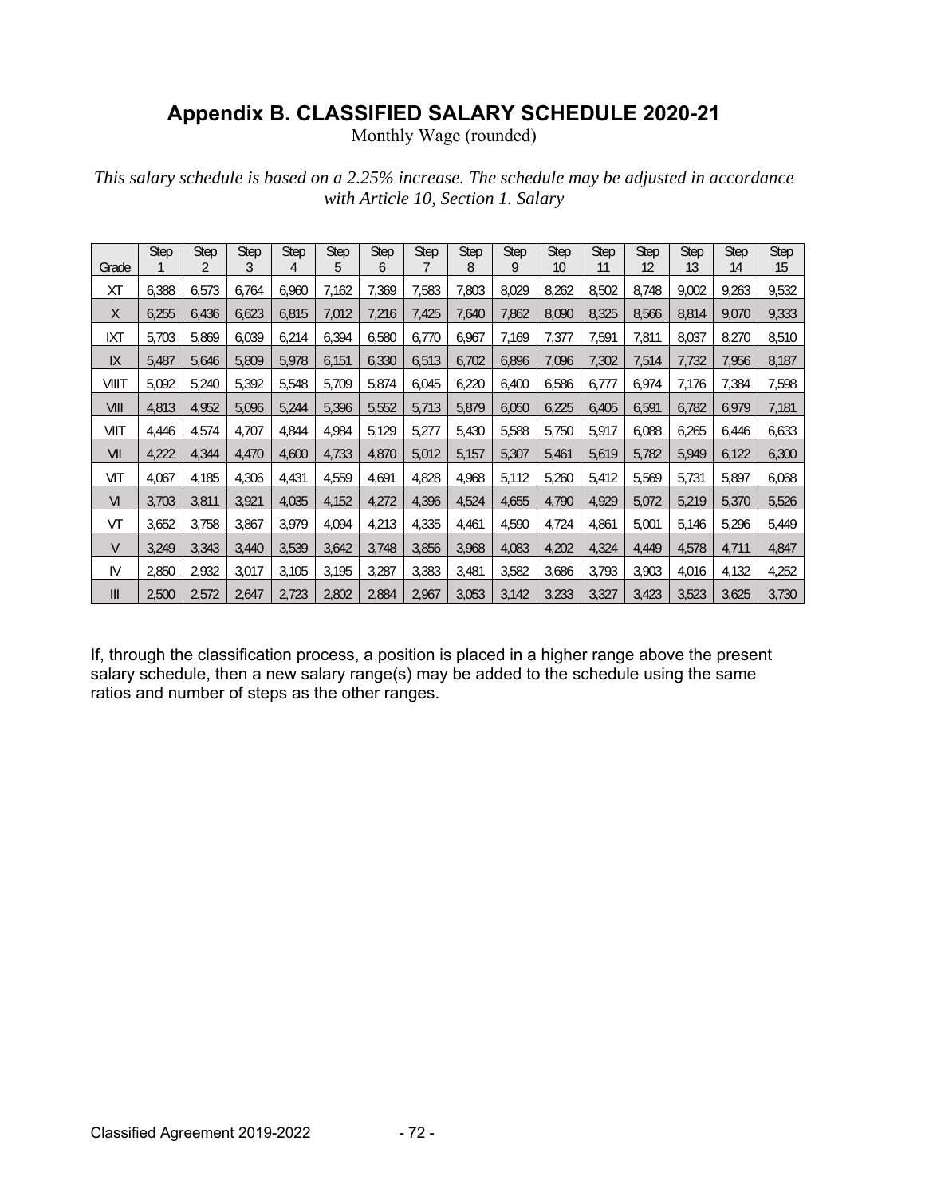# Appendix B. CLASSIFIED SALARY SCHEDULE 2020-21

Monthly Wage (rounded)

*This salary schedule is based on a 2.25% increase. The schedule may be adjusted in accordance with Article 10, Section 1. Salary*

| Grade | Step 1 | Step 2 | Step 3 | Step 4 | Step 5 | Step 6 | Step 7 | Step 8 | Step 9 | Step 10 | Step 11 | Step 12 | Step 13 | Step 14 | Step 15 |
|---|---|---|---|---|---|---|---|---|---|---|---|---|---|---|---|
| XT | 6,388 | 6,573 | 6,764 | 6,960 | 7,162 | 7,369 | 7,583 | 7,803 | 8,029 | 8,262 | 8,502 | 8,748 | 9,002 | 9,263 | 9,532 |
| X | 6,255 | 6,436 | 6,623 | 6,815 | 7,012 | 7,216 | 7,425 | 7,640 | 7,862 | 8,090 | 8,325 | 8,566 | 8,814 | 9,070 | 9,333 |
| IXT | 5,703 | 5,869 | 6,039 | 6,214 | 6,394 | 6,580 | 6,770 | 6,967 | 7,169 | 7,377 | 7,591 | 7,811 | 8,037 | 8,270 | 8,510 |
| IX | 5,487 | 5,646 | 5,809 | 5,978 | 6,151 | 6,330 | 6,513 | 6,702 | 6,896 | 7,096 | 7,302 | 7,514 | 7,732 | 7,956 | 8,187 |
| VIIIT | 5,092 | 5,240 | 5,392 | 5,548 | 5,709 | 5,874 | 6,045 | 6,220 | 6,400 | 6,586 | 6,777 | 6,974 | 7,176 | 7,384 | 7,598 |
| VIII | 4,813 | 4,952 | 5,096 | 5,244 | 5,396 | 5,552 | 5,713 | 5,879 | 6,050 | 6,225 | 6,405 | 6,591 | 6,782 | 6,979 | 7,181 |
| VIIT | 4,446 | 4,574 | 4,707 | 4,844 | 4,984 | 5,129 | 5,277 | 5,430 | 5,588 | 5,750 | 5,917 | 6,088 | 6,265 | 6,446 | 6,633 |
| VII | 4,222 | 4,344 | 4,470 | 4,600 | 4,733 | 4,870 | 5,012 | 5,157 | 5,307 | 5,461 | 5,619 | 5,782 | 5,949 | 6,122 | 6,300 |
| VIT | 4,067 | 4,185 | 4,306 | 4,431 | 4,559 | 4,691 | 4,828 | 4,968 | 5,112 | 5,260 | 5,412 | 5,569 | 5,731 | 5,897 | 6,068 |
| VI | 3,703 | 3,811 | 3,921 | 4,035 | 4,152 | 4,272 | 4,396 | 4,524 | 4,655 | 4,790 | 4,929 | 5,072 | 5,219 | 5,370 | 5,526 |
| VT | 3,652 | 3,758 | 3,867 | 3,979 | 4,094 | 4,213 | 4,335 | 4,461 | 4,590 | 4,724 | 4,861 | 5,001 | 5,146 | 5,296 | 5,449 |
| V | 3,249 | 3,343 | 3,440 | 3,539 | 3,642 | 3,748 | 3,856 | 3,968 | 4,083 | 4,202 | 4,324 | 4,449 | 4,578 | 4,711 | 4,847 |
| IV | 2,850 | 2,932 | 3,017 | 3,105 | 3,195 | 3,287 | 3,383 | 3,481 | 3,582 | 3,686 | 3,793 | 3,903 | 4,016 | 4,132 | 4,252 |
| III | 2,500 | 2,572 | 2,647 | 2,723 | 2,802 | 2,884 | 2,967 | 3,053 | 3,142 | 3,233 | 3,327 | 3,423 | 3,523 | 3,625 | 3,730 |

If, through the classification process, a position is placed in a higher range above the present salary schedule, then a new salary range(s) may be added to the schedule using the same ratios and number of steps as the other ranges.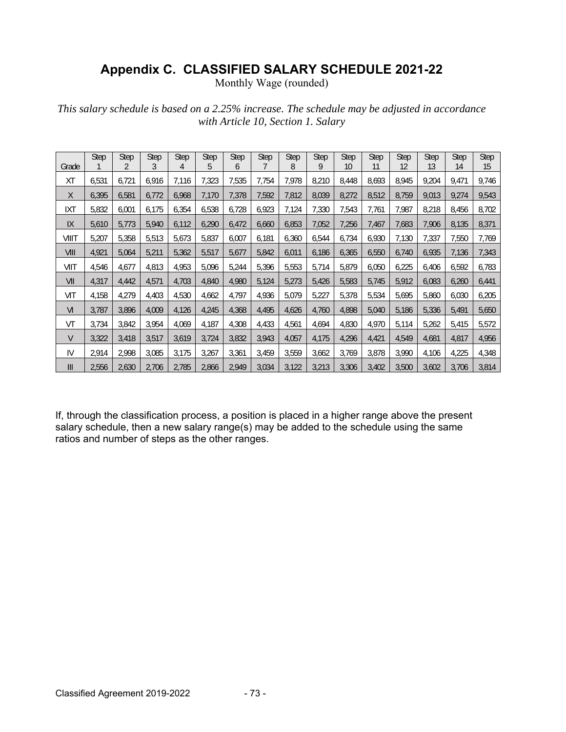# Appendix C. CLASSIFIED SALARY SCHEDULE 2021-22

Monthly Wage (rounded)

*This salary schedule is based on a 2.25% increase. The schedule may be adjusted in accordance with Article 10, Section 1. Salary*

| Grade | Step 1 | Step 2 | Step 3 | Step 4 | Step 5 | Step 6 | Step 7 | Step 8 | Step 9 | Step 10 | Step 11 | Step 12 | Step 13 | Step 14 | Step 15 |
|---|---|---|---|---|---|---|---|---|---|---|---|---|---|---|---|
| XT | 6,531 | 6,721 | 6,916 | 7,116 | 7,323 | 7,535 | 7,754 | 7,978 | 8,210 | 8,448 | 8,693 | 8,945 | 9,204 | 9,471 | 9,746 |
| X | 6,395 | 6,581 | 6,772 | 6,968 | 7,170 | 7,378 | 7,592 | 7,812 | 8,039 | 8,272 | 8,512 | 8,759 | 9,013 | 9,274 | 9,543 |
| IXT | 5,832 | 6,001 | 6,175 | 6,354 | 6,538 | 6,728 | 6,923 | 7,124 | 7,330 | 7,543 | 7,761 | 7,987 | 8,218 | 8,456 | 8,702 |
| IX | 5,610 | 5,773 | 5,940 | 6,112 | 6,290 | 6,472 | 6,660 | 6,853 | 7,052 | 7,256 | 7,467 | 7,683 | 7,906 | 8,135 | 8,371 |
| VIIIT | 5,207 | 5,358 | 5,513 | 5,673 | 5,837 | 6,007 | 6,181 | 6,360 | 6,544 | 6,734 | 6,930 | 7,130 | 7,337 | 7,550 | 7,769 |
| VIII | 4,921 | 5,064 | 5,211 | 5,362 | 5,517 | 5,677 | 5,842 | 6,011 | 6,186 | 6,365 | 6,550 | 6,740 | 6,935 | 7,136 | 7,343 |
| VIIT | 4,546 | 4,677 | 4,813 | 4,953 | 5,096 | 5,244 | 5,396 | 5,553 | 5,714 | 5,879 | 6,050 | 6,225 | 6,406 | 6,592 | 6,783 |
| VII | 4,317 | 4,442 | 4,571 | 4,703 | 4,840 | 4,980 | 5,124 | 5,273 | 5,426 | 5,583 | 5,745 | 5,912 | 6,083 | 6,260 | 6,441 |
| VIT | 4,158 | 4,279 | 4,403 | 4,530 | 4,662 | 4,797 | 4,936 | 5,079 | 5,227 | 5,378 | 5,534 | 5,695 | 5,860 | 6,030 | 6,205 |
| VI | 3,787 | 3,896 | 4,009 | 4,126 | 4,245 | 4,368 | 4,495 | 4,626 | 4,760 | 4,898 | 5,040 | 5,186 | 5,336 | 5,491 | 5,650 |
| VT | 3,734 | 3,842 | 3,954 | 4,069 | 4,187 | 4,308 | 4,433 | 4,561 | 4,694 | 4,830 | 4,970 | 5,114 | 5,262 | 5,415 | 5,572 |
| V | 3,322 | 3,418 | 3,517 | 3,619 | 3,724 | 3,832 | 3,943 | 4,057 | 4,175 | 4,296 | 4,421 | 4,549 | 4,681 | 4,817 | 4,956 |
| IV | 2,914 | 2,998 | 3,085 | 3,175 | 3,267 | 3,361 | 3,459 | 3,559 | 3,662 | 3,769 | 3,878 | 3,990 | 4,106 | 4,225 | 4,348 |
| III | 2,556 | 2,630 | 2,706 | 2,785 | 2,866 | 2,949 | 3,034 | 3,122 | 3,213 | 3,306 | 3,402 | 3,500 | 3,602 | 3,706 | 3,814 |

If, through the classification process, a position is placed in a higher range above the present salary schedule, then a new salary range(s) may be added to the schedule using the same ratios and number of steps as the other ranges.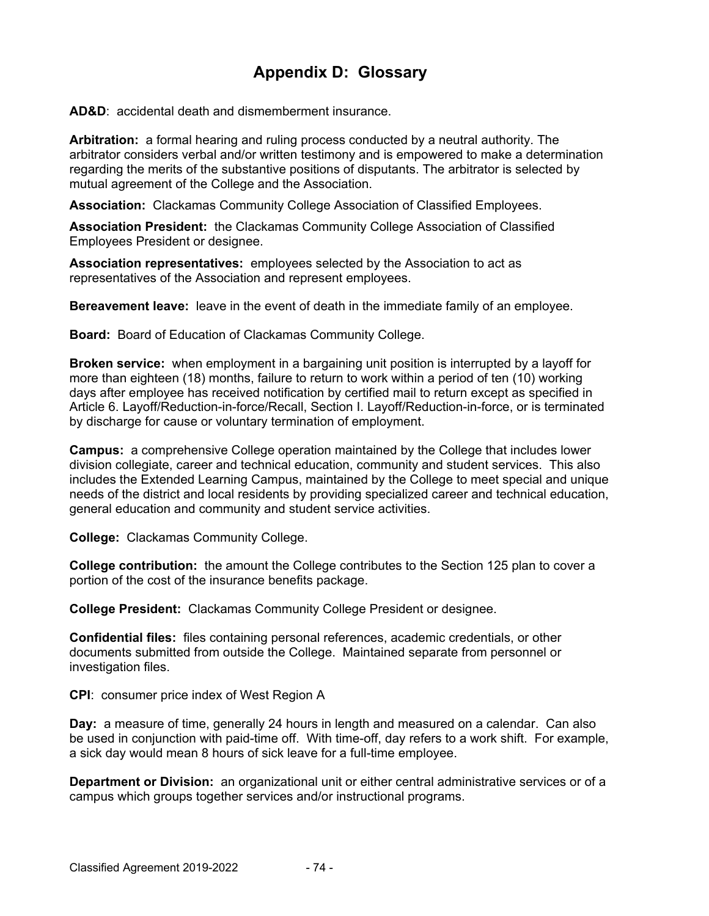# Appendix D: Glossary

**AD&D**: accidental death and dismemberment insurance.

**Arbitration:** a formal hearing and ruling process conducted by a neutral authority. The arbitrator considers verbal and/or written testimony and is empowered to make a determination regarding the merits of the substantive positions of disputants. The arbitrator is selected by mutual agreement of the College and the Association.

**Association:** Clackamas Community College Association of Classified Employees.

**Association President:** the Clackamas Community College Association of Classified Employees President or designee.

**Association representatives:** employees selected by the Association to act as representatives of the Association and represent employees.

**Bereavement leave:** leave in the event of death in the immediate family of an employee.

**Board:** Board of Education of Clackamas Community College.

**Broken service:** when employment in a bargaining unit position is interrupted by a layoff for more than eighteen (18) months, failure to return to work within a period of ten (10) working days after employee has received notification by certified mail to return except as specified in Article 6. Layoff/Reduction-in-force/Recall, Section I. Layoff/Reduction-in-force, or is terminated by discharge for cause or voluntary termination of employment.

**Campus:** a comprehensive College operation maintained by the College that includes lower division collegiate, career and technical education, community and student services. This also includes the Extended Learning Campus, maintained by the College to meet special and unique needs of the district and local residents by providing specialized career and technical education, general education and community and student service activities.

**College:** Clackamas Community College.

**College contribution:** the amount the College contributes to the Section 125 plan to cover a portion of the cost of the insurance benefits package.

**College President:** Clackamas Community College President or designee.

**Confidential files:** files containing personal references, academic credentials, or other documents submitted from outside the College. Maintained separate from personnel or investigation files.

**CPI**: consumer price index of West Region A

**Day:** a measure of time, generally 24 hours in length and measured on a calendar. Can also be used in conjunction with paid-time off. With time-off, day refers to a work shift. For example, a sick day would mean 8 hours of sick leave for a full-time employee.

**Department or Division:** an organizational unit or either central administrative services or of a campus which groups together services and/or instructional programs.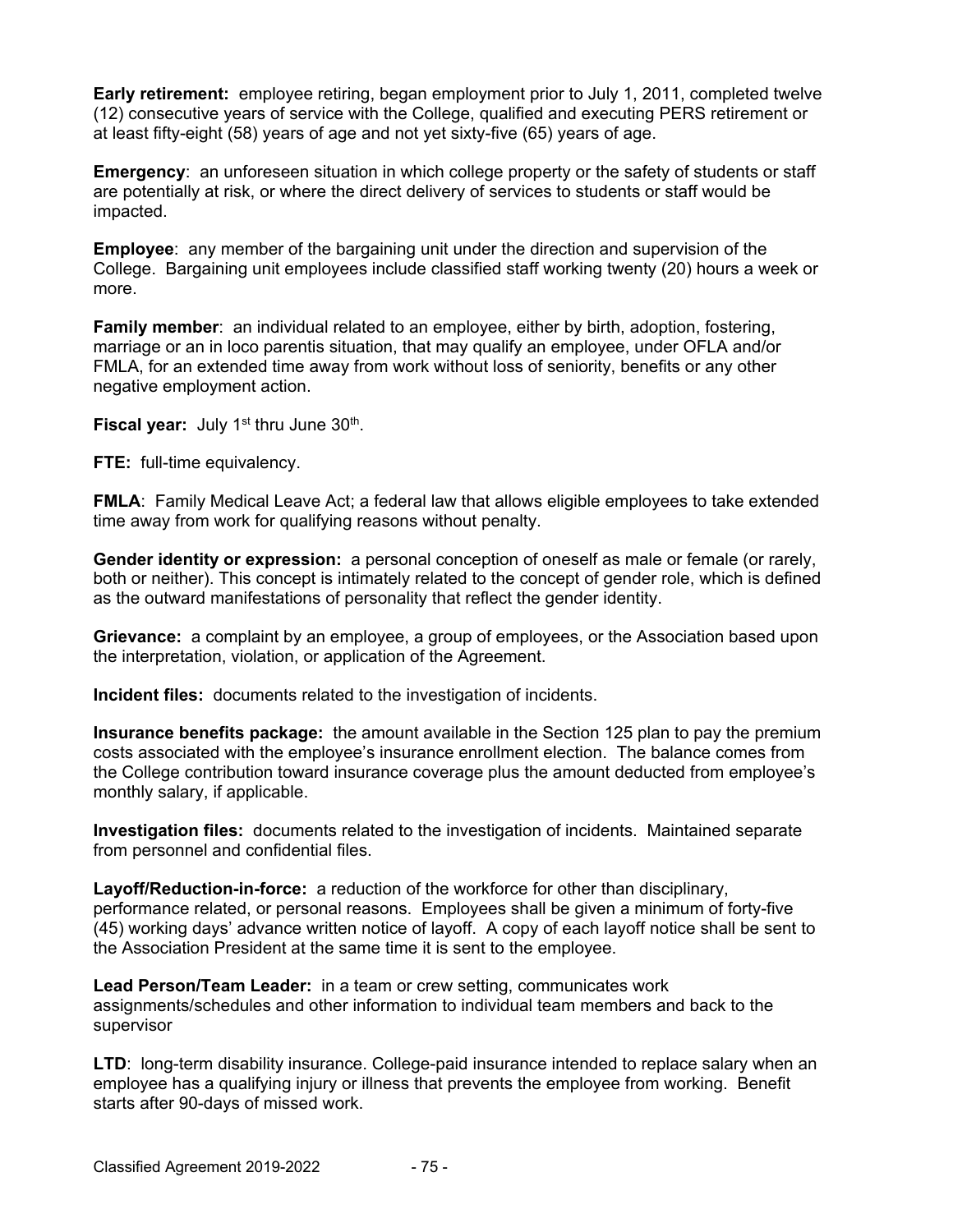**Early retirement:** employee retiring, began employment prior to July 1, 2011, completed twelve (12) consecutive years of service with the College, qualified and executing PERS retirement or at least fifty-eight (58) years of age and not yet sixty-five (65) years of age.

**Emergency**: an unforeseen situation in which college property or the safety of students or staff are potentially at risk, or where the direct delivery of services to students or staff would be impacted.

**Employee**: any member of the bargaining unit under the direction and supervision of the College. Bargaining unit employees include classified staff working twenty (20) hours a week or more.

**Family member**: an individual related to an employee, either by birth, adoption, fostering, marriage or an in loco parentis situation, that may qualify an employee, under OFLA and/or FMLA, for an extended time away from work without loss of seniority, benefits or any other negative employment action.

**Fiscal year:** July 1st thru June 30th.

**FTE:** full-time equivalency.

**FMLA**: Family Medical Leave Act; a federal law that allows eligible employees to take extended time away from work for qualifying reasons without penalty.

**Gender identity or expression:** a personal conception of oneself as male or female (or rarely, both or neither). This concept is intimately related to the concept of gender role, which is defined as the outward manifestations of personality that reflect the gender identity.

**Grievance:** a complaint by an employee, a group of employees, or the Association based upon the interpretation, violation, or application of the Agreement.

**Incident files:** documents related to the investigation of incidents.

**Insurance benefits package:** the amount available in the Section 125 plan to pay the premium costs associated with the employee's insurance enrollment election. The balance comes from the College contribution toward insurance coverage plus the amount deducted from employee's monthly salary, if applicable.

**Investigation files:** documents related to the investigation of incidents. Maintained separate from personnel and confidential files.

**Layoff/Reduction-in-force:** a reduction of the workforce for other than disciplinary, performance related, or personal reasons. Employees shall be given a minimum of forty-five (45) working days' advance written notice of layoff. A copy of each layoff notice shall be sent to the Association President at the same time it is sent to the employee.

**Lead Person/Team Leader:** in a team or crew setting, communicates work assignments/schedules and other information to individual team members and back to the supervisor

**LTD**: long-term disability insurance. College-paid insurance intended to replace salary when an employee has a qualifying injury or illness that prevents the employee from working. Benefit starts after 90-days of missed work.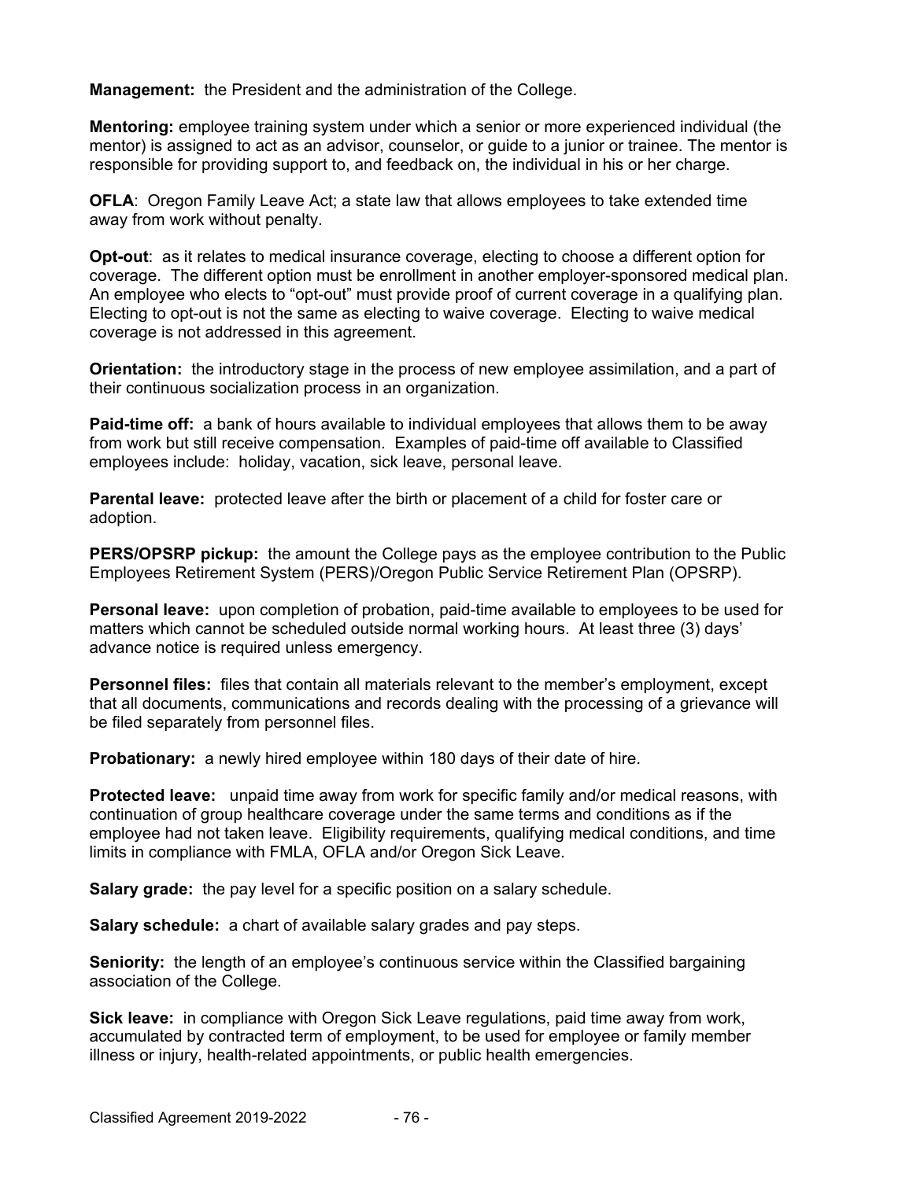**Management:** the President and the administration of the College.

**Mentoring:** employee training system under which a senior or more experienced individual (the mentor) is assigned to act as an advisor, counselor, or guide to a junior or trainee. The mentor is responsible for providing support to, and feedback on, the individual in his or her charge.

**OFLA**: Oregon Family Leave Act; a state law that allows employees to take extended time away from work without penalty.

**Opt-out**: as it relates to medical insurance coverage, electing to choose a different option for coverage. The different option must be enrollment in another employer-sponsored medical plan. An employee who elects to "opt-out" must provide proof of current coverage in a qualifying plan. Electing to opt-out is not the same as electing to waive coverage. Electing to waive medical coverage is not addressed in this agreement.

**Orientation:** the introductory stage in the process of new employee assimilation, and a part of their continuous socialization process in an organization.

**Paid-time off:** a bank of hours available to individual employees that allows them to be away from work but still receive compensation. Examples of paid-time off available to Classified employees include: holiday, vacation, sick leave, personal leave.

**Parental leave:** protected leave after the birth or placement of a child for foster care or adoption.

**PERS/OPSRP pickup:** the amount the College pays as the employee contribution to the Public Employees Retirement System (PERS)/Oregon Public Service Retirement Plan (OPSRP).

**Personal leave:** upon completion of probation, paid-time available to employees to be used for matters which cannot be scheduled outside normal working hours. At least three (3) days' advance notice is required unless emergency.

**Personnel files:** files that contain all materials relevant to the member's employment, except that all documents, communications and records dealing with the processing of a grievance will be filed separately from personnel files.

**Probationary:** a newly hired employee within 180 days of their date of hire.

**Protected leave:** unpaid time away from work for specific family and/or medical reasons, with continuation of group healthcare coverage under the same terms and conditions as if the employee had not taken leave. Eligibility requirements, qualifying medical conditions, and time limits in compliance with FMLA, OFLA and/or Oregon Sick Leave.

**Salary grade:** the pay level for a specific position on a salary schedule.

**Salary schedule:** a chart of available salary grades and pay steps.

**Seniority:** the length of an employee's continuous service within the Classified bargaining association of the College.

**Sick leave:** in compliance with Oregon Sick Leave regulations, paid time away from work, accumulated by contracted term of employment, to be used for employee or family member illness or injury, health-related appointments, or public health emergencies.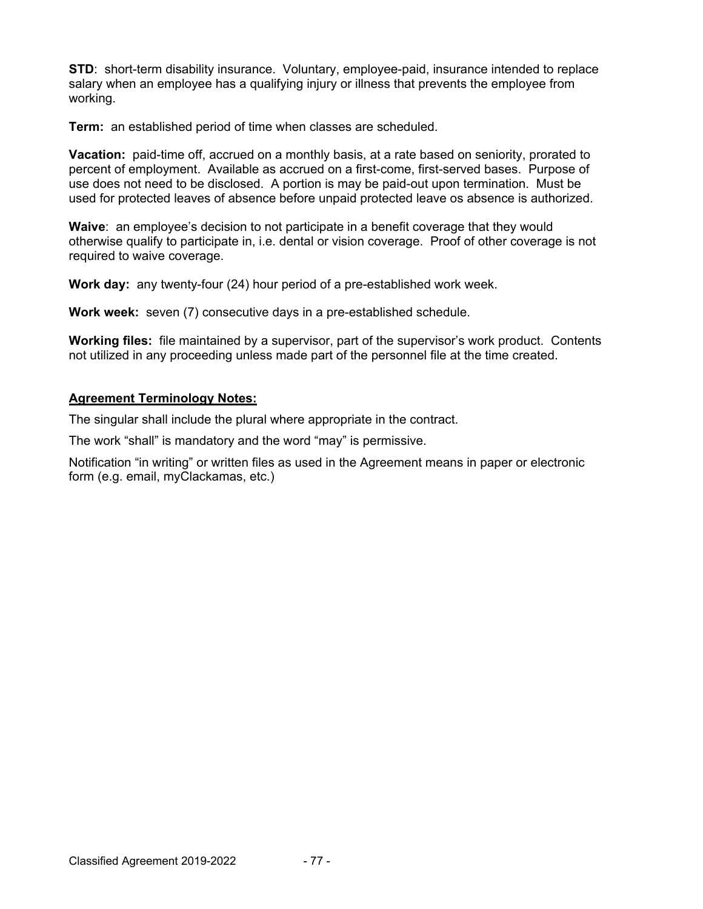**STD**: short-term disability insurance. Voluntary, employee-paid, insurance intended to replace salary when an employee has a qualifying injury or illness that prevents the employee from working.

**Term:** an established period of time when classes are scheduled.

**Vacation:** paid-time off, accrued on a monthly basis, at a rate based on seniority, prorated to percent of employment. Available as accrued on a first-come, first-served bases. Purpose of use does not need to be disclosed. A portion is may be paid-out upon termination. Must be used for protected leaves of absence before unpaid protected leave os absence is authorized.

**Waive**: an employee's decision to not participate in a benefit coverage that they would otherwise qualify to participate in, i.e. dental or vision coverage. Proof of other coverage is not required to waive coverage.

**Work day:** any twenty-four (24) hour period of a pre-established work week.

**Work week:** seven (7) consecutive days in a pre-established schedule.

**Working files:** file maintained by a supervisor, part of the supervisor's work product. Contents not utilized in any proceeding unless made part of the personnel file at the time created.

**Agreement Terminology Notes:**

The singular shall include the plural where appropriate in the contract.

The work "shall" is mandatory and the word "may" is permissive.

Notification "in writing" or written files as used in the Agreement means in paper or electronic form (e.g. email, myClackamas, etc.)